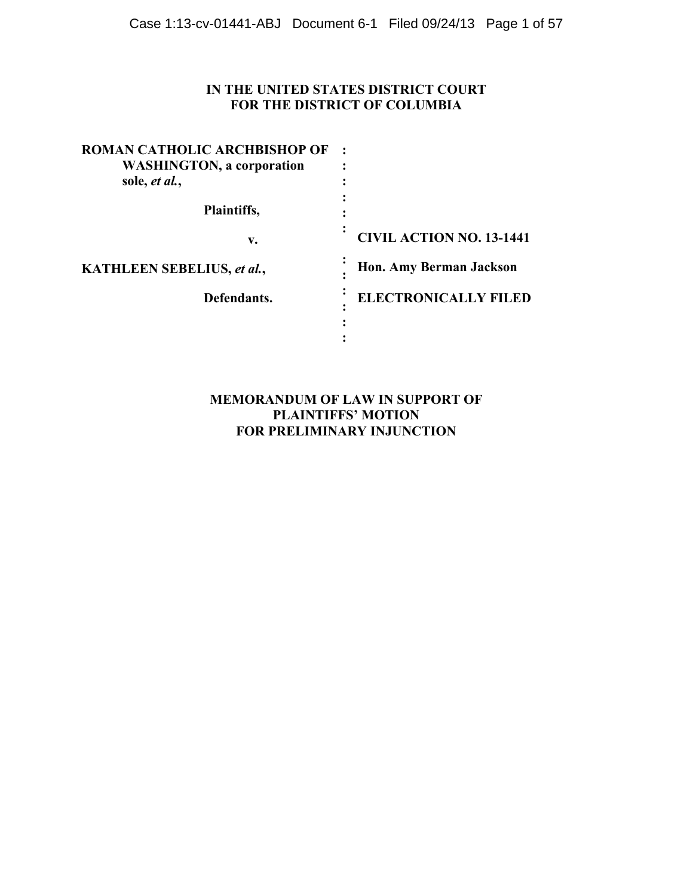# IN THE UNITED STATES DISTRICT COURT
# FOR THE DISTRICT OF COLUMBIA

| | | |
|---|---|---|
| **ROMAN CATHOLIC ARCHBISHOP OF WASHINGTON, a corporation sole, *et al.*,** | : | |
| **Plaintiffs,** | : | |
| **v.** | : | **CIVIL ACTION NO. 13-1441** |
| **KATHLEEN SEBELIUS, *et al.*,** | : | **Hon. Amy Berman Jackson** |
| **Defendants.** | : | **ELECTRONICALLY FILED** |

## MEMORANDUM OF LAW IN SUPPORT OF PLAINTIFFS' MOTION FOR PRELIMINARY INJUNCTION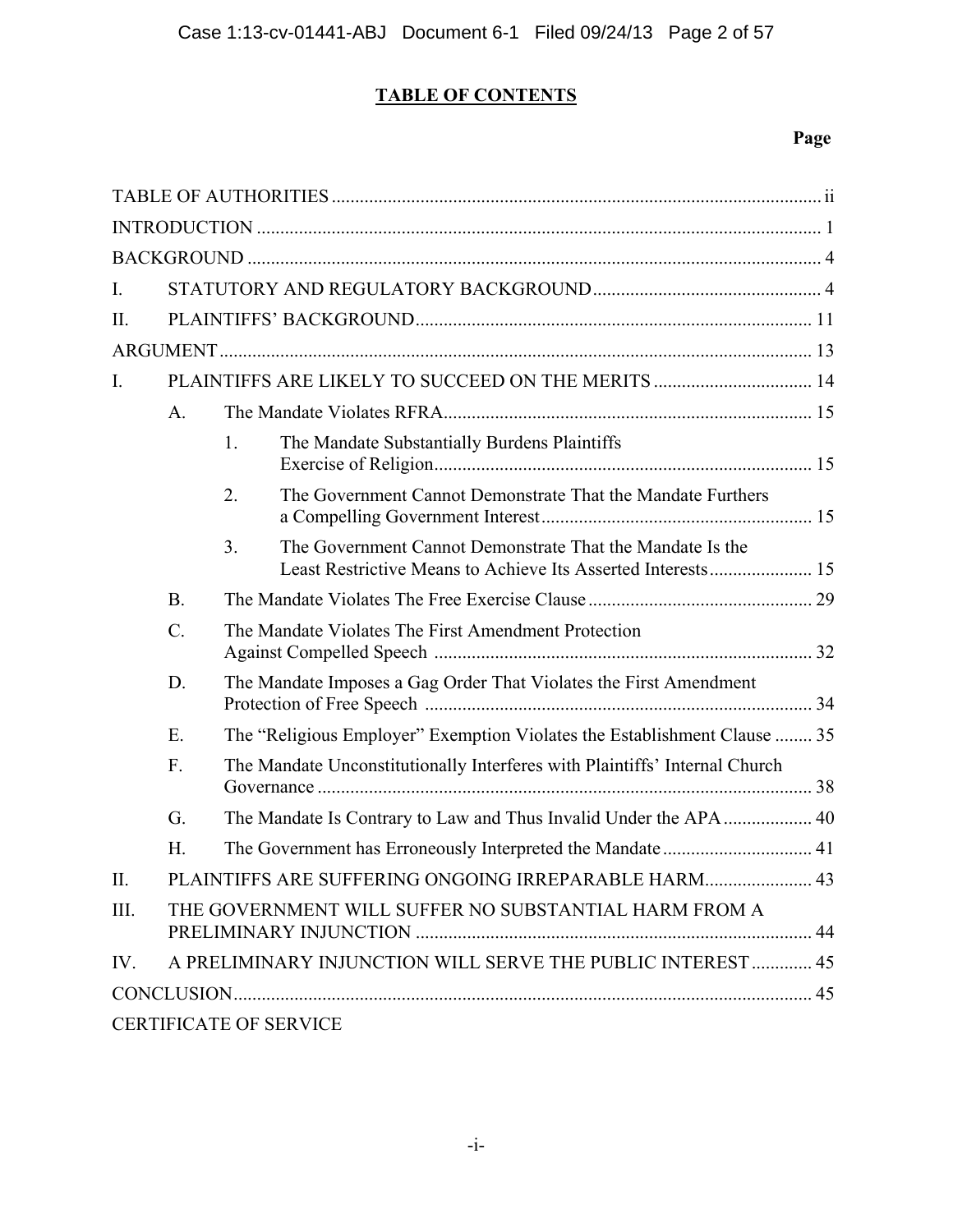# TABLE OF CONTENTS

| | | | | Page |
|---|---|---|---|---|
| TABLE OF AUTHORITIES | | | | ii |
| INTRODUCTION | | | | 1 |
| BACKGROUND | | | | 4 |
| I. | STATUTORY AND REGULATORY BACKGROUND | | | 4 |
| II. | PLAINTIFFS' BACKGROUND | | | 11 |
| ARGUMENT | | | | 13 |
| I. | PLAINTIFFS ARE LIKELY TO SUCCEED ON THE MERITS | | | 14 |
| | A. | The Mandate Violates RFRA | | 15 |
| | | 1. | The Mandate Substantially Burdens Plaintiffs Exercise of Religion | 15 |
| | | 2. | The Government Cannot Demonstrate That the Mandate Furthers a Compelling Government Interest | 15 |
| | | 3. | The Government Cannot Demonstrate That the Mandate Is the Least Restrictive Means to Achieve Its Asserted Interests | 15 |
| | B. | The Mandate Violates The Free Exercise Clause | | 29 |
| | C. | The Mandate Violates The First Amendment Protection Against Compelled Speech | | 32 |
| | D. | The Mandate Imposes a Gag Order That Violates the First Amendment Protection of Free Speech | | 34 |
| | E. | The "Religious Employer" Exemption Violates the Establishment Clause | | 35 |
| | F. | The Mandate Unconstitutionally Interferes with Plaintiffs' Internal Church Governance | | 38 |
| | G. | The Mandate Is Contrary to Law and Thus Invalid Under the APA | | 40 |
| | H. | The Government has Erroneously Interpreted the Mandate | | 41 |
| II. | PLAINTIFFS ARE SUFFERING ONGOING IRREPARABLE HARM | | | 43 |
| III. | THE GOVERNMENT WILL SUFFER NO SUBSTANTIAL HARM FROM A PRELIMINARY INJUNCTION | | | 44 |
| IV. | A PRELIMINARY INJUNCTION WILL SERVE THE PUBLIC INTEREST | | | 45 |
| CONCLUSION | | | | 45 |
| CERTIFICATE OF SERVICE | | | | |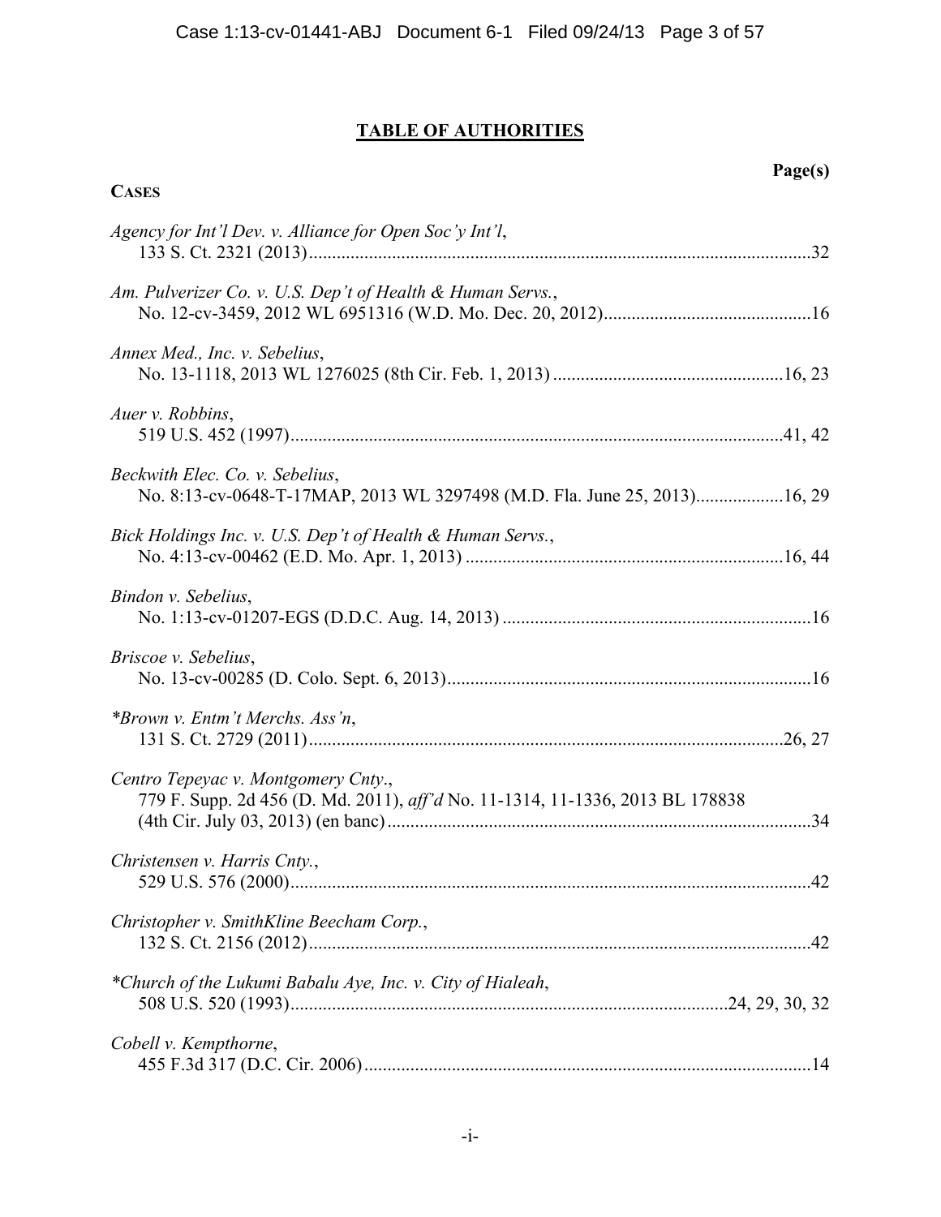# TABLE OF AUTHORITIES

**Page(s)**

**CASES**

*Agency for Int'l Dev. v. Alliance for Open Soc'y Int'l*,
133 S. Ct. 2321 (2013)..........................................................................................................32

*Am. Pulverizer Co. v. U.S. Dep't of Health & Human Servs.*,
No. 12-cv-3459, 2012 WL 6951316 (W.D. Mo. Dec. 20, 2012).............................................16

*Annex Med., Inc. v. Sebelius*,
No. 13-1118, 2013 WL 1276025 (8th Cir. Feb. 1, 2013) ..................................................16, 23

*Auer v. Robbins*,
519 U.S. 452 (1997)..........................................................................................................41, 42

*Beckwith Elec. Co. v. Sebelius*,
No. 8:13-cv-0648-T-17MAP, 2013 WL 3297498 (M.D. Fla. June 25, 2013)..................16, 29

*Bick Holdings Inc. v. U.S. Dep't of Health & Human Servs.*,
No. 4:13-cv-00462 (E.D. Mo. Apr. 1, 2013) ....................................................................16, 44

*Bindon v. Sebelius*,
No. 1:13-cv-01207-EGS (D.D.C. Aug. 14, 2013) ..................................................................16

*Briscoe v. Sebelius*,
No. 13-cv-00285 (D. Colo. Sept. 6, 2013).............................................................................16

*\*Brown v. Entm't Merchs. Ass'n*,
131 S. Ct. 2729 (2011)......................................................................................................26, 27

*Centro Tepeyac v. Montgomery Cnty.*,
779 F. Supp. 2d 456 (D. Md. 2011), *aff'd* No. 11-1314, 11-1336, 2013 BL 178838
(4th Cir. July 03, 2013) (en banc)...........................................................................................34

*Christensen v. Harris Cnty.*,
529 U.S. 576 (2000)................................................................................................................42

*Christopher v. SmithKline Beecham Corp.*,
132 S. Ct. 2156 (2012)...........................................................................................................42

*\*Church of the Lukumi Babalu Aye, Inc. v. City of Hialeah*,
508 U.S. 520 (1993)..............................................................................................24, 29, 30, 32

*Cobell v. Kempthorne*,
455 F.3d 317 (D.C. Cir. 2006)................................................................................................14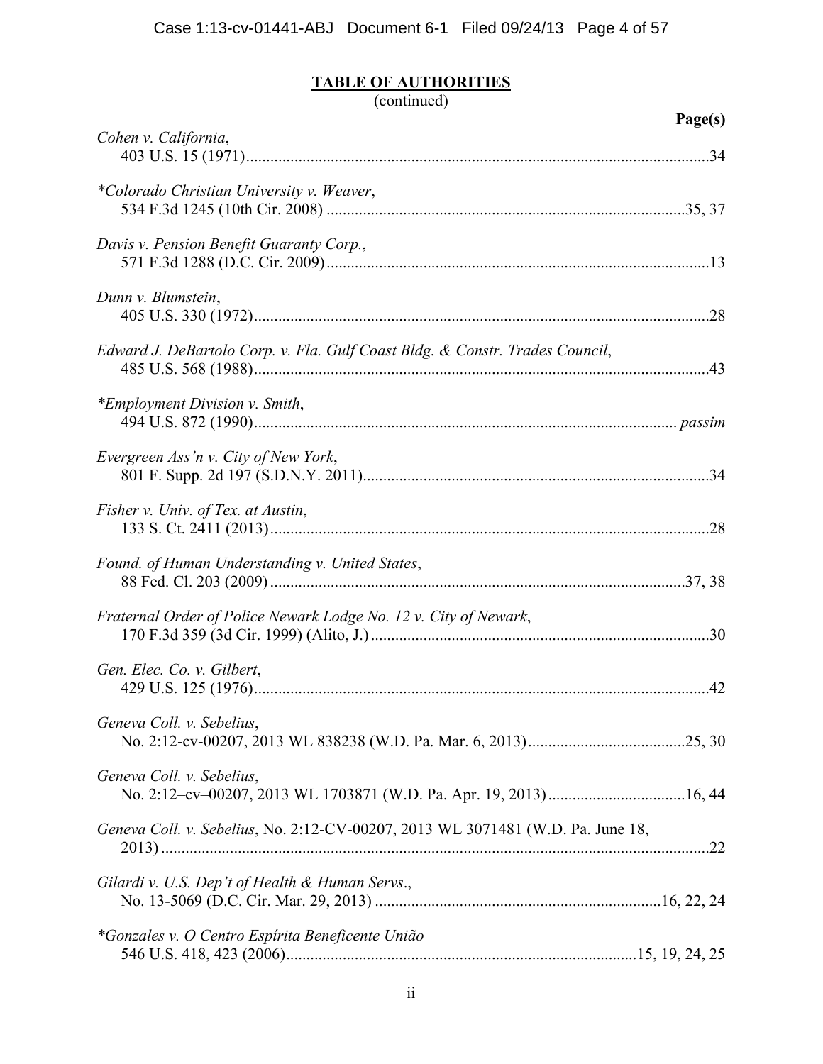## TABLE OF AUTHORITIES
(continued)

**Page(s)**

*Cohen v. California*,
403 U.S. 15 (1971) ... 34

**Colorado Christian University v. Weaver*,
534 F.3d 1245 (10th Cir. 2008) ... 35, 37

*Davis v. Pension Benefit Guaranty Corp.*,
571 F.3d 1288 (D.C. Cir. 2009) ... 13

*Dunn v. Blumstein*,
405 U.S. 330 (1972) ... 28

*Edward J. DeBartolo Corp. v. Fla. Gulf Coast Bldg. & Constr. Trades Council*,
485 U.S. 568 (1988) ... 43

**Employment Division v. Smith*,
494 U.S. 872 (1990) ... *passim*

*Evergreen Ass'n v. City of New York*,
801 F. Supp. 2d 197 (S.D.N.Y. 2011) ... 34

*Fisher v. Univ. of Tex. at Austin*,
133 S. Ct. 2411 (2013) ... 28

*Found. of Human Understanding v. United States*,
88 Fed. Cl. 203 (2009) ... 37, 38

*Fraternal Order of Police Newark Lodge No. 12 v. City of Newark*,
170 F.3d 359 (3d Cir. 1999) (Alito, J.) ... 30

*Gen. Elec. Co. v. Gilbert*,
429 U.S. 125 (1976) ... 42

*Geneva Coll. v. Sebelius*,
No. 2:12-cv-00207, 2013 WL 838238 (W.D. Pa. Mar. 6, 2013) ... 25, 30

*Geneva Coll. v. Sebelius*,
No. 2:12–cv–00207, 2013 WL 1703871 (W.D. Pa. Apr. 19, 2013) ... 16, 44

*Geneva Coll. v. Sebelius*, No. 2:12-CV-00207, 2013 WL 3071481 (W.D. Pa. June 18, 2013) ... 22

*Gilardi v. U.S. Dep't of Health & Human Servs.*,
No. 13-5069 (D.C. Cir. Mar. 29, 2013) ... 16, 22, 24

**Gonzales v. O Centro Espírita Beneficente União*
546 U.S. 418, 423 (2006) ... 15, 19, 24, 25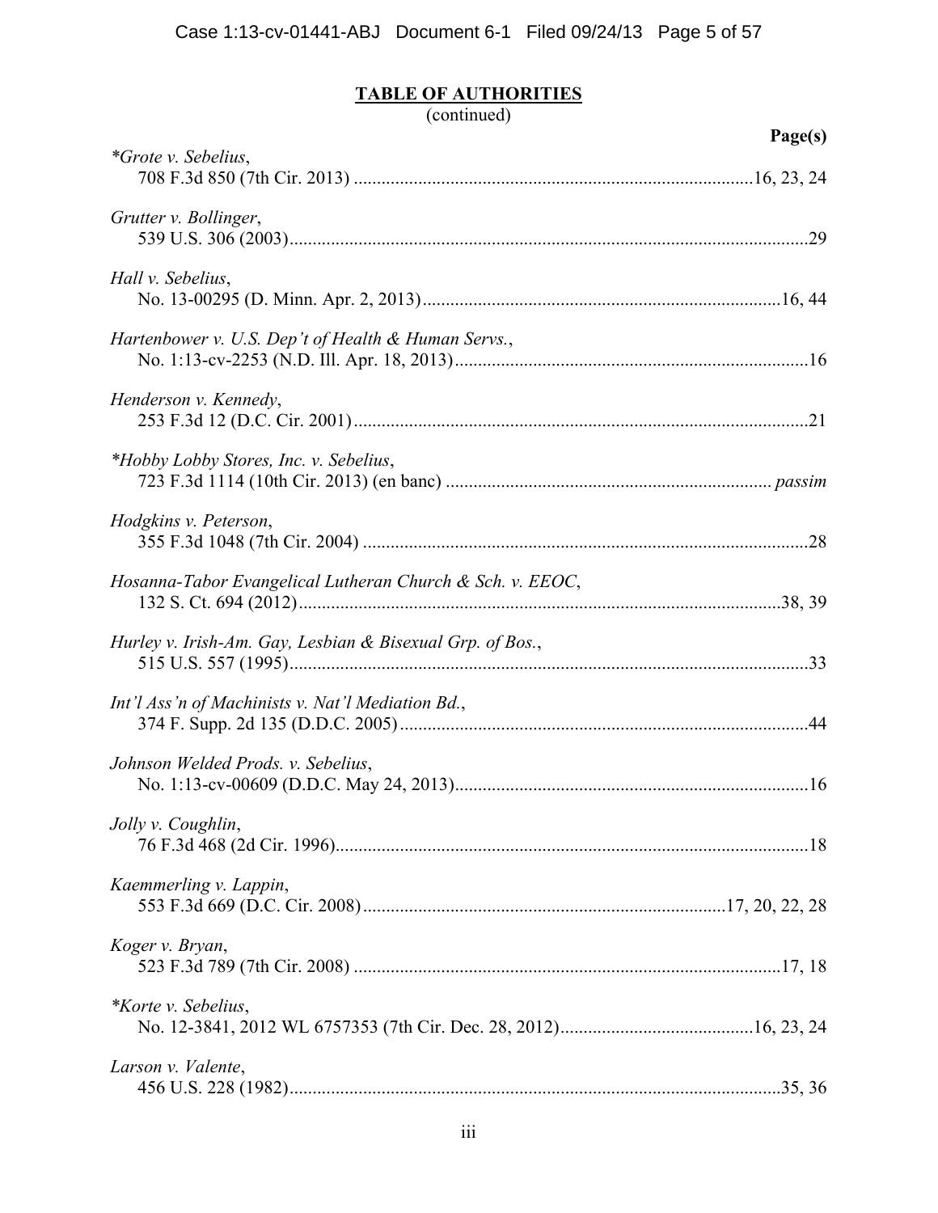## TABLE OF AUTHORITIES
(continued)

**Page(s)**

*\*Grote v. Sebelius*,
708 F.3d 850 (7th Cir. 2013) ....................................................................................16, 23, 24

*Grutter v. Bollinger*,
539 U.S. 306 (2003)...............................................................................................................29

*Hall v. Sebelius*,
No. 13-00295 (D. Minn. Apr. 2, 2013)............................................................................16, 44

*Hartenbower v. U.S. Dep't of Health & Human Servs.*,
No. 1:13-cv-2253 (N.D. Ill. Apr. 18, 2013)...........................................................................16

*Henderson v. Kennedy*,
253 F.3d 12 (D.C. Cir. 2001).................................................................................................21

*\*Hobby Lobby Stores, Inc. v. Sebelius*,
723 F.3d 1114 (10th Cir. 2013) (en banc) ..................................................................... *passim*

*Hodgkins v. Peterson*,
355 F.3d 1048 (7th Cir. 2004) ...............................................................................................28

*Hosanna-Tabor Evangelical Lutheran Church & Sch. v. EEOC*,
132 S. Ct. 694 (2012).......................................................................................................38, 39

*Hurley v. Irish-Am. Gay, Lesbian & Bisexual Grp. of Bos.*,
515 U.S. 557 (1995)...............................................................................................................33

*Int'l Ass'n of Machinists v. Nat'l Mediation Bd.*,
374 F. Supp. 2d 135 (D.D.C. 2005).......................................................................................44

*Johnson Welded Prods. v. Sebelius*,
No. 1:13-cv-00609 (D.D.C. May 24, 2013)...........................................................................16

*Jolly v. Coughlin*,
76 F.3d 468 (2d Cir. 1996).....................................................................................................18

*Kaemmerling v. Lappin*,
553 F.3d 669 (D.C. Cir. 2008).............................................................................17, 20, 22, 28

*Koger v. Bryan*,
523 F.3d 789 (7th Cir. 2008) ...........................................................................................17, 18

*\*Korte v. Sebelius*,
No. 12-3841, 2012 WL 6757353 (7th Cir. Dec. 28, 2012).........................................16, 23, 24

*Larson v. Valente*,
456 U.S. 228 (1982).........................................................................................................35, 36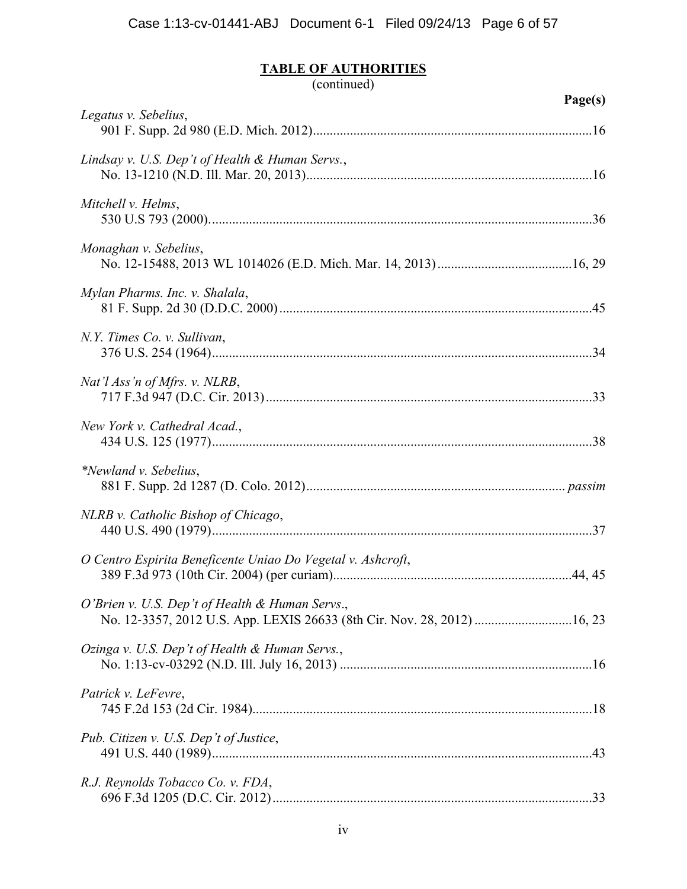## TABLE OF AUTHORITIES

(continued)

**Page(s)**

*Legatus v. Sebelius*,
901 F. Supp. 2d 980 (E.D. Mich. 2012)....................16

*Lindsay v. U.S. Dep't of Health & Human Servs.*,
No. 13-1210 (N.D. Ill. Mar. 20, 2013)....................16

*Mitchell v. Helms*,
530 U.S 793 (2000)....................36

*Monaghan v. Sebelius*,
No. 12-15488, 2013 WL 1014026 (E.D. Mich. Mar. 14, 2013)....................16, 29

*Mylan Pharms. Inc. v. Shalala*,
81 F. Supp. 2d 30 (D.D.C. 2000)....................45

*N.Y. Times Co. v. Sullivan*,
376 U.S. 254 (1964)....................34

*Nat'l Ass'n of Mfrs. v. NLRB*,
717 F.3d 947 (D.C. Cir. 2013)....................33

*New York v. Cathedral Acad.*,
434 U.S. 125 (1977)....................38

*\*Newland v. Sebelius*,
881 F. Supp. 2d 1287 (D. Colo. 2012).................... *passim*

*NLRB v. Catholic Bishop of Chicago*,
440 U.S. 490 (1979)....................37

*O Centro Espirita Beneficente Uniao Do Vegetal v. Ashcroft*,
389 F.3d 973 (10th Cir. 2004) (per curiam)....................44, 45

*O'Brien v. U.S. Dep't of Health & Human Servs*.,
No. 12-3357, 2012 U.S. App. LEXIS 26633 (8th Cir. Nov. 28, 2012)....................16, 23

*Ozinga v. U.S. Dep't of Health & Human Servs.*,
No. 1:13-cv-03292 (N.D. Ill. July 16, 2013)....................16

*Patrick v. LeFevre*,
745 F.2d 153 (2d Cir. 1984)....................18

*Pub. Citizen v. U.S. Dep't of Justice*,
491 U.S. 440 (1989)....................43

*R.J. Reynolds Tobacco Co. v. FDA*,
696 F.3d 1205 (D.C. Cir. 2012)....................33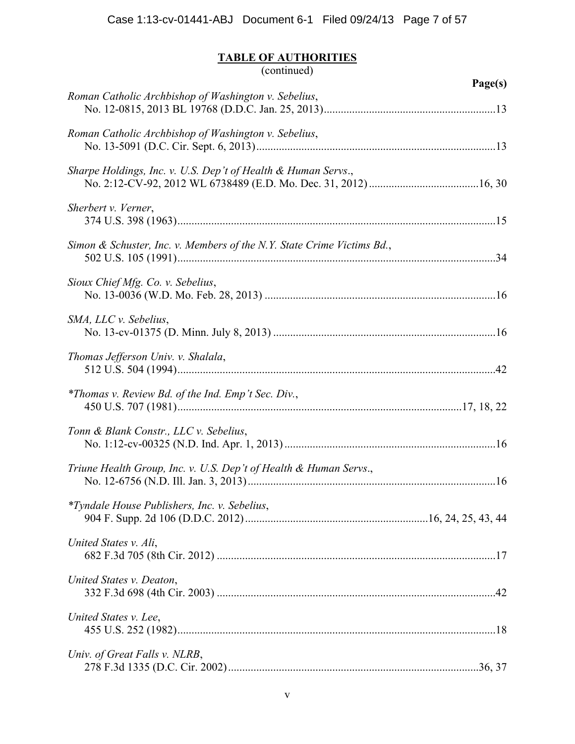**TABLE OF AUTHORITIES**
(continued)

**Page(s)**

*Roman Catholic Archbishop of Washington v. Sebelius*,
No. 12-0815, 2013 BL 19768 (D.D.C. Jan. 25, 2013)....................13

*Roman Catholic Archbishop of Washington v. Sebelius*,
No. 13-5091 (D.C. Cir. Sept. 6, 2013)....................13

*Sharpe Holdings, Inc. v. U.S. Dep't of Health & Human Servs*.,
No. 2:12-CV-92, 2012 WL 6738489 (E.D. Mo. Dec. 31, 2012)....................16, 30

*Sherbert v. Verner*,
374 U.S. 398 (1963)....................15

*Simon & Schuster, Inc. v. Members of the N.Y. State Crime Victims Bd.*,
502 U.S. 105 (1991)....................34

*Sioux Chief Mfg. Co. v. Sebelius*,
No. 13-0036 (W.D. Mo. Feb. 28, 2013)....................16

*SMA, LLC v. Sebelius*,
No. 13-cv-01375 (D. Minn. July 8, 2013)....................16

*Thomas Jefferson Univ. v. Shalala*,
512 U.S. 504 (1994)....................42

*\*Thomas v. Review Bd. of the Ind. Emp't Sec. Div.*,
450 U.S. 707 (1981)....................17, 18, 22

*Tonn & Blank Constr., LLC v. Sebelius*,
No. 1:12-cv-00325 (N.D. Ind. Apr. 1, 2013)....................16

*Triune Health Group, Inc. v. U.S. Dep't of Health & Human Servs*.,
No. 12-6756 (N.D. Ill. Jan. 3, 2013)....................16

*\*Tyndale House Publishers, Inc. v. Sebelius*,
904 F. Supp. 2d 106 (D.D.C. 2012)....................16, 24, 25, 43, 44

*United States v. Ali*,
682 F.3d 705 (8th Cir. 2012)....................17

*United States v. Deaton*,
332 F.3d 698 (4th Cir. 2003)....................42

*United States v. Lee*,
455 U.S. 252 (1982)....................18

*Univ. of Great Falls v. NLRB*,
278 F.3d 1335 (D.C. Cir. 2002)....................36, 37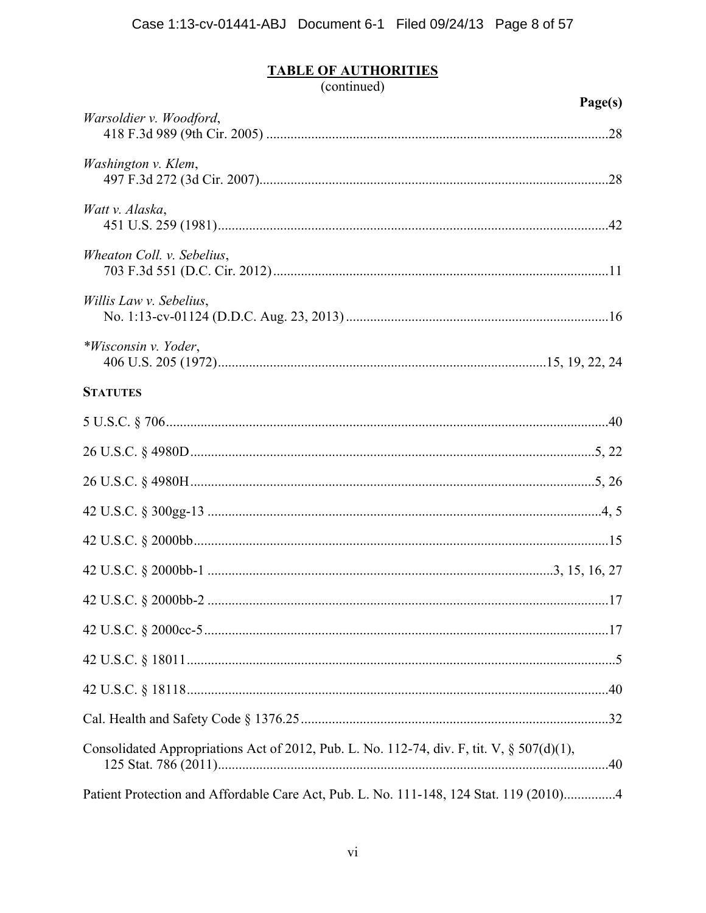## TABLE OF AUTHORITIES

(continued)

| | Page(s) |
|---|---|
| *Warsoldier v. Woodford*, 418 F.3d 989 (9th Cir. 2005) | 28 |
| *Washington v. Klem*, 497 F.3d 272 (3d Cir. 2007) | 28 |
| *Watt v. Alaska*, 451 U.S. 259 (1981) | 42 |
| *Wheaton Coll. v. Sebelius*, 703 F.3d 551 (D.C. Cir. 2012) | 11 |
| *Willis Law v. Sebelius*, No. 1:13-cv-01124 (D.D.C. Aug. 23, 2013) | 16 |
| **Wisconsin v. Yoder*, 406 U.S. 205 (1972) | 15, 19, 22, 24 |

**STATUTES**

| | |
|---|---|
| 5 U.S.C. § 706 | 40 |
| 26 U.S.C. § 4980D | 5, 22 |
| 26 U.S.C. § 4980H | 5, 26 |
| 42 U.S.C. § 300gg-13 | 4, 5 |
| 42 U.S.C. § 2000bb | 15 |
| 42 U.S.C. § 2000bb-1 | 3, 15, 16, 27 |
| 42 U.S.C. § 2000bb-2 | 17 |
| 42 U.S.C. § 2000cc-5 | 17 |
| 42 U.S.C. § 18011 | 5 |
| 42 U.S.C. § 18118 | 40 |
| Cal. Health and Safety Code § 1376.25 | 32 |
| Consolidated Appropriations Act of 2012, Pub. L. No. 112-74, div. F, tit. V, § 507(d)(1), 125 Stat. 786 (2011) | 40 |
| Patient Protection and Affordable Care Act, Pub. L. No. 111-148, 124 Stat. 119 (2010) | 4 |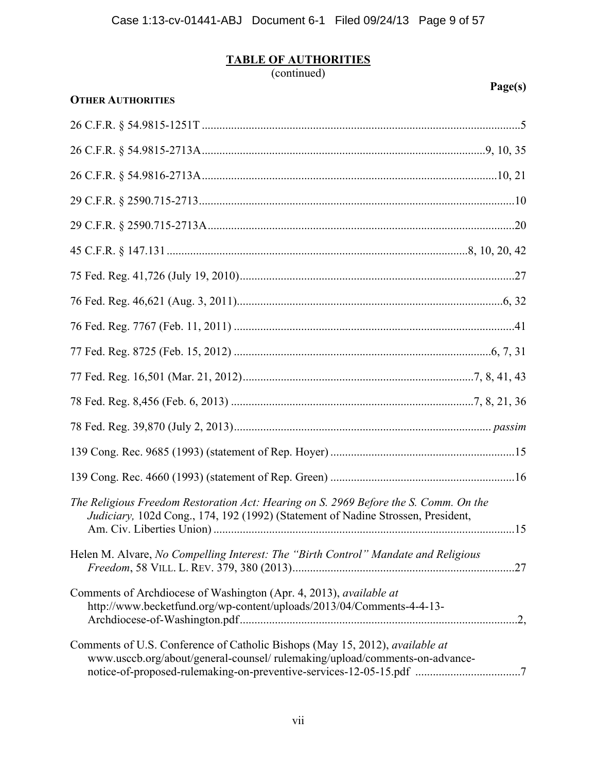## TABLE OF AUTHORITIES
(continued)

| | Page(s) |
|---|---|
| **OTHER AUTHORITIES** | |
| 26 C.F.R. § 54.9815-1251T | 5 |
| 26 C.F.R. § 54.9815-2713A | 9, 10, 35 |
| 26 C.F.R. § 54.9816-2713A | 10, 21 |
| 29 C.F.R. § 2590.715-2713 | 10 |
| 29 C.F.R. § 2590.715-2713A | 20 |
| 45 C.F.R. § 147.131 | 8, 10, 20, 42 |
| 75 Fed. Reg. 41,726 (July 19, 2010) | 27 |
| 76 Fed. Reg. 46,621 (Aug. 3, 2011) | 6, 32 |
| 76 Fed. Reg. 7767 (Feb. 11, 2011) | 41 |
| 77 Fed. Reg. 8725 (Feb. 15, 2012) | 6, 7, 31 |
| 77 Fed. Reg. 16,501 (Mar. 21, 2012) | 7, 8, 41, 43 |
| 78 Fed. Reg. 8,456 (Feb. 6, 2013) | 7, 8, 21, 36 |
| 78 Fed. Reg. 39,870 (July 2, 2013) | *passim* |
| 139 Cong. Rec. 9685 (1993) (statement of Rep. Hoyer) | 15 |
| 139 Cong. Rec. 4660 (1993) (statement of Rep. Green) | 16 |
| *The Religious Freedom Restoration Act: Hearing on S. 2969 Before the S. Comm. On the Judiciary,* 102d Cong., 174, 192 (1992) (Statement of Nadine Strossen, President, Am. Civ. Liberties Union) | 15 |
| Helen M. Alvare, *No Compelling Interest: The "Birth Control" Mandate and Religious Freedom*, 58 VILL. L. REV. 379, 380 (2013) | 27 |
| Comments of Archdiocese of Washington (Apr. 4, 2013), *available at* http://www.becketfund.org/wp-content/uploads/2013/04/Comments-4-4-13-Archdiocese-of-Washington.pdf | 2, |
| Comments of U.S. Conference of Catholic Bishops (May 15, 2012), *available at* www.usccb.org/about/general-counsel/ rulemaking/upload/comments-on-advance-notice-of-proposed-rulemaking-on-preventive-services-12-05-15.pdf | 7 |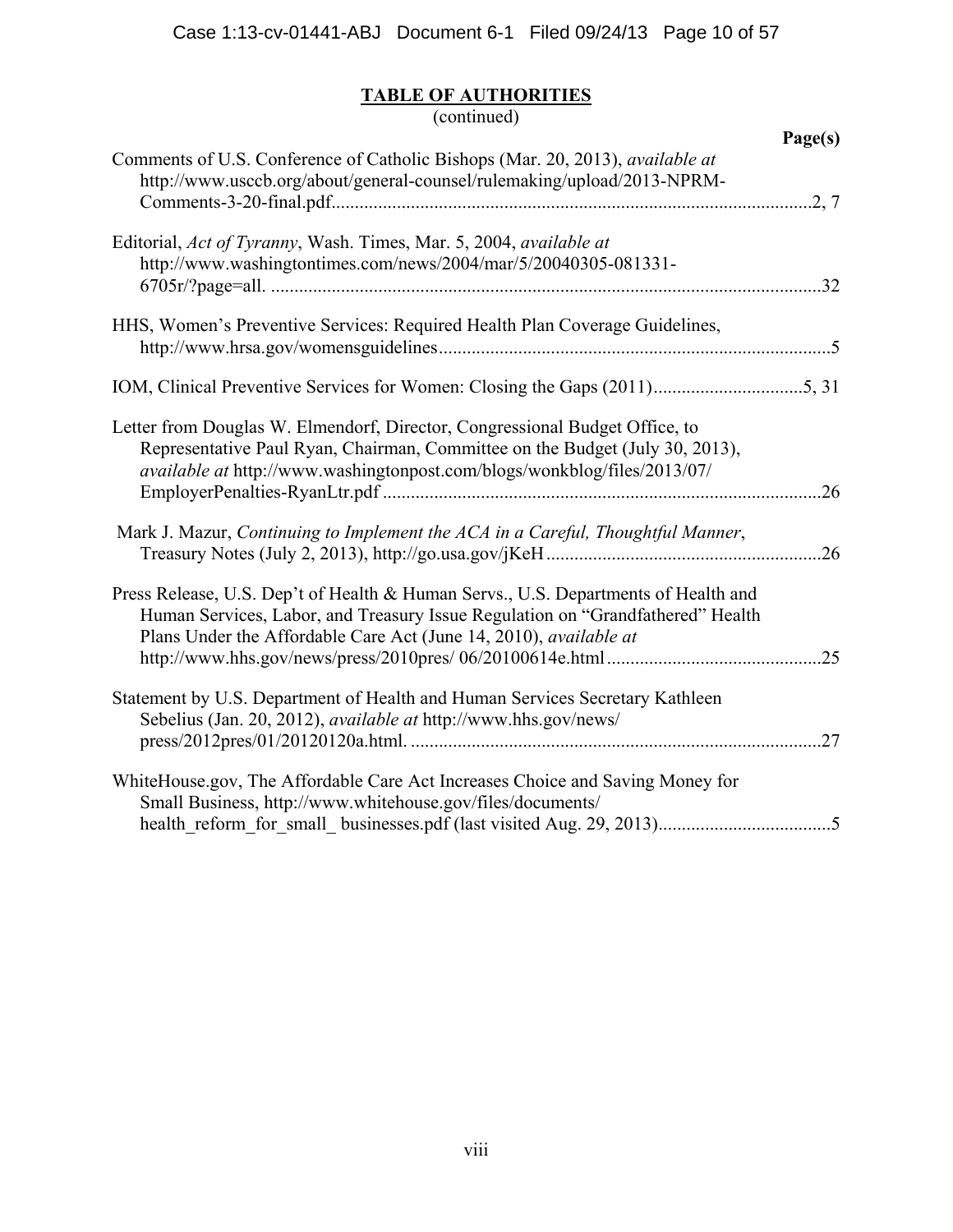**TABLE OF AUTHORITIES**
(continued)

**Page(s)**

Comments of U.S. Conference of Catholic Bishops (Mar. 20, 2013), *available at* http://www.usccb.org/about/general-counsel/rulemaking/upload/2013-NPRM-Comments-3-20-final.pdf......................................................................................................2, 7

Editorial, *Act of Tyranny*, Wash. Times, Mar. 5, 2004, *available at* http://www.washingtontimes.com/news/2004/mar/5/20040305-081331-6705r/?page=all. .....................................................................................................................32

HHS, Women's Preventive Services: Required Health Plan Coverage Guidelines, http://www.hrsa.gov/womensguidelines...................................................................................5

IOM, Clinical Preventive Services for Women: Closing the Gaps (2011)................................5, 31

Letter from Douglas W. Elmendorf, Director, Congressional Budget Office, to Representative Paul Ryan, Chairman, Committee on the Budget (July 30, 2013), *available at* http://www.washingtonpost.com/blogs/wonkblog/files/2013/07/EmployerPenalties-RyanLtr.pdf .............................................................................................26

Mark J. Mazur, *Continuing to Implement the ACA in a Careful, Thoughtful Manner*, Treasury Notes (July 2, 2013), http://go.usa.gov/jKeH ..........................................................26

Press Release, U.S. Dep't of Health & Human Servs., U.S. Departments of Health and Human Services, Labor, and Treasury Issue Regulation on "Grandfathered" Health Plans Under the Affordable Care Act (June 14, 2010), *available at* http://www.hhs.gov/news/press/2010pres/ 06/20100614e.html..............................................25

Statement by U.S. Department of Health and Human Services Secretary Kathleen Sebelius (Jan. 20, 2012), *available at* http://www.hhs.gov/news/press/2012pres/01/20120120a.html. .......................................................................................27

WhiteHouse.gov, The Affordable Care Act Increases Choice and Saving Money for Small Business, http://www.whitehouse.gov/files/documents/health_reform_for_small_ businesses.pdf (last visited Aug. 29, 2013).....................................5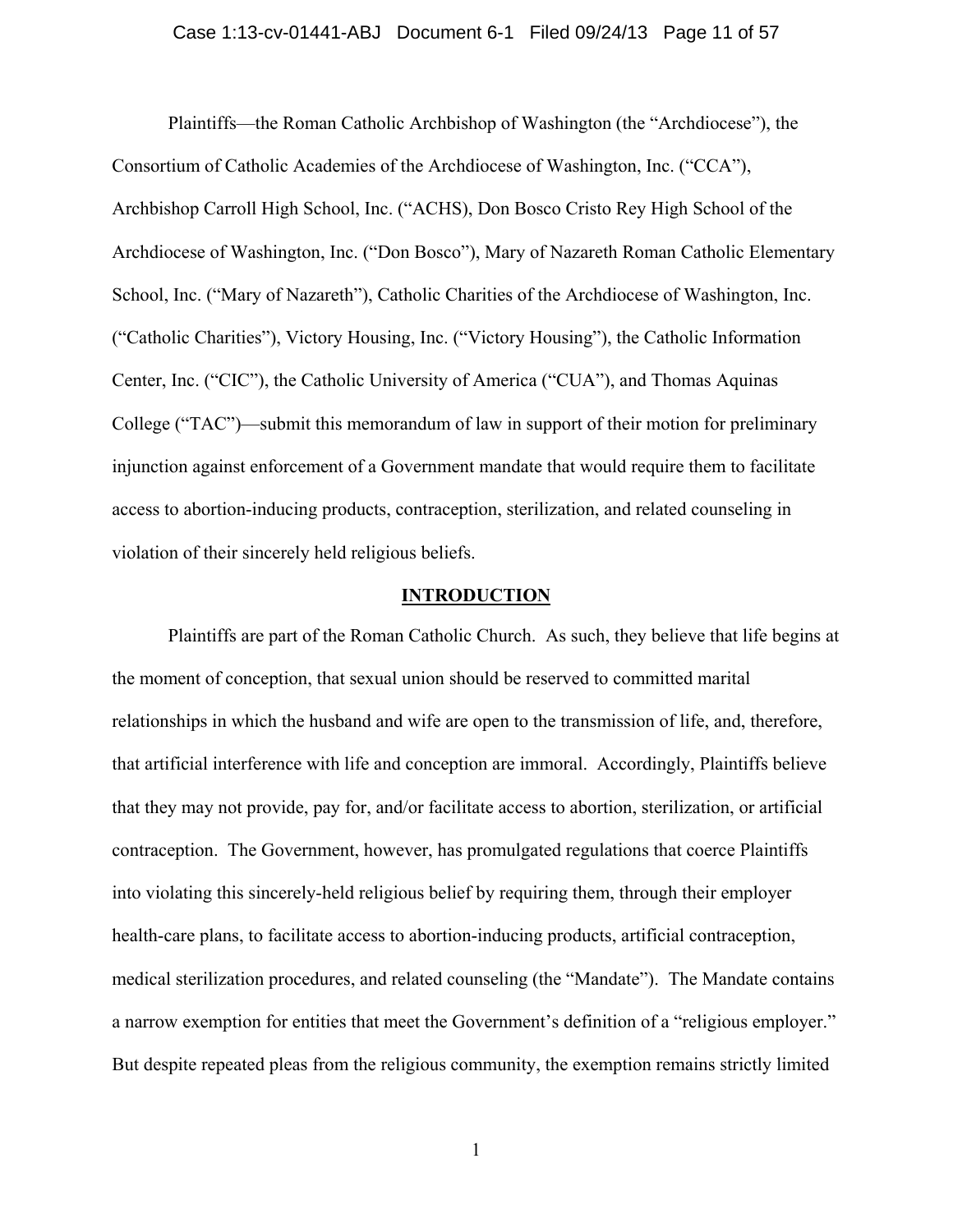Plaintiffs—the Roman Catholic Archbishop of Washington (the "Archdiocese"), the Consortium of Catholic Academies of the Archdiocese of Washington, Inc. ("CCA"), Archbishop Carroll High School, Inc. ("ACHS), Don Bosco Cristo Rey High School of the Archdiocese of Washington, Inc. ("Don Bosco"), Mary of Nazareth Roman Catholic Elementary School, Inc. ("Mary of Nazareth"), Catholic Charities of the Archdiocese of Washington, Inc. ("Catholic Charities"), Victory Housing, Inc. ("Victory Housing"), the Catholic Information Center, Inc. ("CIC"), the Catholic University of America ("CUA"), and Thomas Aquinas College ("TAC")—submit this memorandum of law in support of their motion for preliminary injunction against enforcement of a Government mandate that would require them to facilitate access to abortion-inducing products, contraception, sterilization, and related counseling in violation of their sincerely held religious beliefs.

## INTRODUCTION

Plaintiffs are part of the Roman Catholic Church. As such, they believe that life begins at the moment of conception, that sexual union should be reserved to committed marital relationships in which the husband and wife are open to the transmission of life, and, therefore, that artificial interference with life and conception are immoral. Accordingly, Plaintiffs believe that they may not provide, pay for, and/or facilitate access to abortion, sterilization, or artificial contraception. The Government, however, has promulgated regulations that coerce Plaintiffs into violating this sincerely-held religious belief by requiring them, through their employer health-care plans, to facilitate access to abortion-inducing products, artificial contraception, medical sterilization procedures, and related counseling (the "Mandate"). The Mandate contains a narrow exemption for entities that meet the Government's definition of a "religious employer." But despite repeated pleas from the religious community, the exemption remains strictly limited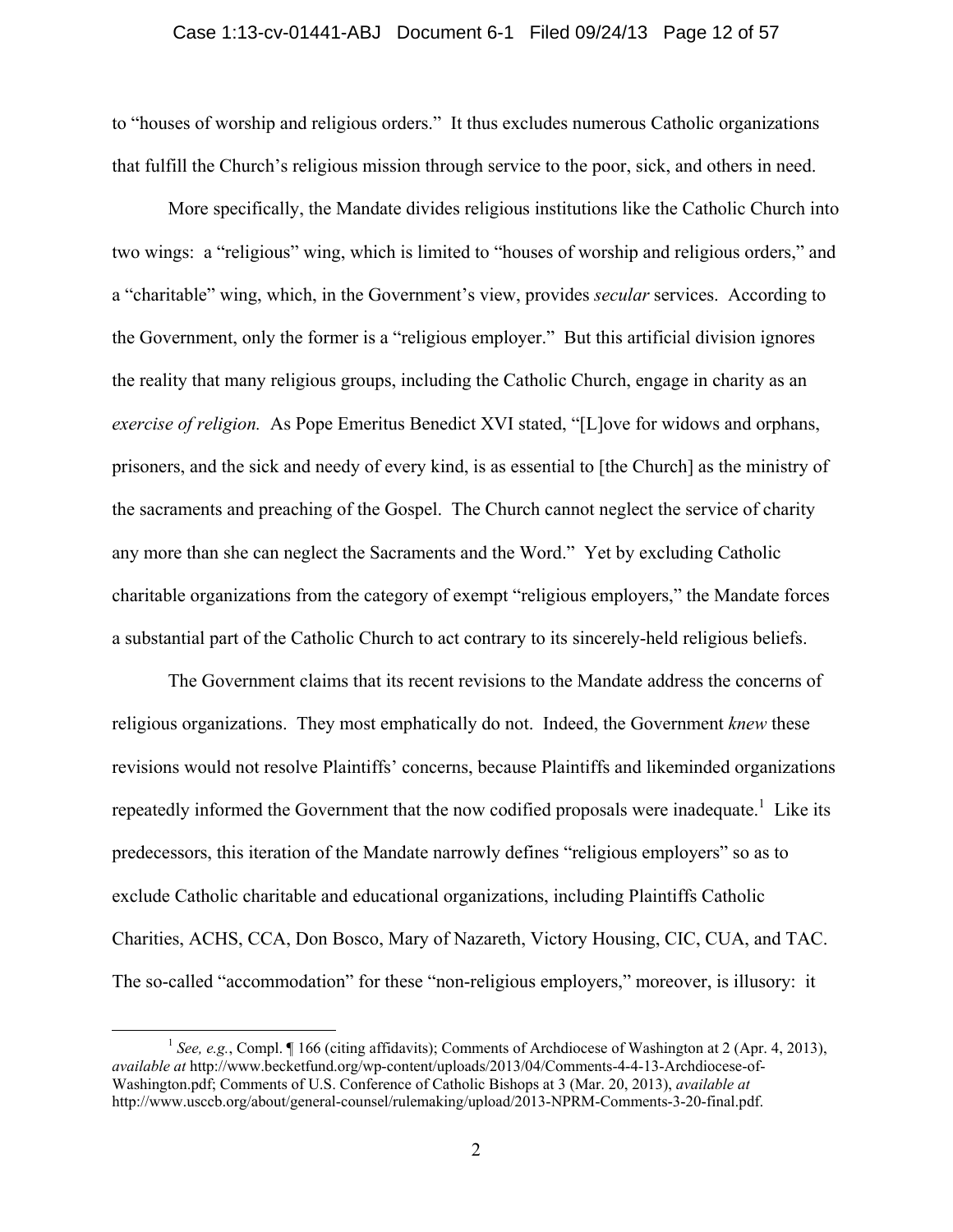to "houses of worship and religious orders." It thus excludes numerous Catholic organizations that fulfill the Church's religious mission through service to the poor, sick, and others in need.

More specifically, the Mandate divides religious institutions like the Catholic Church into two wings: a "religious" wing, which is limited to "houses of worship and religious orders," and a "charitable" wing, which, in the Government's view, provides *secular* services. According to the Government, only the former is a "religious employer." But this artificial division ignores the reality that many religious groups, including the Catholic Church, engage in charity as an *exercise of religion.* As Pope Emeritus Benedict XVI stated, "[L]ove for widows and orphans, prisoners, and the sick and needy of every kind, is as essential to [the Church] as the ministry of the sacraments and preaching of the Gospel. The Church cannot neglect the service of charity any more than she can neglect the Sacraments and the Word." Yet by excluding Catholic charitable organizations from the category of exempt "religious employers," the Mandate forces a substantial part of the Catholic Church to act contrary to its sincerely-held religious beliefs.

The Government claims that its recent revisions to the Mandate address the concerns of religious organizations. They most emphatically do not. Indeed, the Government *knew* these revisions would not resolve Plaintiffs' concerns, because Plaintiffs and likeminded organizations repeatedly informed the Government that the now codified proposals were inadequate.[1] Like its predecessors, this iteration of the Mandate narrowly defines "religious employers" so as to exclude Catholic charitable and educational organizations, including Plaintiffs Catholic Charities, ACHS, CCA, Don Bosco, Mary of Nazareth, Victory Housing, CIC, CUA, and TAC. The so-called "accommodation" for these "non-religious employers," moreover, is illusory: it

[1] *See, e.g.*, Compl. ¶ 166 (citing affidavits); Comments of Archdiocese of Washington at 2 (Apr. 4, 2013), *available at* http://www.becketfund.org/wp-content/uploads/2013/04/Comments-4-4-13-Archdiocese-of-Washington.pdf; Comments of U.S. Conference of Catholic Bishops at 3 (Mar. 20, 2013), *available at* http://www.usccb.org/about/general-counsel/rulemaking/upload/2013-NPRM-Comments-3-20-final.pdf.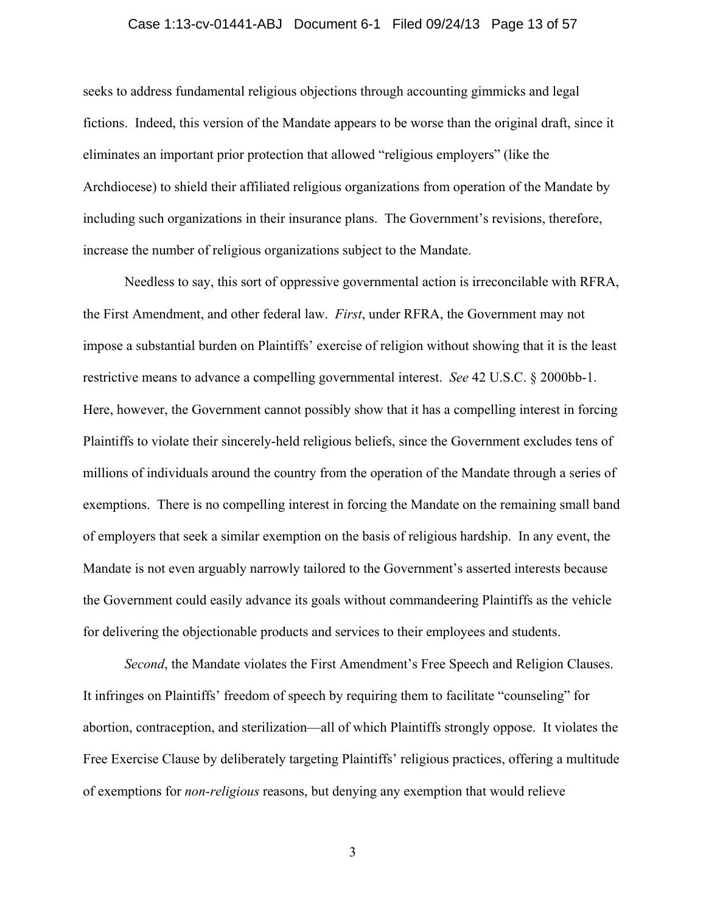seeks to address fundamental religious objections through accounting gimmicks and legal fictions. Indeed, this version of the Mandate appears to be worse than the original draft, since it eliminates an important prior protection that allowed "religious employers" (like the Archdiocese) to shield their affiliated religious organizations from operation of the Mandate by including such organizations in their insurance plans. The Government's revisions, therefore, increase the number of religious organizations subject to the Mandate.

Needless to say, this sort of oppressive governmental action is irreconcilable with RFRA, the First Amendment, and other federal law. *First*, under RFRA, the Government may not impose a substantial burden on Plaintiffs' exercise of religion without showing that it is the least restrictive means to advance a compelling governmental interest. *See* 42 U.S.C. § 2000bb-1. Here, however, the Government cannot possibly show that it has a compelling interest in forcing Plaintiffs to violate their sincerely-held religious beliefs, since the Government excludes tens of millions of individuals around the country from the operation of the Mandate through a series of exemptions. There is no compelling interest in forcing the Mandate on the remaining small band of employers that seek a similar exemption on the basis of religious hardship. In any event, the Mandate is not even arguably narrowly tailored to the Government's asserted interests because the Government could easily advance its goals without commandeering Plaintiffs as the vehicle for delivering the objectionable products and services to their employees and students.

*Second*, the Mandate violates the First Amendment's Free Speech and Religion Clauses. It infringes on Plaintiffs' freedom of speech by requiring them to facilitate "counseling" for abortion, contraception, and sterilization—all of which Plaintiffs strongly oppose. It violates the Free Exercise Clause by deliberately targeting Plaintiffs' religious practices, offering a multitude of exemptions for *non-religious* reasons, but denying any exemption that would relieve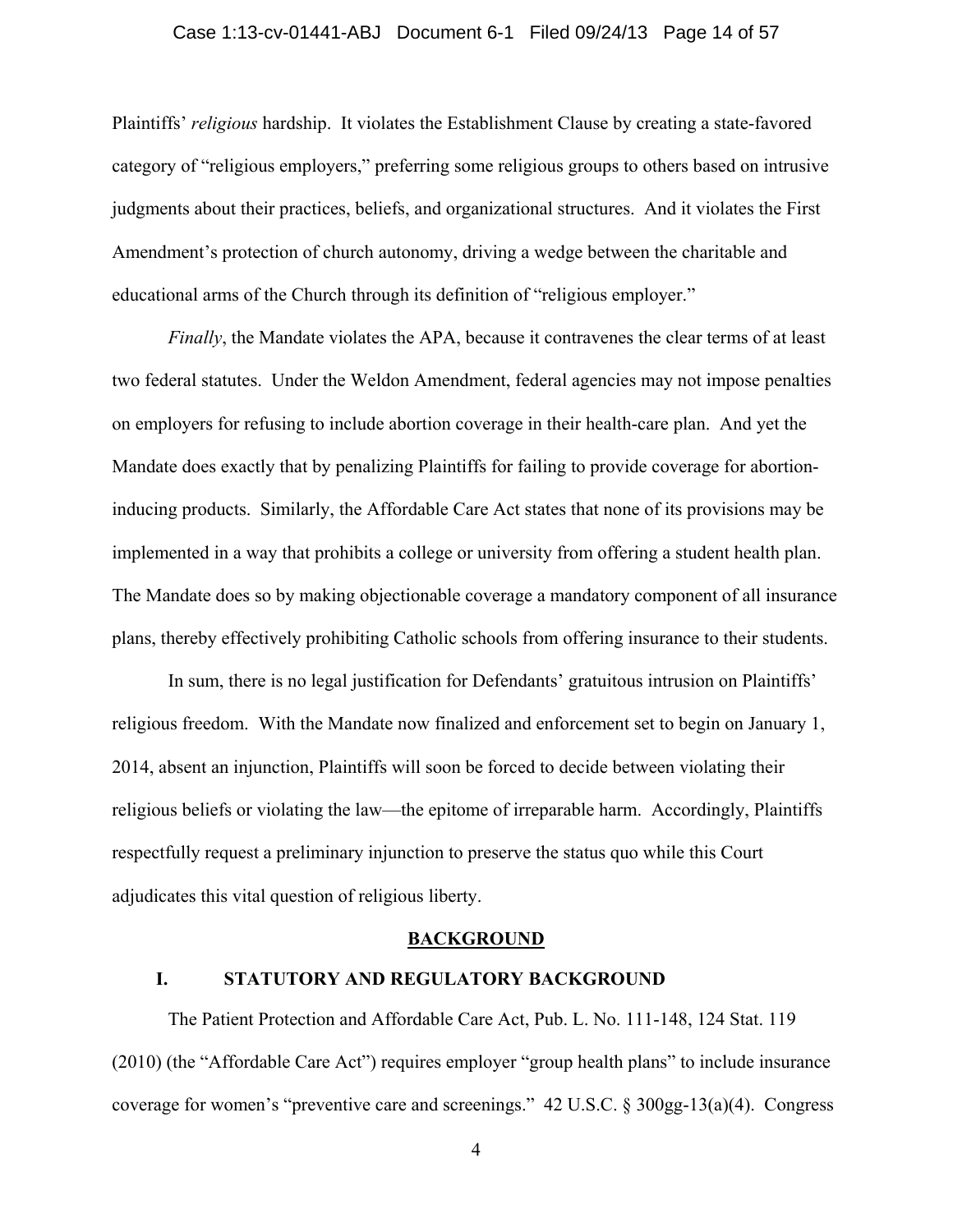Plaintiffs' *religious* hardship. It violates the Establishment Clause by creating a state-favored category of "religious employers," preferring some religious groups to others based on intrusive judgments about their practices, beliefs, and organizational structures. And it violates the First Amendment's protection of church autonomy, driving a wedge between the charitable and educational arms of the Church through its definition of "religious employer."

*Finally*, the Mandate violates the APA, because it contravenes the clear terms of at least two federal statutes. Under the Weldon Amendment, federal agencies may not impose penalties on employers for refusing to include abortion coverage in their health-care plan. And yet the Mandate does exactly that by penalizing Plaintiffs for failing to provide coverage for abortion-inducing products. Similarly, the Affordable Care Act states that none of its provisions may be implemented in a way that prohibits a college or university from offering a student health plan. The Mandate does so by making objectionable coverage a mandatory component of all insurance plans, thereby effectively prohibiting Catholic schools from offering insurance to their students.

In sum, there is no legal justification for Defendants' gratuitous intrusion on Plaintiffs' religious freedom. With the Mandate now finalized and enforcement set to begin on January 1, 2014, absent an injunction, Plaintiffs will soon be forced to decide between violating their religious beliefs or violating the law—the epitome of irreparable harm. Accordingly, Plaintiffs respectfully request a preliminary injunction to preserve the status quo while this Court adjudicates this vital question of religious liberty.

## BACKGROUND

### I. STATUTORY AND REGULATORY BACKGROUND

The Patient Protection and Affordable Care Act, Pub. L. No. 111-148, 124 Stat. 119 (2010) (the "Affordable Care Act") requires employer "group health plans" to include insurance coverage for women's "preventive care and screenings." 42 U.S.C. § 300gg-13(a)(4). Congress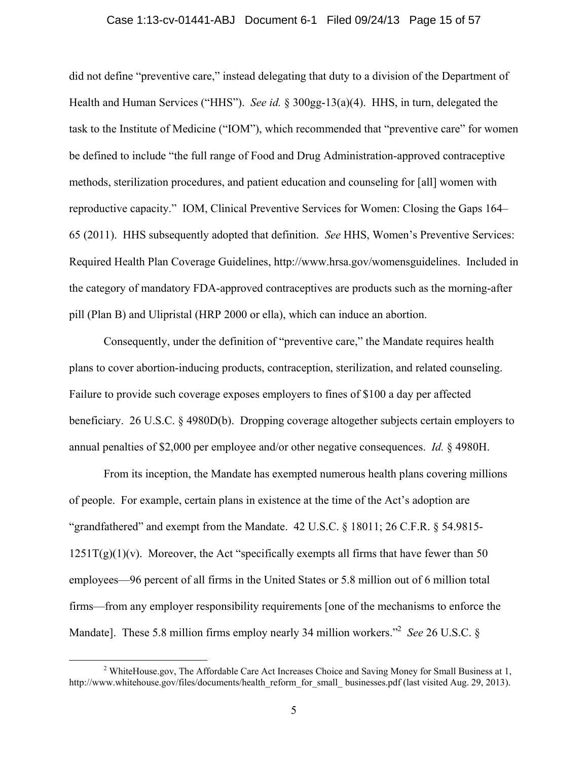did not define "preventive care," instead delegating that duty to a division of the Department of Health and Human Services ("HHS"). *See id.* § 300gg-13(a)(4). HHS, in turn, delegated the task to the Institute of Medicine ("IOM"), which recommended that "preventive care" for women be defined to include "the full range of Food and Drug Administration-approved contraceptive methods, sterilization procedures, and patient education and counseling for [all] women with reproductive capacity." IOM, Clinical Preventive Services for Women: Closing the Gaps 164–65 (2011). HHS subsequently adopted that definition. *See* HHS, Women's Preventive Services: Required Health Plan Coverage Guidelines, http://www.hrsa.gov/womensguidelines. Included in the category of mandatory FDA-approved contraceptives are products such as the morning-after pill (Plan B) and Ulipristal (HRP 2000 or ella), which can induce an abortion.

Consequently, under the definition of "preventive care," the Mandate requires health plans to cover abortion-inducing products, contraception, sterilization, and related counseling. Failure to provide such coverage exposes employers to fines of $100 a day per affected beneficiary. 26 U.S.C. § 4980D(b). Dropping coverage altogether subjects certain employers to annual penalties of $2,000 per employee and/or other negative consequences. *Id.* § 4980H.

From its inception, the Mandate has exempted numerous health plans covering millions of people. For example, certain plans in existence at the time of the Act's adoption are "grandfathered" and exempt from the Mandate. 42 U.S.C. § 18011; 26 C.F.R. § 54.9815-1251T(g)(1)(v). Moreover, the Act "specifically exempts all firms that have fewer than 50 employees—96 percent of all firms in the United States or 5.8 million out of 6 million total firms—from any employer responsibility requirements [one of the mechanisms to enforce the Mandate]. These 5.8 million firms employ nearly 34 million workers."[2] *See* 26 U.S.C. §

[2] WhiteHouse.gov, The Affordable Care Act Increases Choice and Saving Money for Small Business at 1, http://www.whitehouse.gov/files/documents/health_reform_for_small_ businesses.pdf (last visited Aug. 29, 2013).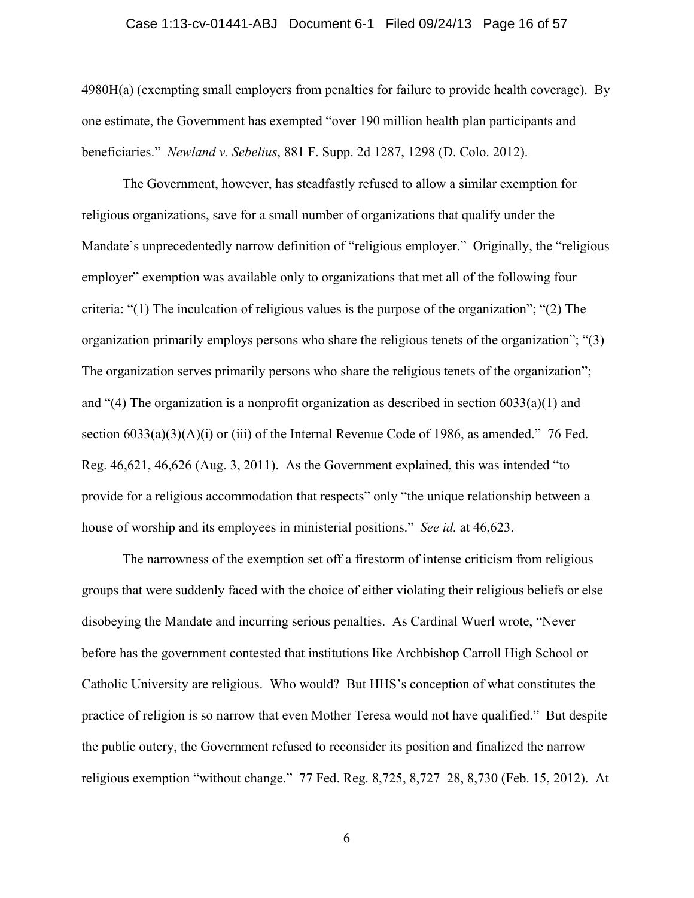4980H(a) (exempting small employers from penalties for failure to provide health coverage). By one estimate, the Government has exempted "over 190 million health plan participants and beneficiaries." *Newland v. Sebelius*, 881 F. Supp. 2d 1287, 1298 (D. Colo. 2012).

The Government, however, has steadfastly refused to allow a similar exemption for religious organizations, save for a small number of organizations that qualify under the Mandate's unprecedentedly narrow definition of "religious employer." Originally, the "religious employer" exemption was available only to organizations that met all of the following four criteria: "(1) The inculcation of religious values is the purpose of the organization"; "(2) The organization primarily employs persons who share the religious tenets of the organization"; "(3) The organization serves primarily persons who share the religious tenets of the organization"; and "(4) The organization is a nonprofit organization as described in section 6033(a)(1) and section 6033(a)(3)(A)(i) or (iii) of the Internal Revenue Code of 1986, as amended." 76 Fed. Reg. 46,621, 46,626 (Aug. 3, 2011). As the Government explained, this was intended "to provide for a religious accommodation that respects" only "the unique relationship between a house of worship and its employees in ministerial positions." *See id.* at 46,623.

The narrowness of the exemption set off a firestorm of intense criticism from religious groups that were suddenly faced with the choice of either violating their religious beliefs or else disobeying the Mandate and incurring serious penalties. As Cardinal Wuerl wrote, "Never before has the government contested that institutions like Archbishop Carroll High School or Catholic University are religious. Who would? But HHS's conception of what constitutes the practice of religion is so narrow that even Mother Teresa would not have qualified." But despite the public outcry, the Government refused to reconsider its position and finalized the narrow religious exemption "without change." 77 Fed. Reg. 8,725, 8,727–28, 8,730 (Feb. 15, 2012). At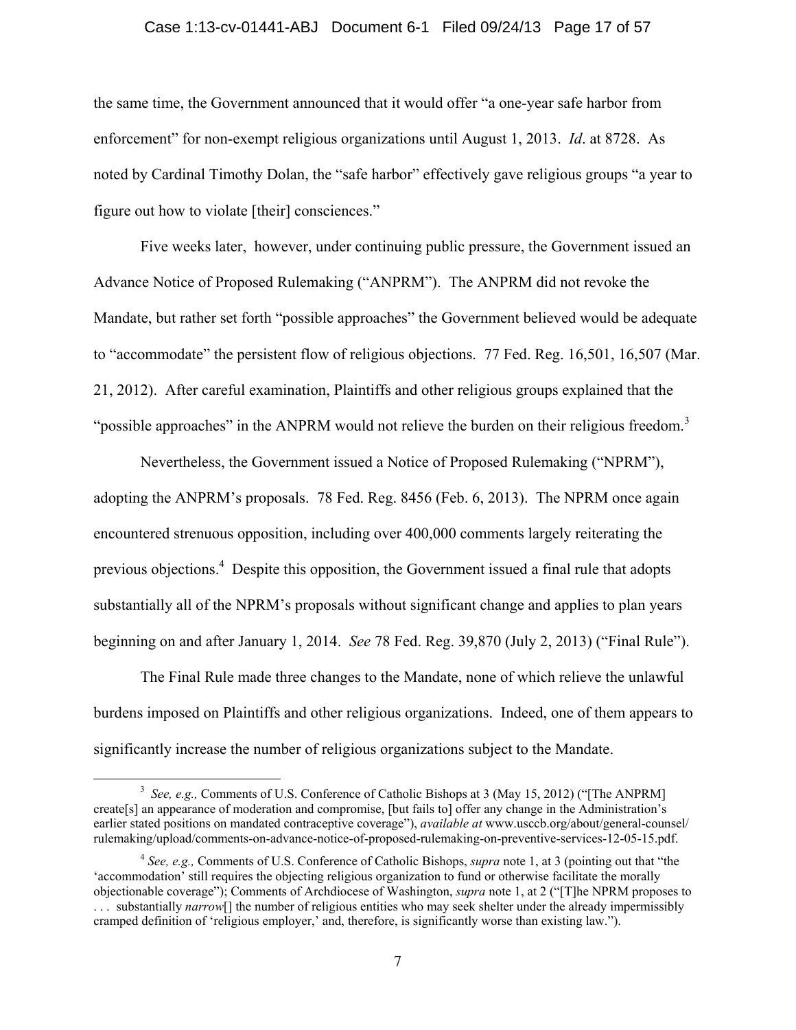the same time, the Government announced that it would offer "a one-year safe harbor from enforcement" for non-exempt religious organizations until August 1, 2013. *Id*. at 8728. As noted by Cardinal Timothy Dolan, the "safe harbor" effectively gave religious groups "a year to figure out how to violate [their] consciences."

Five weeks later, however, under continuing public pressure, the Government issued an Advance Notice of Proposed Rulemaking ("ANPRM"). The ANPRM did not revoke the Mandate, but rather set forth "possible approaches" the Government believed would be adequate to "accommodate" the persistent flow of religious objections. 77 Fed. Reg. 16,501, 16,507 (Mar. 21, 2012). After careful examination, Plaintiffs and other religious groups explained that the "possible approaches" in the ANPRM would not relieve the burden on their religious freedom.[3]

Nevertheless, the Government issued a Notice of Proposed Rulemaking ("NPRM"), adopting the ANPRM's proposals. 78 Fed. Reg. 8456 (Feb. 6, 2013). The NPRM once again encountered strenuous opposition, including over 400,000 comments largely reiterating the previous objections.[4] Despite this opposition, the Government issued a final rule that adopts substantially all of the NPRM's proposals without significant change and applies to plan years beginning on and after January 1, 2014. *See* 78 Fed. Reg. 39,870 (July 2, 2013) ("Final Rule").

The Final Rule made three changes to the Mandate, none of which relieve the unlawful burdens imposed on Plaintiffs and other religious organizations. Indeed, one of them appears to significantly increase the number of religious organizations subject to the Mandate.

---

[3] *See, e.g.,* Comments of U.S. Conference of Catholic Bishops at 3 (May 15, 2012) ("[The ANPRM] create[s] an appearance of moderation and compromise, [but fails to] offer any change in the Administration's earlier stated positions on mandated contraceptive coverage"), *available at* www.usccb.org/about/general-counsel/rulemaking/upload/comments-on-advance-notice-of-proposed-rulemaking-on-preventive-services-12-05-15.pdf.

[4] *See, e.g.,* Comments of U.S. Conference of Catholic Bishops, *supra* note 1, at 3 (pointing out that "the 'accommodation' still requires the objecting religious organization to fund or otherwise facilitate the morally objectionable coverage"); Comments of Archdiocese of Washington, *supra* note 1, at 2 ("[T]he NPRM proposes to . . . substantially *narrow*[] the number of religious entities who may seek shelter under the already impermissibly cramped definition of 'religious employer,' and, therefore, is significantly worse than existing law.").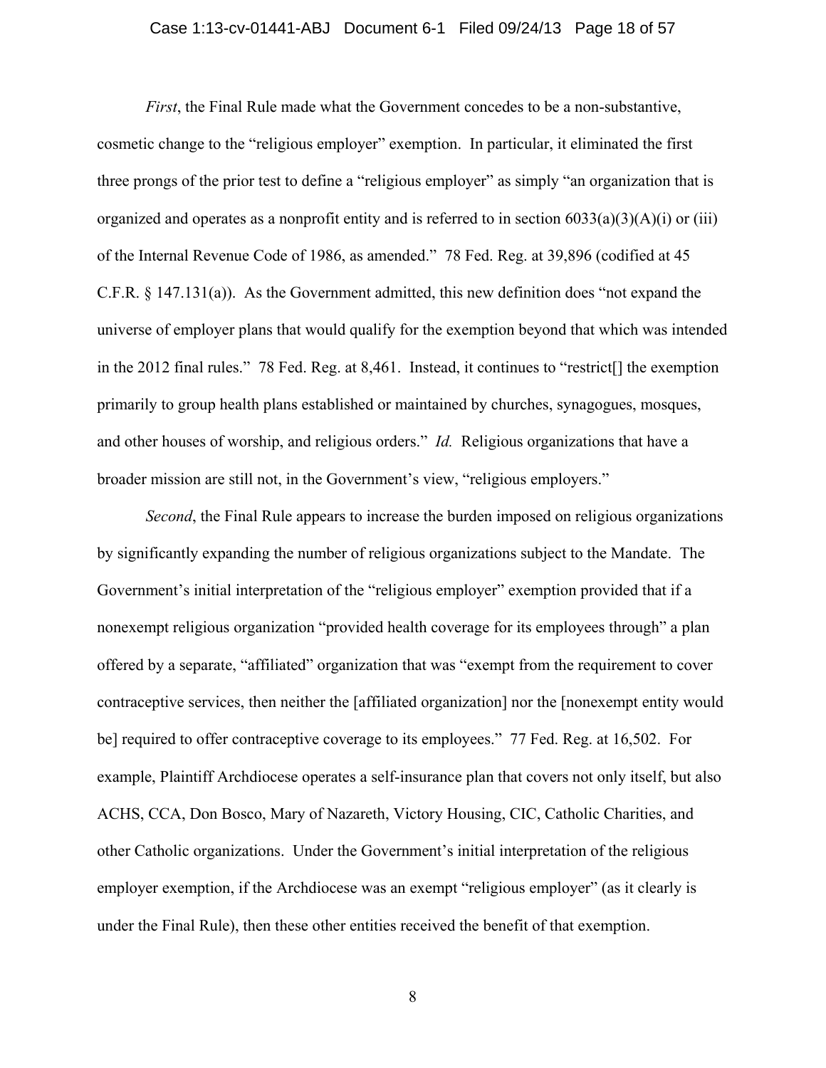*First*, the Final Rule made what the Government concedes to be a non-substantive, cosmetic change to the "religious employer" exemption. In particular, it eliminated the first three prongs of the prior test to define a "religious employer" as simply "an organization that is organized and operates as a nonprofit entity and is referred to in section 6033(a)(3)(A)(i) or (iii) of the Internal Revenue Code of 1986, as amended." 78 Fed. Reg. at 39,896 (codified at 45 C.F.R. § 147.131(a)). As the Government admitted, this new definition does "not expand the universe of employer plans that would qualify for the exemption beyond that which was intended in the 2012 final rules." 78 Fed. Reg. at 8,461. Instead, it continues to "restrict[] the exemption primarily to group health plans established or maintained by churches, synagogues, mosques, and other houses of worship, and religious orders." *Id.* Religious organizations that have a broader mission are still not, in the Government's view, "religious employers."

*Second*, the Final Rule appears to increase the burden imposed on religious organizations by significantly expanding the number of religious organizations subject to the Mandate. The Government's initial interpretation of the "religious employer" exemption provided that if a nonexempt religious organization "provided health coverage for its employees through" a plan offered by a separate, "affiliated" organization that was "exempt from the requirement to cover contraceptive services, then neither the [affiliated organization] nor the [nonexempt entity would be] required to offer contraceptive coverage to its employees." 77 Fed. Reg. at 16,502. For example, Plaintiff Archdiocese operates a self-insurance plan that covers not only itself, but also ACHS, CCA, Don Bosco, Mary of Nazareth, Victory Housing, CIC, Catholic Charities, and other Catholic organizations. Under the Government's initial interpretation of the religious employer exemption, if the Archdiocese was an exempt "religious employer" (as it clearly is under the Final Rule), then these other entities received the benefit of that exemption.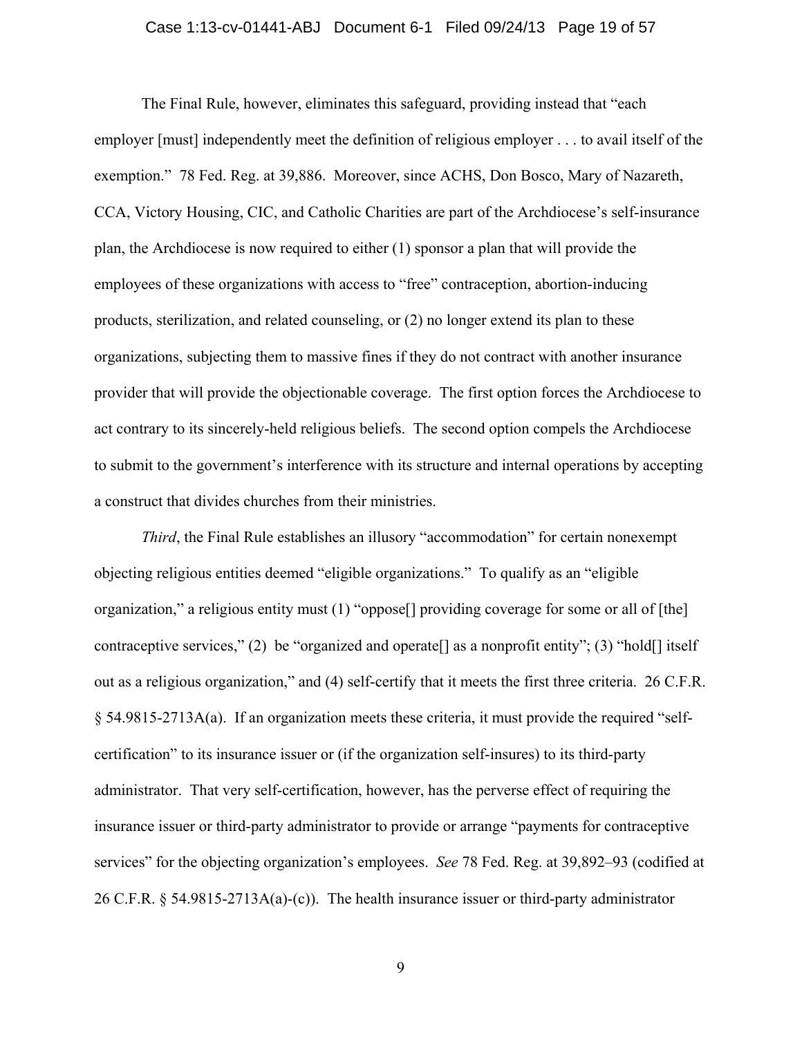The Final Rule, however, eliminates this safeguard, providing instead that "each employer [must] independently meet the definition of religious employer . . . to avail itself of the exemption." 78 Fed. Reg. at 39,886. Moreover, since ACHS, Don Bosco, Mary of Nazareth, CCA, Victory Housing, CIC, and Catholic Charities are part of the Archdiocese's self-insurance plan, the Archdiocese is now required to either (1) sponsor a plan that will provide the employees of these organizations with access to "free" contraception, abortion-inducing products, sterilization, and related counseling, or (2) no longer extend its plan to these organizations, subjecting them to massive fines if they do not contract with another insurance provider that will provide the objectionable coverage. The first option forces the Archdiocese to act contrary to its sincerely-held religious beliefs. The second option compels the Archdiocese to submit to the government's interference with its structure and internal operations by accepting a construct that divides churches from their ministries.

*Third*, the Final Rule establishes an illusory "accommodation" for certain nonexempt objecting religious entities deemed "eligible organizations." To qualify as an "eligible organization," a religious entity must (1) "oppose[] providing coverage for some or all of [the] contraceptive services," (2) be "organized and operate[] as a nonprofit entity"; (3) "hold[] itself out as a religious organization," and (4) self-certify that it meets the first three criteria. 26 C.F.R. § 54.9815-2713A(a). If an organization meets these criteria, it must provide the required "self-certification" to its insurance issuer or (if the organization self-insures) to its third-party administrator. That very self-certification, however, has the perverse effect of requiring the insurance issuer or third-party administrator to provide or arrange "payments for contraceptive services" for the objecting organization's employees. *See* 78 Fed. Reg. at 39,892–93 (codified at 26 C.F.R. § 54.9815-2713A(a)-(c)). The health insurance issuer or third-party administrator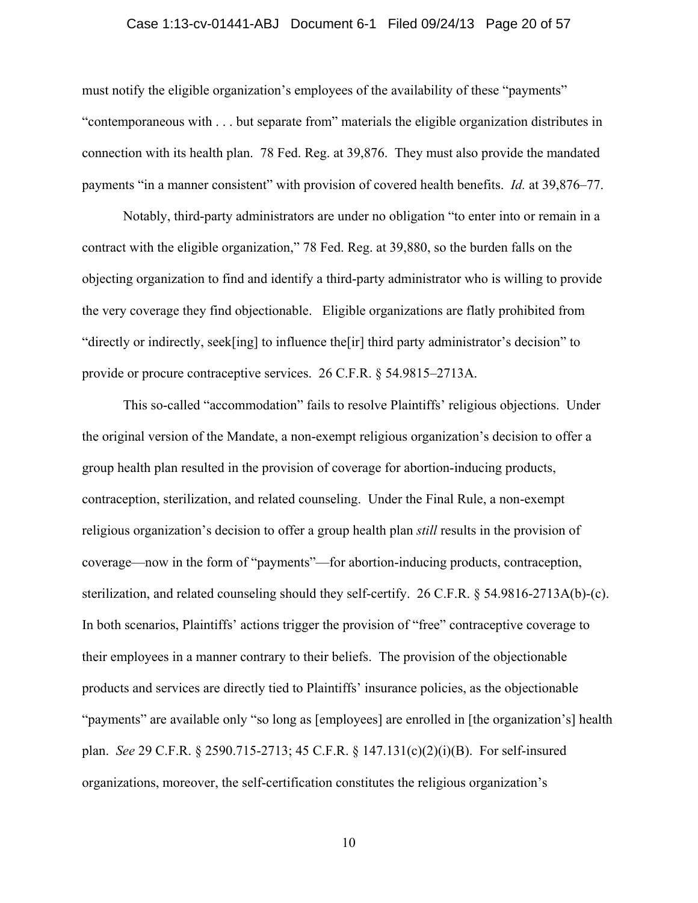must notify the eligible organization's employees of the availability of these "payments" "contemporaneous with . . . but separate from" materials the eligible organization distributes in connection with its health plan. 78 Fed. Reg. at 39,876. They must also provide the mandated payments "in a manner consistent" with provision of covered health benefits. *Id.* at 39,876–77.

Notably, third-party administrators are under no obligation "to enter into or remain in a contract with the eligible organization," 78 Fed. Reg. at 39,880, so the burden falls on the objecting organization to find and identify a third-party administrator who is willing to provide the very coverage they find objectionable. Eligible organizations are flatly prohibited from "directly or indirectly, seek[ing] to influence the[ir] third party administrator's decision" to provide or procure contraceptive services. 26 C.F.R. § 54.9815–2713A.

This so-called "accommodation" fails to resolve Plaintiffs' religious objections. Under the original version of the Mandate, a non-exempt religious organization's decision to offer a group health plan resulted in the provision of coverage for abortion-inducing products, contraception, sterilization, and related counseling. Under the Final Rule, a non-exempt religious organization's decision to offer a group health plan *still* results in the provision of coverage—now in the form of "payments"—for abortion-inducing products, contraception, sterilization, and related counseling should they self-certify. 26 C.F.R. § 54.9816-2713A(b)-(c). In both scenarios, Plaintiffs' actions trigger the provision of "free" contraceptive coverage to their employees in a manner contrary to their beliefs. The provision of the objectionable products and services are directly tied to Plaintiffs' insurance policies, as the objectionable "payments" are available only "so long as [employees] are enrolled in [the organization's] health plan. *See* 29 C.F.R. § 2590.715-2713; 45 C.F.R. § 147.131(c)(2)(i)(B). For self-insured organizations, moreover, the self-certification constitutes the religious organization's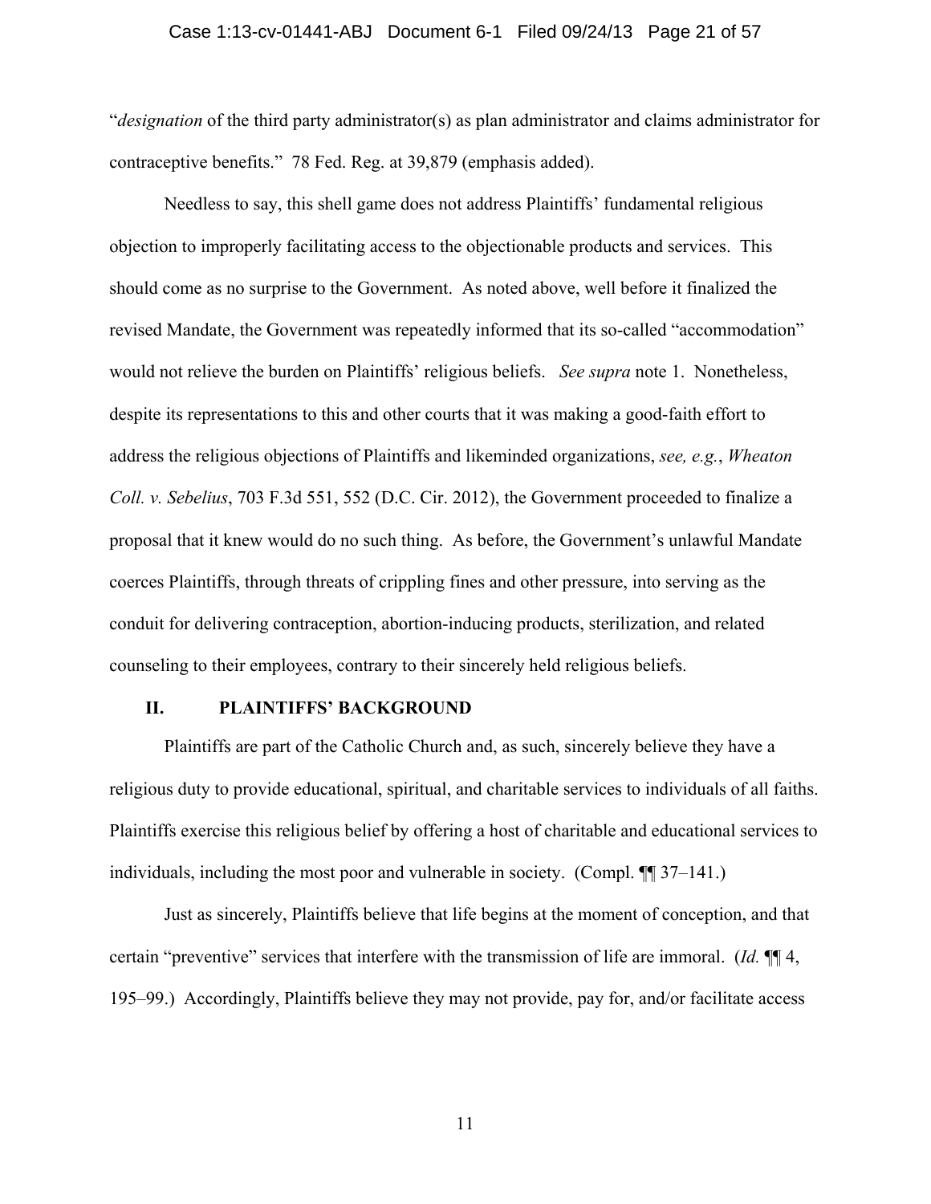"*designation* of the third party administrator(s) as plan administrator and claims administrator for contraceptive benefits." 78 Fed. Reg. at 39,879 (emphasis added).

Needless to say, this shell game does not address Plaintiffs' fundamental religious objection to improperly facilitating access to the objectionable products and services. This should come as no surprise to the Government. As noted above, well before it finalized the revised Mandate, the Government was repeatedly informed that its so-called "accommodation" would not relieve the burden on Plaintiffs' religious beliefs. *See supra* note 1. Nonetheless, despite its representations to this and other courts that it was making a good-faith effort to address the religious objections of Plaintiffs and likeminded organizations, *see, e.g.*, *Wheaton Coll. v. Sebelius*, 703 F.3d 551, 552 (D.C. Cir. 2012), the Government proceeded to finalize a proposal that it knew would do no such thing. As before, the Government's unlawful Mandate coerces Plaintiffs, through threats of crippling fines and other pressure, into serving as the conduit for delivering contraception, abortion-inducing products, sterilization, and related counseling to their employees, contrary to their sincerely held religious beliefs.

## II. PLAINTIFFS' BACKGROUND

Plaintiffs are part of the Catholic Church and, as such, sincerely believe they have a religious duty to provide educational, spiritual, and charitable services to individuals of all faiths. Plaintiffs exercise this religious belief by offering a host of charitable and educational services to individuals, including the most poor and vulnerable in society. (Compl. ¶¶ 37–141.)

Just as sincerely, Plaintiffs believe that life begins at the moment of conception, and that certain "preventive" services that interfere with the transmission of life are immoral. (*Id.* ¶¶ 4, 195–99.) Accordingly, Plaintiffs believe they may not provide, pay for, and/or facilitate access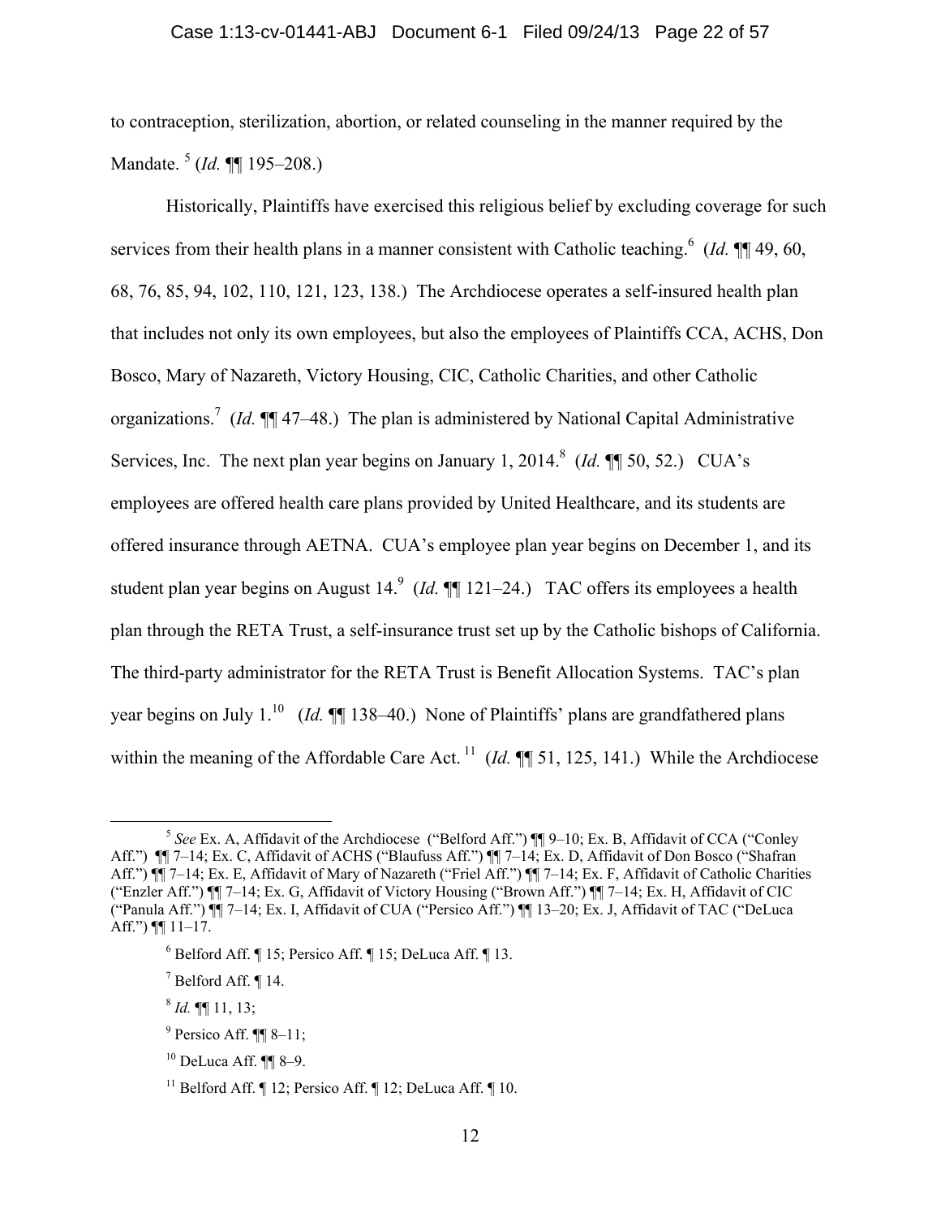to contraception, sterilization, abortion, or related counseling in the manner required by the Mandate. [5] (*Id.* ¶¶ 195–208.)

Historically, Plaintiffs have exercised this religious belief by excluding coverage for such services from their health plans in a manner consistent with Catholic teaching.[6] (*Id.* ¶¶ 49, 60, 68, 76, 85, 94, 102, 110, 121, 123, 138.) The Archdiocese operates a self-insured health plan that includes not only its own employees, but also the employees of Plaintiffs CCA, ACHS, Don Bosco, Mary of Nazareth, Victory Housing, CIC, Catholic Charities, and other Catholic organizations.[7] (*Id.* ¶¶ 47–48.) The plan is administered by National Capital Administrative Services, Inc. The next plan year begins on January 1, 2014.[8] (*Id.* ¶¶ 50, 52.) CUA's employees are offered health care plans provided by United Healthcare, and its students are offered insurance through AETNA. CUA's employee plan year begins on December 1, and its student plan year begins on August 14.[9] (*Id.* ¶¶ 121–24.) TAC offers its employees a health plan through the RETA Trust, a self-insurance trust set up by the Catholic bishops of California. The third-party administrator for the RETA Trust is Benefit Allocation Systems. TAC's plan year begins on July 1.[10] (*Id.* ¶¶ 138–40.) None of Plaintiffs' plans are grandfathered plans within the meaning of the Affordable Care Act. [11] (*Id.* ¶¶ 51, 125, 141.) While the Archdiocese

---

[5] *See* Ex. A, Affidavit of the Archdiocese ("Belford Aff.") ¶¶ 9–10; Ex. B, Affidavit of CCA ("Conley Aff.") ¶¶ 7–14; Ex. C, Affidavit of ACHS ("Blaufuss Aff.") ¶¶ 7–14; Ex. D, Affidavit of Don Bosco ("Shafran Aff.") ¶¶ 7–14; Ex. E, Affidavit of Mary of Nazareth ("Friel Aff.") ¶¶ 7–14; Ex. F, Affidavit of Catholic Charities ("Enzler Aff.") ¶¶ 7–14; Ex. G, Affidavit of Victory Housing ("Brown Aff.") ¶¶ 7–14; Ex. H, Affidavit of CIC ("Panula Aff.") ¶¶ 7–14; Ex. I, Affidavit of CUA ("Persico Aff.") ¶¶ 13–20; Ex. J, Affidavit of TAC ("DeLuca Aff.") ¶¶ 11–17.

[6] Belford Aff. ¶ 15; Persico Aff. ¶ 15; DeLuca Aff. ¶ 13.

[7] Belford Aff. ¶ 14.

[8] *Id.* ¶¶ 11, 13;

[9] Persico Aff. ¶¶ 8–11;

[10] DeLuca Aff. ¶¶ 8–9.

[11] Belford Aff. ¶ 12; Persico Aff. ¶ 12; DeLuca Aff. ¶ 10.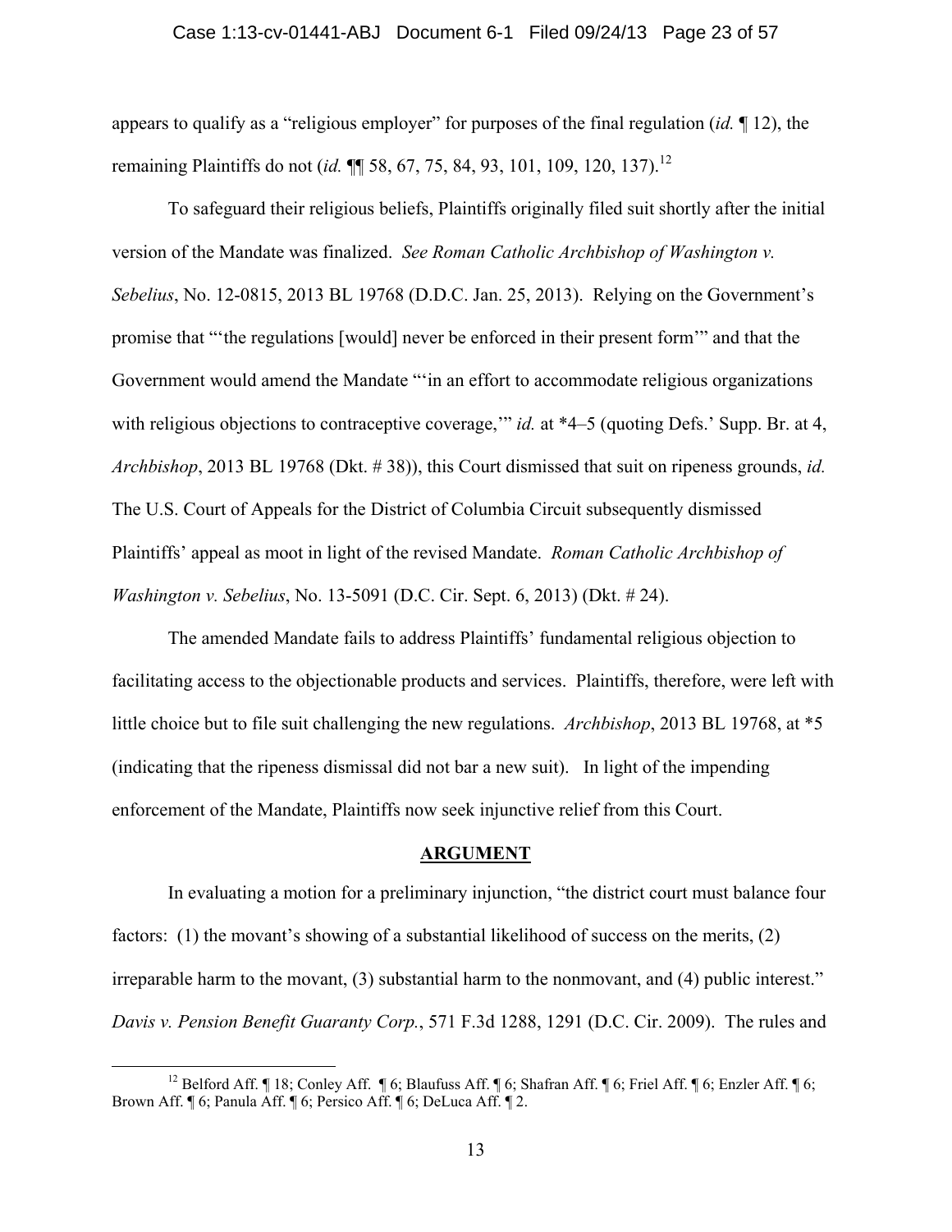appears to qualify as a "religious employer" for purposes of the final regulation (*id.* ¶ 12), the remaining Plaintiffs do not (*id.* ¶¶ 58, 67, 75, 84, 93, 101, 109, 120, 137).[12]

To safeguard their religious beliefs, Plaintiffs originally filed suit shortly after the initial version of the Mandate was finalized. *See Roman Catholic Archbishop of Washington v. Sebelius*, No. 12-0815, 2013 BL 19768 (D.D.C. Jan. 25, 2013). Relying on the Government's promise that "'the regulations [would] never be enforced in their present form'" and that the Government would amend the Mandate "'in an effort to accommodate religious organizations with religious objections to contraceptive coverage,'" *id.* at *4–5 (quoting Defs.' Supp. Br. at 4, *Archbishop*, 2013 BL 19768 (Dkt. # 38)), this Court dismissed that suit on ripeness grounds, *id.* The U.S. Court of Appeals for the District of Columbia Circuit subsequently dismissed Plaintiffs' appeal as moot in light of the revised Mandate. *Roman Catholic Archbishop of Washington v. Sebelius*, No. 13-5091 (D.C. Cir. Sept. 6, 2013) (Dkt. # 24).

The amended Mandate fails to address Plaintiffs' fundamental religious objection to facilitating access to the objectionable products and services. Plaintiffs, therefore, were left with little choice but to file suit challenging the new regulations. *Archbishop*, 2013 BL 19768, at *5 (indicating that the ripeness dismissal did not bar a new suit). In light of the impending enforcement of the Mandate, Plaintiffs now seek injunctive relief from this Court.

## ARGUMENT

In evaluating a motion for a preliminary injunction, "the district court must balance four factors: (1) the movant's showing of a substantial likelihood of success on the merits, (2) irreparable harm to the movant, (3) substantial harm to the nonmovant, and (4) public interest." *Davis v. Pension Benefit Guaranty Corp.*, 571 F.3d 1288, 1291 (D.C. Cir. 2009). The rules and

[12] Belford Aff. ¶ 18; Conley Aff. ¶ 6; Blaufuss Aff. ¶ 6; Shafran Aff. ¶ 6; Friel Aff. ¶ 6; Enzler Aff. ¶ 6; Brown Aff. ¶ 6; Panula Aff. ¶ 6; Persico Aff. ¶ 6; DeLuca Aff. ¶ 2.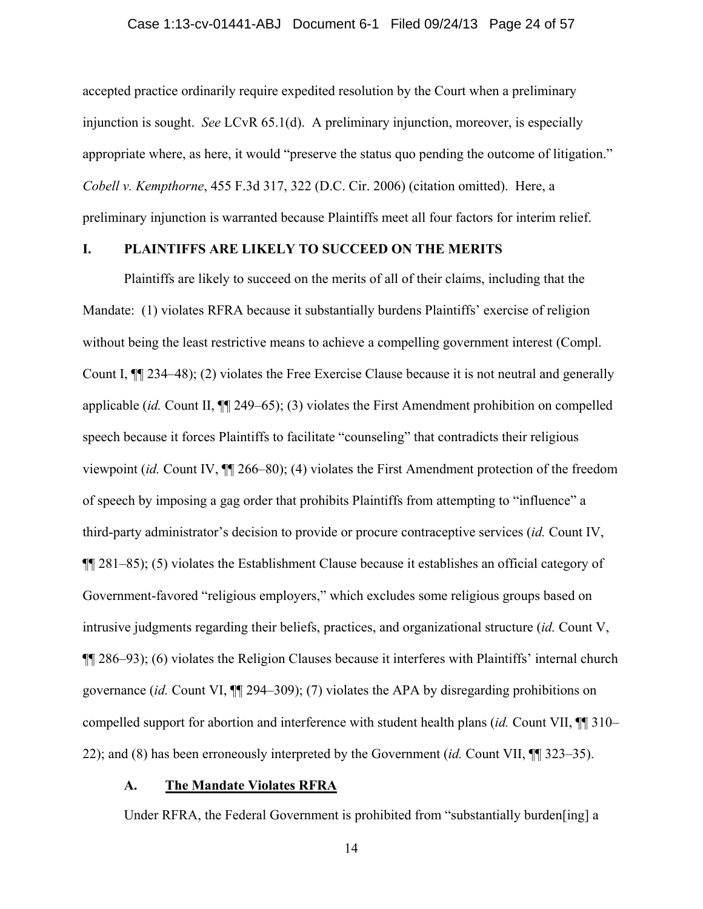accepted practice ordinarily require expedited resolution by the Court when a preliminary injunction is sought. *See* LCvR 65.1(d). A preliminary injunction, moreover, is especially appropriate where, as here, it would "preserve the status quo pending the outcome of litigation." *Cobell v. Kempthorne*, 455 F.3d 317, 322 (D.C. Cir. 2006) (citation omitted). Here, a preliminary injunction is warranted because Plaintiffs meet all four factors for interim relief.

## I. PLAINTIFFS ARE LIKELY TO SUCCEED ON THE MERITS

Plaintiffs are likely to succeed on the merits of all of their claims, including that the Mandate: (1) violates RFRA because it substantially burdens Plaintiffs' exercise of religion without being the least restrictive means to achieve a compelling government interest (Compl. Count I, ¶¶ 234–48); (2) violates the Free Exercise Clause because it is not neutral and generally applicable (*id.* Count II, ¶¶ 249–65); (3) violates the First Amendment prohibition on compelled speech because it forces Plaintiffs to facilitate "counseling" that contradicts their religious viewpoint (*id.* Count IV, ¶¶ 266–80); (4) violates the First Amendment protection of the freedom of speech by imposing a gag order that prohibits Plaintiffs from attempting to "influence" a third-party administrator's decision to provide or procure contraceptive services (*id.* Count IV, ¶¶ 281–85); (5) violates the Establishment Clause because it establishes an official category of Government-favored "religious employers," which excludes some religious groups based on intrusive judgments regarding their beliefs, practices, and organizational structure (*id.* Count V, ¶¶ 286–93); (6) violates the Religion Clauses because it interferes with Plaintiffs' internal church governance (*id.* Count VI, ¶¶ 294–309); (7) violates the APA by disregarding prohibitions on compelled support for abortion and interference with student health plans (*id.* Count VII, ¶¶ 310–22); and (8) has been erroneously interpreted by the Government (*id.* Count VII, ¶¶ 323–35).

### A. <u>The Mandate Violates RFRA</u>

Under RFRA, the Federal Government is prohibited from "substantially burden[ing] a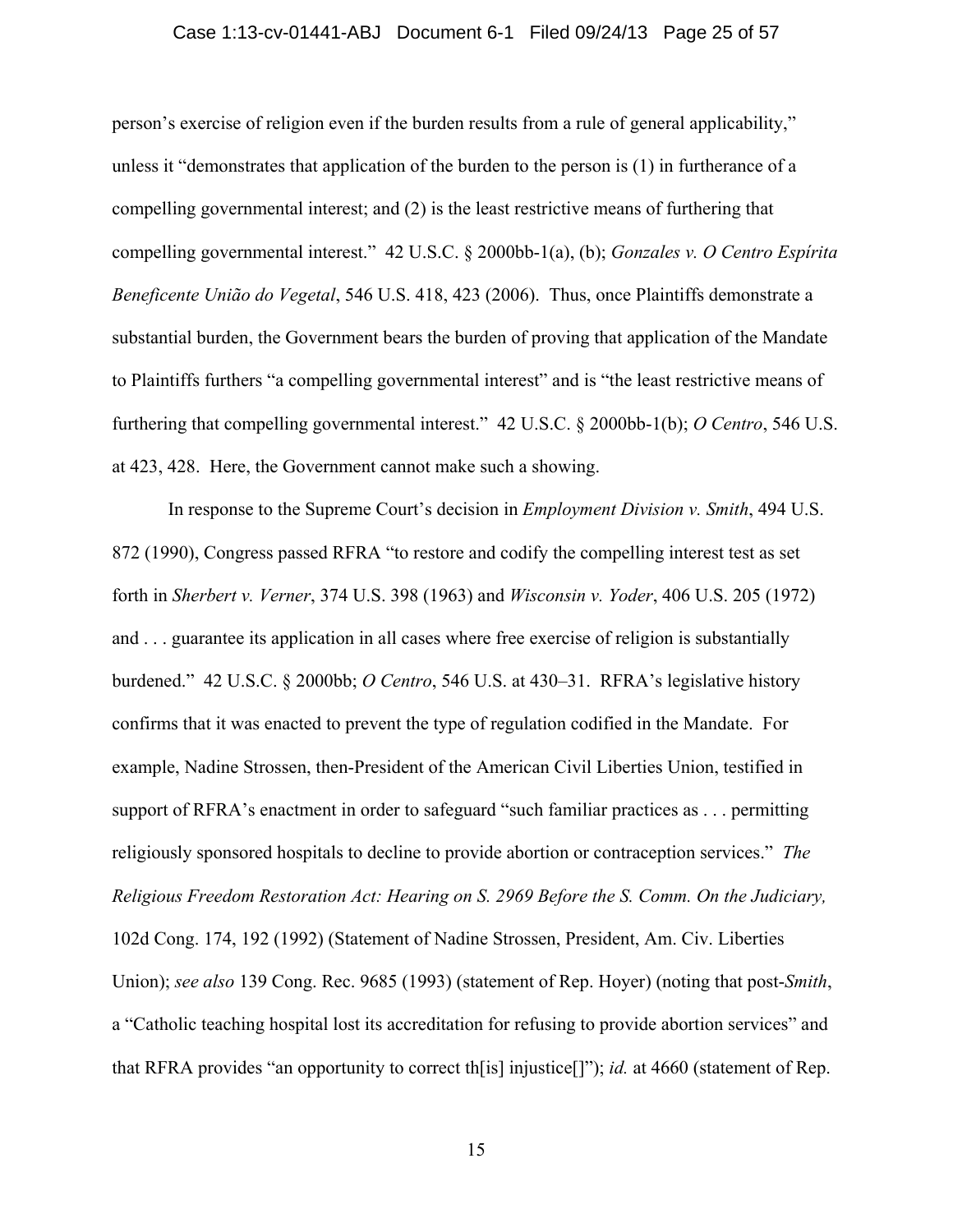person's exercise of religion even if the burden results from a rule of general applicability," unless it "demonstrates that application of the burden to the person is (1) in furtherance of a compelling governmental interest; and (2) is the least restrictive means of furthering that compelling governmental interest." 42 U.S.C. § 2000bb-1(a), (b); *Gonzales v. O Centro Espírita Beneficente União do Vegetal*, 546 U.S. 418, 423 (2006). Thus, once Plaintiffs demonstrate a substantial burden, the Government bears the burden of proving that application of the Mandate to Plaintiffs furthers "a compelling governmental interest" and is "the least restrictive means of furthering that compelling governmental interest." 42 U.S.C. § 2000bb-1(b); *O Centro*, 546 U.S. at 423, 428. Here, the Government cannot make such a showing.

In response to the Supreme Court's decision in *Employment Division v. Smith*, 494 U.S. 872 (1990), Congress passed RFRA "to restore and codify the compelling interest test as set forth in *Sherbert v. Verner*, 374 U.S. 398 (1963) and *Wisconsin v. Yoder*, 406 U.S. 205 (1972) and . . . guarantee its application in all cases where free exercise of religion is substantially burdened." 42 U.S.C. § 2000bb; *O Centro*, 546 U.S. at 430–31. RFRA's legislative history confirms that it was enacted to prevent the type of regulation codified in the Mandate. For example, Nadine Strossen, then-President of the American Civil Liberties Union, testified in support of RFRA's enactment in order to safeguard "such familiar practices as . . . permitting religiously sponsored hospitals to decline to provide abortion or contraception services." *The Religious Freedom Restoration Act: Hearing on S. 2969 Before the S. Comm. On the Judiciary,* 102d Cong. 174, 192 (1992) (Statement of Nadine Strossen, President, Am. Civ. Liberties Union); *see also* 139 Cong. Rec. 9685 (1993) (statement of Rep. Hoyer) (noting that post-*Smith*, a "Catholic teaching hospital lost its accreditation for refusing to provide abortion services" and that RFRA provides "an opportunity to correct th[is] injustice[]"); *id.* at 4660 (statement of Rep.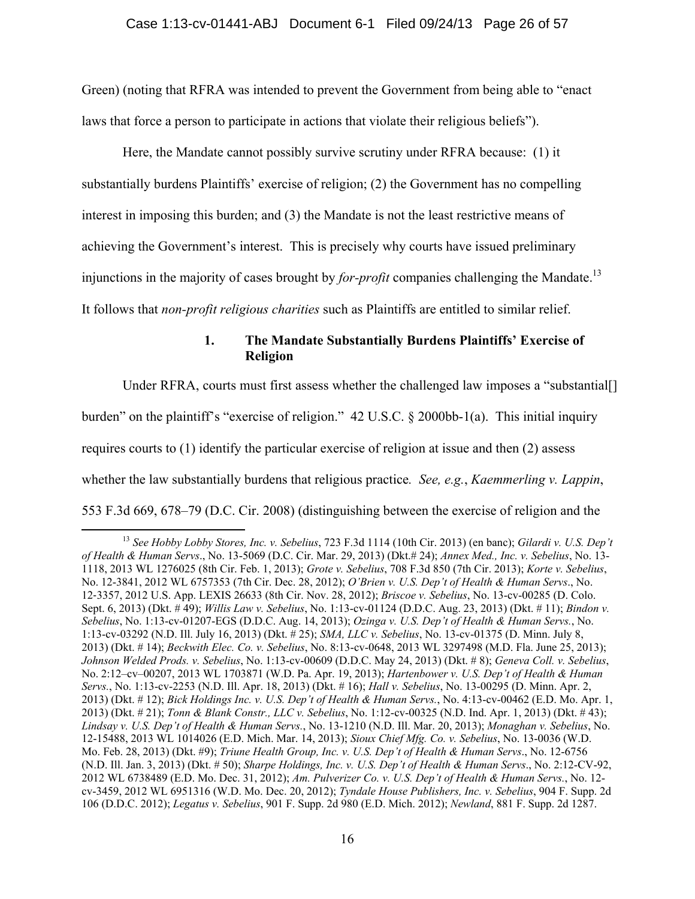Green) (noting that RFRA was intended to prevent the Government from being able to "enact laws that force a person to participate in actions that violate their religious beliefs").

Here, the Mandate cannot possibly survive scrutiny under RFRA because: (1) it substantially burdens Plaintiffs' exercise of religion; (2) the Government has no compelling interest in imposing this burden; and (3) the Mandate is not the least restrictive means of achieving the Government's interest. This is precisely why courts have issued preliminary injunctions in the majority of cases brought by *for-profit* companies challenging the Mandate.[13] It follows that *non-profit religious charities* such as Plaintiffs are entitled to similar relief.

### 1. The Mandate Substantially Burdens Plaintiffs' Exercise of Religion

Under RFRA, courts must first assess whether the challenged law imposes a "substantial[] burden" on the plaintiff's "exercise of religion." 42 U.S.C. § 2000bb-1(a). This initial inquiry requires courts to (1) identify the particular exercise of religion at issue and then (2) assess whether the law substantially burdens that religious practice. *See, e.g.*, *Kaemmerling v. Lappin*, 553 F.3d 669, 678–79 (D.C. Cir. 2008) (distinguishing between the exercise of religion and the

---

[13] *See Hobby Lobby Stores, Inc. v. Sebelius*, 723 F.3d 1114 (10th Cir. 2013) (en banc); *Gilardi v. U.S. Dep't of Health & Human Servs*., No. 13-5069 (D.C. Cir. Mar. 29, 2013) (Dkt.# 24); *Annex Med., Inc. v. Sebelius*, No. 13-1118, 2013 WL 1276025 (8th Cir. Feb. 1, 2013); *Grote v. Sebelius*, 708 F.3d 850 (7th Cir. 2013); *Korte v. Sebelius*, No. 12-3841, 2012 WL 6757353 (7th Cir. Dec. 28, 2012); *O'Brien v. U.S. Dep't of Health & Human Servs*., No. 12-3357, 2012 U.S. App. LEXIS 26633 (8th Cir. Nov. 28, 2012); *Briscoe v. Sebelius*, No. 13-cv-00285 (D. Colo. Sept. 6, 2013) (Dkt. # 49); *Willis Law v. Sebelius*, No. 1:13-cv-01124 (D.D.C. Aug. 23, 2013) (Dkt. # 11); *Bindon v. Sebelius*, No. 1:13-cv-01207-EGS (D.D.C. Aug. 14, 2013); *Ozinga v. U.S. Dep't of Health & Human Servs.*, No. 1:13-cv-03292 (N.D. Ill. July 16, 2013) (Dkt. # 25); *SMA, LLC v. Sebelius*, No. 13-cv-01375 (D. Minn. July 8, 2013) (Dkt. # 14); *Beckwith Elec. Co. v. Sebelius*, No. 8:13-cv-0648, 2013 WL 3297498 (M.D. Fla. June 25, 2013); *Johnson Welded Prods. v. Sebelius*, No. 1:13-cv-00609 (D.D.C. May 24, 2013) (Dkt. # 8); *Geneva Coll. v. Sebelius*, No. 2:12–cv–00207, 2013 WL 1703871 (W.D. Pa. Apr. 19, 2013); *Hartenbower v. U.S. Dep't of Health & Human Servs.*, No. 1:13-cv-2253 (N.D. Ill. Apr. 18, 2013) (Dkt. # 16); *Hall v. Sebelius*, No. 13-00295 (D. Minn. Apr. 2, 2013) (Dkt. # 12); *Bick Holdings Inc. v. U.S. Dep't of Health & Human Servs.*, No. 4:13-cv-00462 (E.D. Mo. Apr. 1, 2013) (Dkt. # 21); *Tonn & Blank Constr., LLC v. Sebelius*, No. 1:12-cv-00325 (N.D. Ind. Apr. 1, 2013) (Dkt. # 43); *Lindsay v. U.S. Dep't of Health & Human Servs.*, No. 13-1210 (N.D. Ill. Mar. 20, 2013); *Monaghan v. Sebelius*, No. 12-15488, 2013 WL 1014026 (E.D. Mich. Mar. 14, 2013); *Sioux Chief Mfg. Co. v. Sebelius*, No. 13-0036 (W.D. Mo. Feb. 28, 2013) (Dkt. #9); *Triune Health Group, Inc. v. U.S. Dep't of Health & Human Servs*., No. 12-6756 (N.D. Ill. Jan. 3, 2013) (Dkt. # 50); *Sharpe Holdings, Inc. v. U.S. Dep't of Health & Human Servs*., No. 2:12-CV-92, 2012 WL 6738489 (E.D. Mo. Dec. 31, 2012); *Am. Pulverizer Co. v. U.S. Dep't of Health & Human Servs.*, No. 12-cv-3459, 2012 WL 6951316 (W.D. Mo. Dec. 20, 2012); *Tyndale House Publishers, Inc. v. Sebelius*, 904 F. Supp. 2d 106 (D.D.C. 2012); *Legatus v. Sebelius*, 901 F. Supp. 2d 980 (E.D. Mich. 2012); *Newland*, 881 F. Supp. 2d 1287.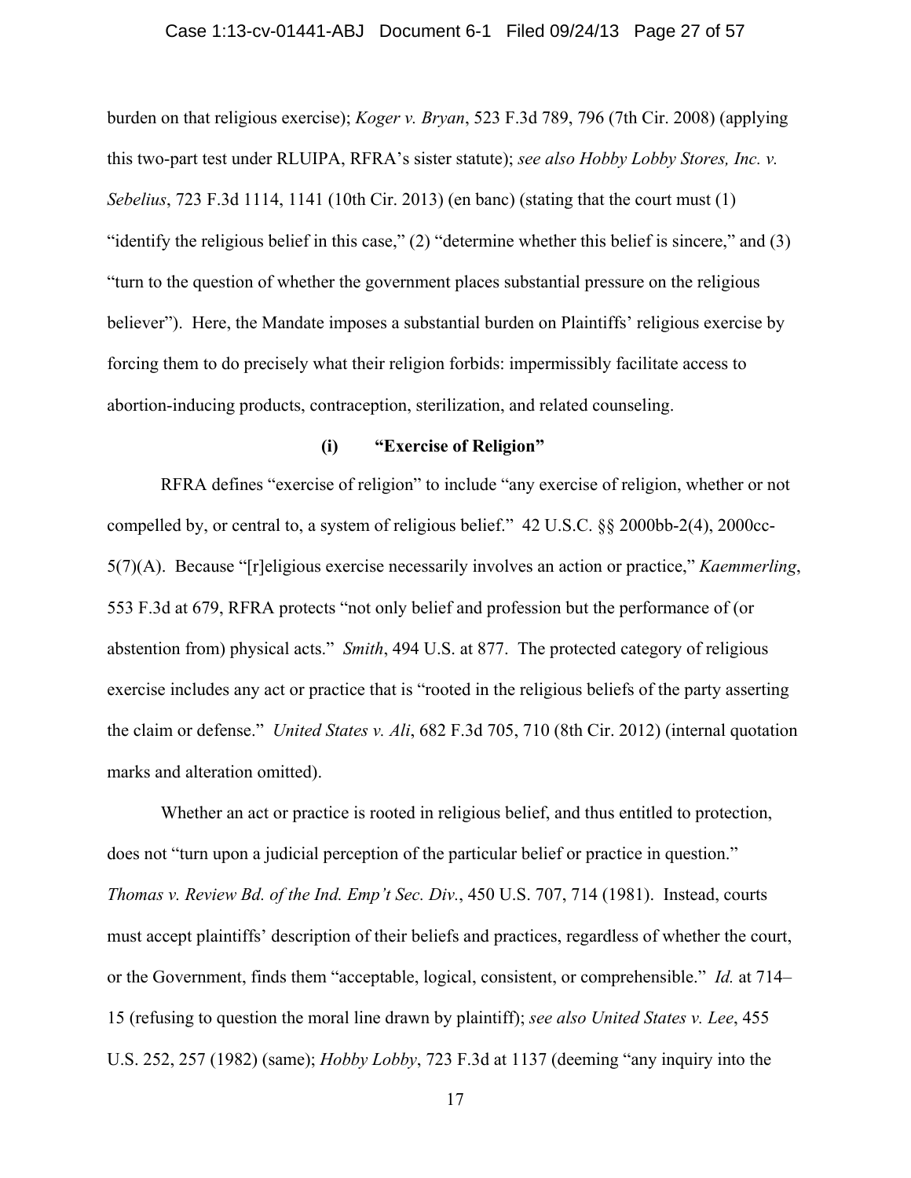burden on that religious exercise); *Koger v. Bryan*, 523 F.3d 789, 796 (7th Cir. 2008) (applying this two-part test under RLUIPA, RFRA's sister statute); *see also Hobby Lobby Stores, Inc. v. Sebelius*, 723 F.3d 1114, 1141 (10th Cir. 2013) (en banc) (stating that the court must (1) "identify the religious belief in this case," (2) "determine whether this belief is sincere," and (3) "turn to the question of whether the government places substantial pressure on the religious believer"). Here, the Mandate imposes a substantial burden on Plaintiffs' religious exercise by forcing them to do precisely what their religion forbids: impermissibly facilitate access to abortion-inducing products, contraception, sterilization, and related counseling.

**(i) "Exercise of Religion"**

RFRA defines "exercise of religion" to include "any exercise of religion, whether or not compelled by, or central to, a system of religious belief." 42 U.S.C. §§ 2000bb-2(4), 2000cc-5(7)(A). Because "[r]eligious exercise necessarily involves an action or practice," *Kaemmerling*, 553 F.3d at 679, RFRA protects "not only belief and profession but the performance of (or abstention from) physical acts." *Smith*, 494 U.S. at 877. The protected category of religious exercise includes any act or practice that is "rooted in the religious beliefs of the party asserting the claim or defense." *United States v. Ali*, 682 F.3d 705, 710 (8th Cir. 2012) (internal quotation marks and alteration omitted).

Whether an act or practice is rooted in religious belief, and thus entitled to protection, does not "turn upon a judicial perception of the particular belief or practice in question." *Thomas v. Review Bd. of the Ind. Emp't Sec. Div.*, 450 U.S. 707, 714 (1981). Instead, courts must accept plaintiffs' description of their beliefs and practices, regardless of whether the court, or the Government, finds them "acceptable, logical, consistent, or comprehensible." *Id.* at 714–15 (refusing to question the moral line drawn by plaintiff); *see also United States v. Lee*, 455 U.S. 252, 257 (1982) (same); *Hobby Lobby*, 723 F.3d at 1137 (deeming "any inquiry into the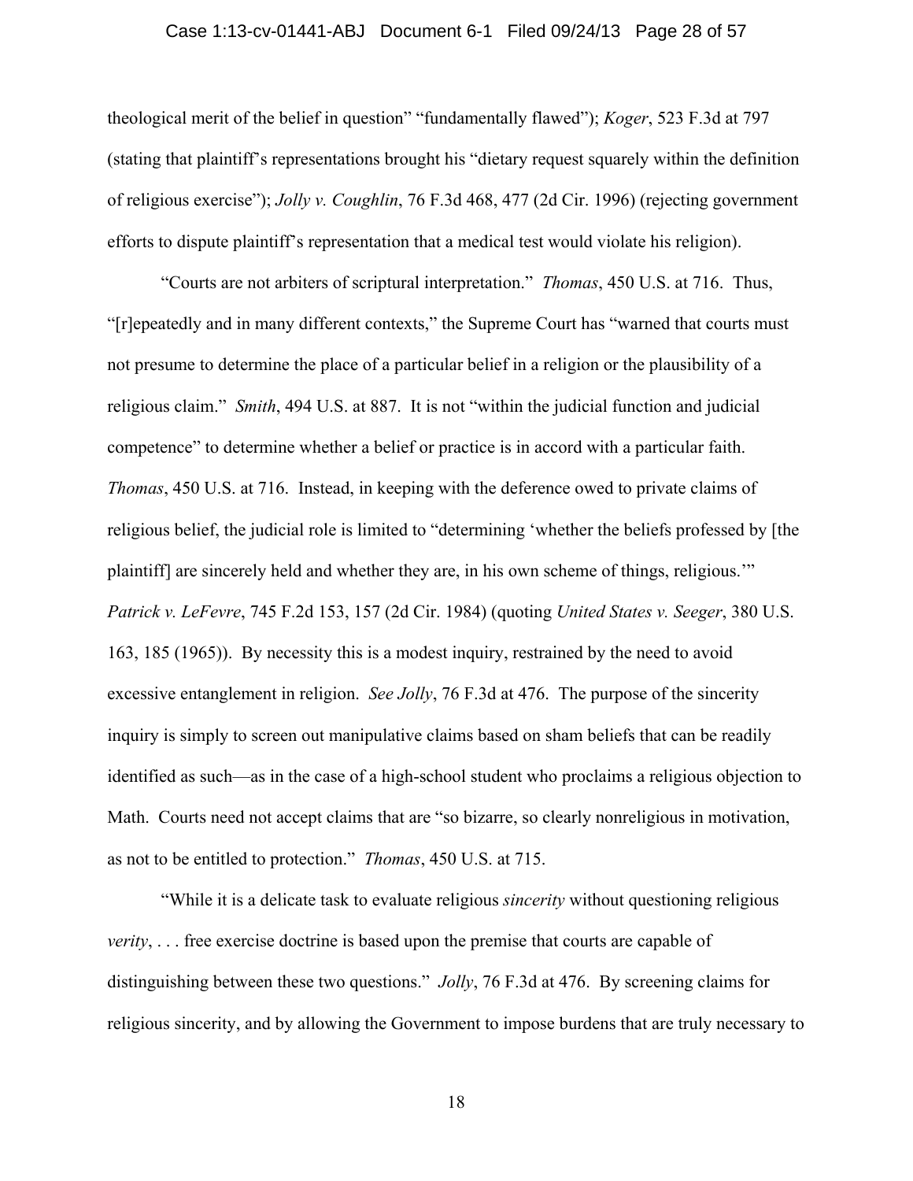theological merit of the belief in question" "fundamentally flawed"); *Koger*, 523 F.3d at 797 (stating that plaintiff's representations brought his "dietary request squarely within the definition of religious exercise"); *Jolly v. Coughlin*, 76 F.3d 468, 477 (2d Cir. 1996) (rejecting government efforts to dispute plaintiff's representation that a medical test would violate his religion).

"Courts are not arbiters of scriptural interpretation." *Thomas*, 450 U.S. at 716. Thus, "[r]epeatedly and in many different contexts," the Supreme Court has "warned that courts must not presume to determine the place of a particular belief in a religion or the plausibility of a religious claim." *Smith*, 494 U.S. at 887. It is not "within the judicial function and judicial competence" to determine whether a belief or practice is in accord with a particular faith. *Thomas*, 450 U.S. at 716. Instead, in keeping with the deference owed to private claims of religious belief, the judicial role is limited to "determining 'whether the beliefs professed by [the plaintiff] are sincerely held and whether they are, in his own scheme of things, religious.'" *Patrick v. LeFevre*, 745 F.2d 153, 157 (2d Cir. 1984) (quoting *United States v. Seeger*, 380 U.S. 163, 185 (1965)). By necessity this is a modest inquiry, restrained by the need to avoid excessive entanglement in religion. *See Jolly*, 76 F.3d at 476. The purpose of the sincerity inquiry is simply to screen out manipulative claims based on sham beliefs that can be readily identified as such—as in the case of a high-school student who proclaims a religious objection to Math. Courts need not accept claims that are "so bizarre, so clearly nonreligious in motivation, as not to be entitled to protection." *Thomas*, 450 U.S. at 715.

"While it is a delicate task to evaluate religious *sincerity* without questioning religious *verity*, . . . free exercise doctrine is based upon the premise that courts are capable of distinguishing between these two questions." *Jolly*, 76 F.3d at 476. By screening claims for religious sincerity, and by allowing the Government to impose burdens that are truly necessary to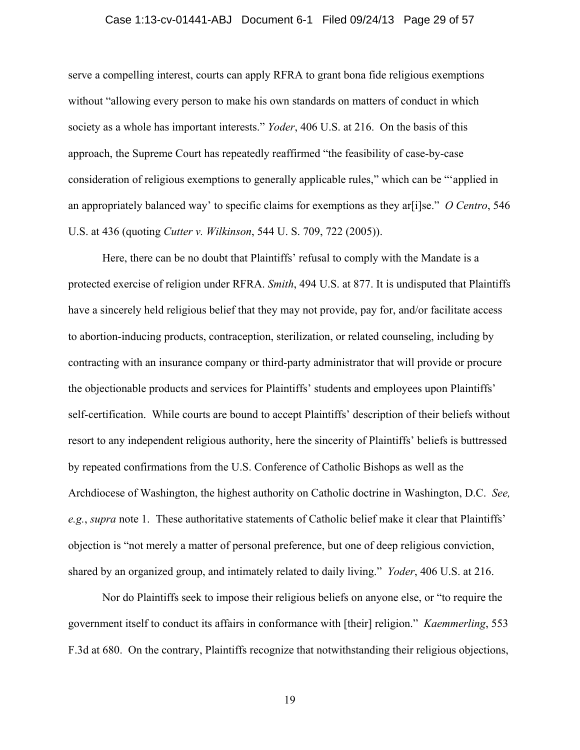serve a compelling interest, courts can apply RFRA to grant bona fide religious exemptions without "allowing every person to make his own standards on matters of conduct in which society as a whole has important interests." *Yoder*, 406 U.S. at 216. On the basis of this approach, the Supreme Court has repeatedly reaffirmed "the feasibility of case-by-case consideration of religious exemptions to generally applicable rules," which can be "'applied in an appropriately balanced way' to specific claims for exemptions as they ar[i]se." *O Centro*, 546 U.S. at 436 (quoting *Cutter v. Wilkinson*, 544 U. S. 709, 722 (2005)).

Here, there can be no doubt that Plaintiffs' refusal to comply with the Mandate is a protected exercise of religion under RFRA. *Smith*, 494 U.S. at 877. It is undisputed that Plaintiffs have a sincerely held religious belief that they may not provide, pay for, and/or facilitate access to abortion-inducing products, contraception, sterilization, or related counseling, including by contracting with an insurance company or third-party administrator that will provide or procure the objectionable products and services for Plaintiffs' students and employees upon Plaintiffs' self-certification. While courts are bound to accept Plaintiffs' description of their beliefs without resort to any independent religious authority, here the sincerity of Plaintiffs' beliefs is buttressed by repeated confirmations from the U.S. Conference of Catholic Bishops as well as the Archdiocese of Washington, the highest authority on Catholic doctrine in Washington, D.C. *See, e.g.*, *supra* note 1. These authoritative statements of Catholic belief make it clear that Plaintiffs' objection is "not merely a matter of personal preference, but one of deep religious conviction, shared by an organized group, and intimately related to daily living." *Yoder*, 406 U.S. at 216.

Nor do Plaintiffs seek to impose their religious beliefs on anyone else, or "to require the government itself to conduct its affairs in conformance with [their] religion." *Kaemmerling*, 553 F.3d at 680. On the contrary, Plaintiffs recognize that notwithstanding their religious objections,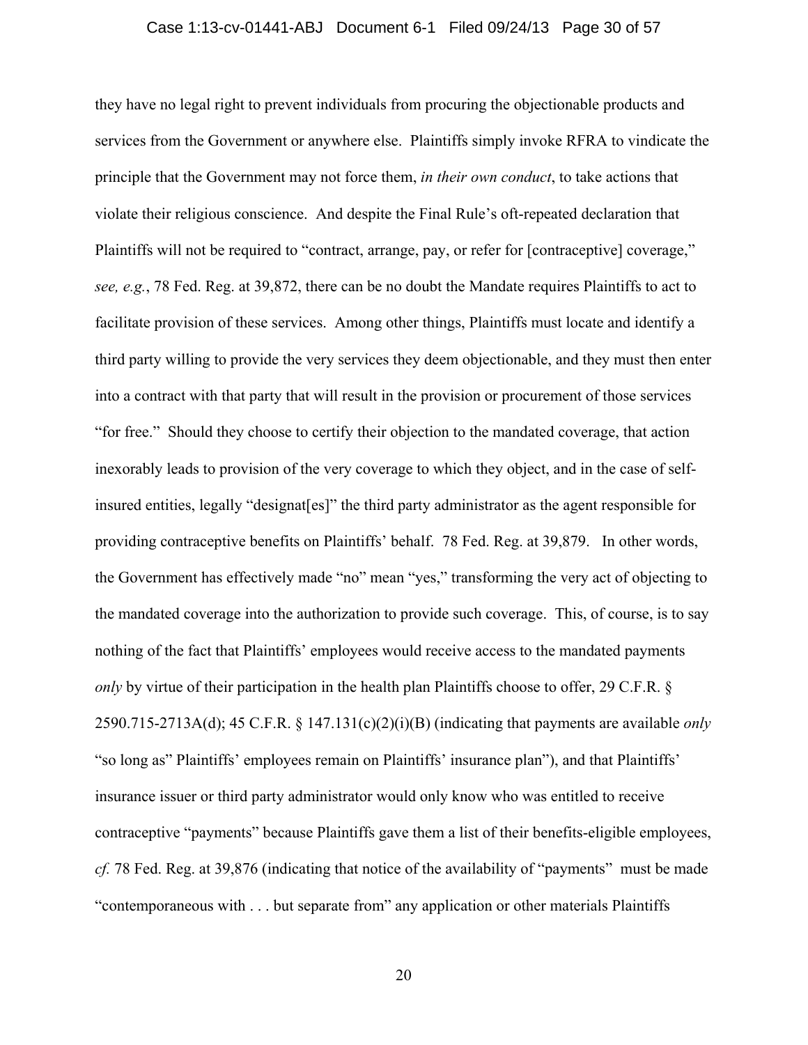they have no legal right to prevent individuals from procuring the objectionable products and services from the Government or anywhere else. Plaintiffs simply invoke RFRA to vindicate the principle that the Government may not force them, *in their own conduct*, to take actions that violate their religious conscience. And despite the Final Rule's oft-repeated declaration that Plaintiffs will not be required to "contract, arrange, pay, or refer for [contraceptive] coverage," *see, e.g.*, 78 Fed. Reg. at 39,872, there can be no doubt the Mandate requires Plaintiffs to act to facilitate provision of these services. Among other things, Plaintiffs must locate and identify a third party willing to provide the very services they deem objectionable, and they must then enter into a contract with that party that will result in the provision or procurement of those services "for free." Should they choose to certify their objection to the mandated coverage, that action inexorably leads to provision of the very coverage to which they object, and in the case of self-insured entities, legally "designat[es]" the third party administrator as the agent responsible for providing contraceptive benefits on Plaintiffs' behalf. 78 Fed. Reg. at 39,879. In other words, the Government has effectively made "no" mean "yes," transforming the very act of objecting to the mandated coverage into the authorization to provide such coverage. This, of course, is to say nothing of the fact that Plaintiffs' employees would receive access to the mandated payments *only* by virtue of their participation in the health plan Plaintiffs choose to offer, 29 C.F.R. § 2590.715-2713A(d); 45 C.F.R. § 147.131(c)(2)(i)(B) (indicating that payments are available *only* "so long as" Plaintiffs' employees remain on Plaintiffs' insurance plan"), and that Plaintiffs' insurance issuer or third party administrator would only know who was entitled to receive contraceptive "payments" because Plaintiffs gave them a list of their benefits-eligible employees, *cf.* 78 Fed. Reg. at 39,876 (indicating that notice of the availability of "payments" must be made "contemporaneous with . . . but separate from" any application or other materials Plaintiffs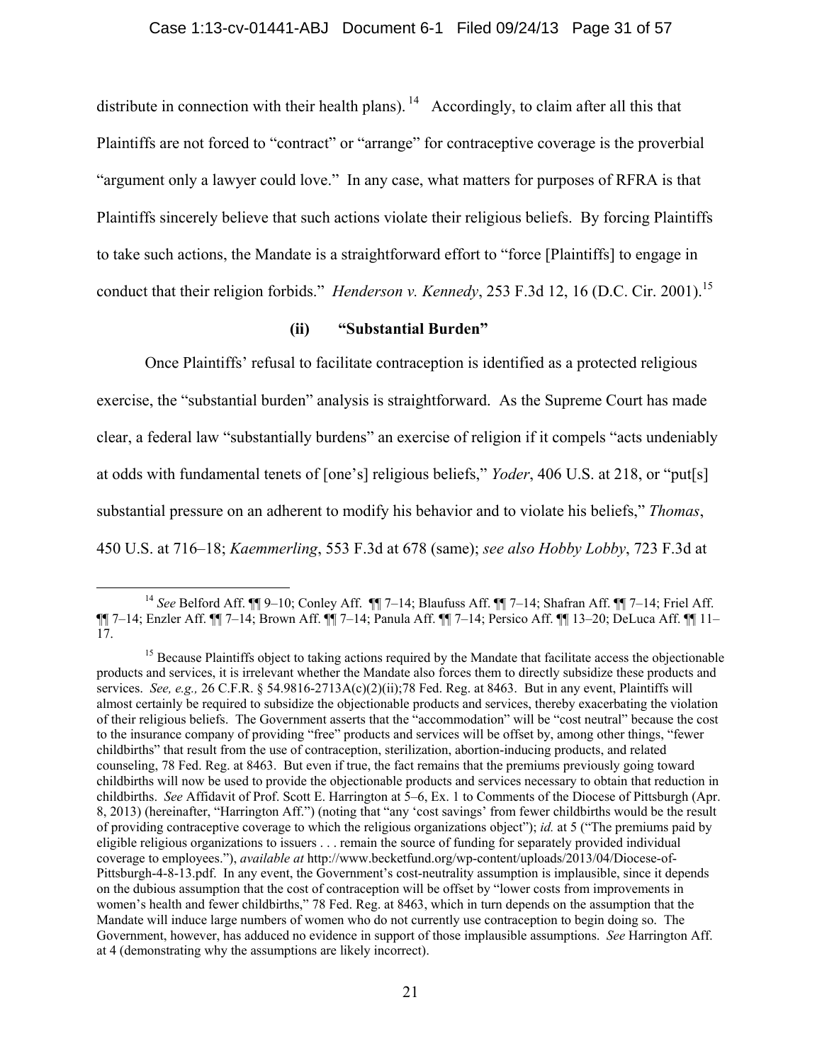distribute in connection with their health plans).[14] Accordingly, to claim after all this that Plaintiffs are not forced to "contract" or "arrange" for contraceptive coverage is the proverbial "argument only a lawyer could love." In any case, what matters for purposes of RFRA is that Plaintiffs sincerely believe that such actions violate their religious beliefs. By forcing Plaintiffs to take such actions, the Mandate is a straightforward effort to "force [Plaintiffs] to engage in conduct that their religion forbids." *Henderson v. Kennedy*, 253 F.3d 12, 16 (D.C. Cir. 2001).[15]

**(ii) "Substantial Burden"**

Once Plaintiffs' refusal to facilitate contraception is identified as a protected religious exercise, the "substantial burden" analysis is straightforward. As the Supreme Court has made clear, a federal law "substantially burdens" an exercise of religion if it compels "acts undeniably at odds with fundamental tenets of [one's] religious beliefs," *Yoder*, 406 U.S. at 218, or "put[s] substantial pressure on an adherent to modify his behavior and to violate his beliefs," *Thomas*, 450 U.S. at 716–18; *Kaemmerling*, 553 F.3d at 678 (same); *see also Hobby Lobby*, 723 F.3d at

---

[14] *See* Belford Aff. ¶¶ 9–10; Conley Aff. ¶¶ 7–14; Blaufuss Aff. ¶¶ 7–14; Shafran Aff. ¶¶ 7–14; Friel Aff. ¶¶ 7–14; Enzler Aff. ¶¶ 7–14; Brown Aff. ¶¶ 7–14; Panula Aff. ¶¶ 7–14; Persico Aff. ¶¶ 13–20; DeLuca Aff. ¶¶ 11–17.

[15] Because Plaintiffs object to taking actions required by the Mandate that facilitate access the objectionable products and services, it is irrelevant whether the Mandate also forces them to directly subsidize these products and services. *See, e.g.,* 26 C.F.R. § 54.9816-2713A(c)(2)(ii);78 Fed. Reg. at 8463. But in any event, Plaintiffs will almost certainly be required to subsidize the objectionable products and services, thereby exacerbating the violation of their religious beliefs. The Government asserts that the "accommodation" will be "cost neutral" because the cost to the insurance company of providing "free" products and services will be offset by, among other things, "fewer childbirths" that result from the use of contraception, sterilization, abortion-inducing products, and related counseling, 78 Fed. Reg. at 8463. But even if true, the fact remains that the premiums previously going toward childbirths will now be used to provide the objectionable products and services necessary to obtain that reduction in childbirths. *See* Affidavit of Prof. Scott E. Harrington at 5–6, Ex. 1 to Comments of the Diocese of Pittsburgh (Apr. 8, 2013) (hereinafter, "Harrington Aff.") (noting that "any 'cost savings' from fewer childbirths would be the result of providing contraceptive coverage to which the religious organizations object"); *id.* at 5 ("The premiums paid by eligible religious organizations to issuers . . . remain the source of funding for separately provided individual coverage to employees."), *available at* http://www.becketfund.org/wp-content/uploads/2013/04/Diocese-of-Pittsburgh-4-8-13.pdf. In any event, the Government's cost-neutrality assumption is implausible, since it depends on the dubious assumption that the cost of contraception will be offset by "lower costs from improvements in women's health and fewer childbirths," 78 Fed. Reg. at 8463, which in turn depends on the assumption that the Mandate will induce large numbers of women who do not currently use contraception to begin doing so. The Government, however, has adduced no evidence in support of those implausible assumptions. *See* Harrington Aff. at 4 (demonstrating why the assumptions are likely incorrect).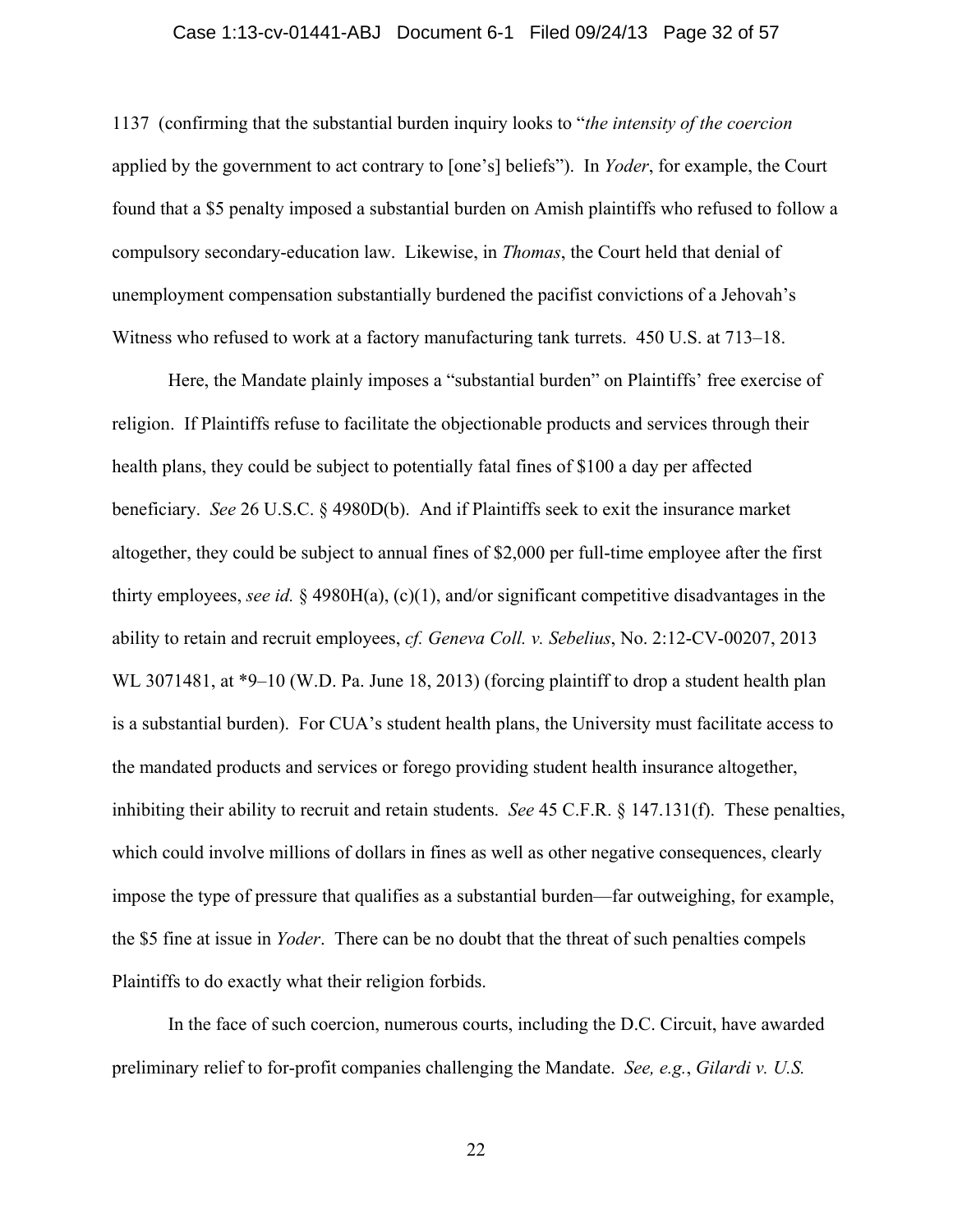1137 (confirming that the substantial burden inquiry looks to "*the intensity of the coercion* applied by the government to act contrary to [one's] beliefs"). In *Yoder*, for example, the Court found that a $5 penalty imposed a substantial burden on Amish plaintiffs who refused to follow a compulsory secondary-education law. Likewise, in *Thomas*, the Court held that denial of unemployment compensation substantially burdened the pacifist convictions of a Jehovah's Witness who refused to work at a factory manufacturing tank turrets. 450 U.S. at 713–18.

Here, the Mandate plainly imposes a "substantial burden" on Plaintiffs' free exercise of religion. If Plaintiffs refuse to facilitate the objectionable products and services through their health plans, they could be subject to potentially fatal fines of $100 a day per affected beneficiary. *See* 26 U.S.C. § 4980D(b). And if Plaintiffs seek to exit the insurance market altogether, they could be subject to annual fines of $2,000 per full-time employee after the first thirty employees, *see id.* § 4980H(a), (c)(1), and/or significant competitive disadvantages in the ability to retain and recruit employees, *cf. Geneva Coll. v. Sebelius*, No. 2:12-CV-00207, 2013 WL 3071481, at *9–10 (W.D. Pa. June 18, 2013) (forcing plaintiff to drop a student health plan is a substantial burden). For CUA's student health plans, the University must facilitate access to the mandated products and services or forego providing student health insurance altogether, inhibiting their ability to recruit and retain students. *See* 45 C.F.R. § 147.131(f). These penalties, which could involve millions of dollars in fines as well as other negative consequences, clearly impose the type of pressure that qualifies as a substantial burden—far outweighing, for example, the $5 fine at issue in *Yoder*. There can be no doubt that the threat of such penalties compels Plaintiffs to do exactly what their religion forbids.

In the face of such coercion, numerous courts, including the D.C. Circuit, have awarded preliminary relief to for-profit companies challenging the Mandate. *See, e.g.*, *Gilardi v. U.S.*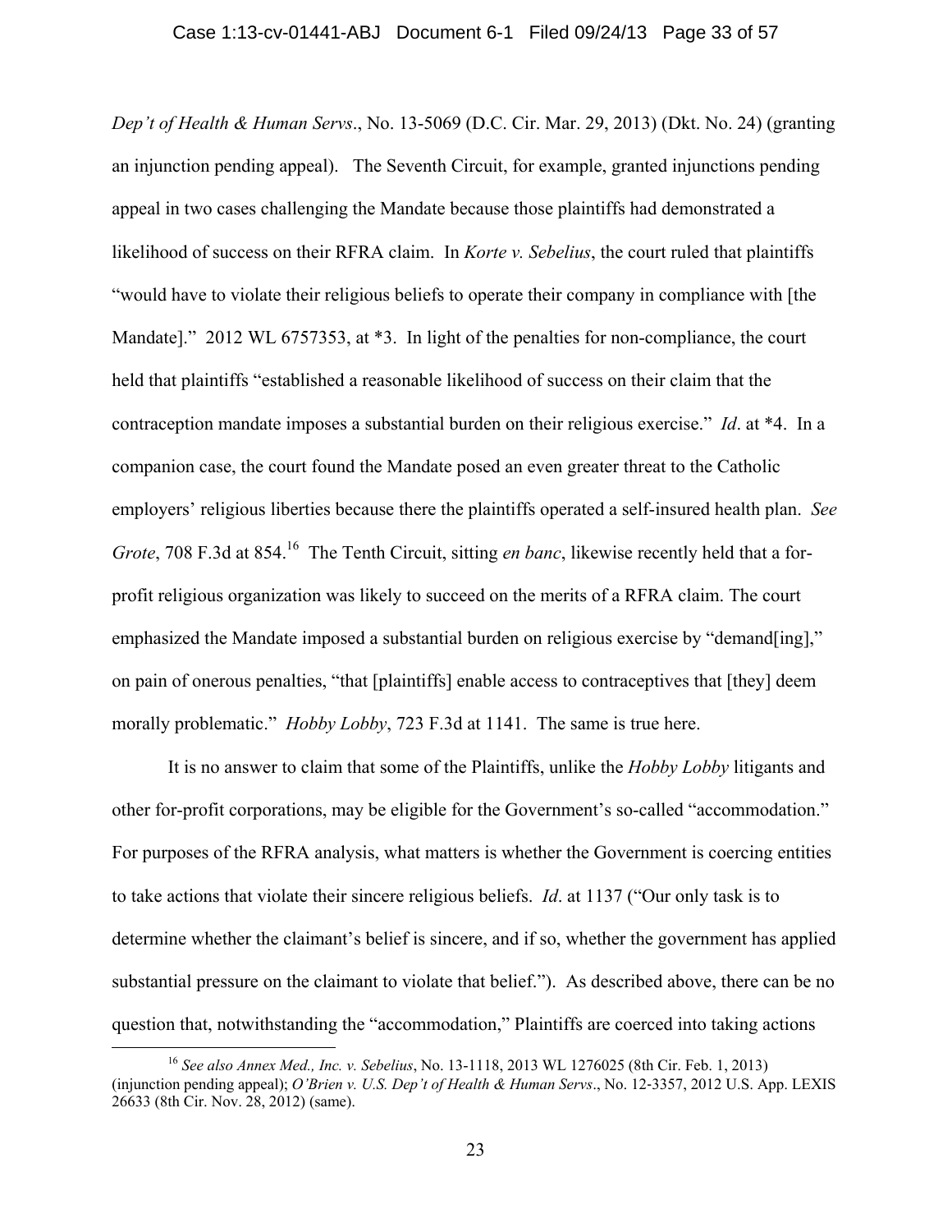*Dep't of Health & Human Servs*., No. 13-5069 (D.C. Cir. Mar. 29, 2013) (Dkt. No. 24) (granting an injunction pending appeal). The Seventh Circuit, for example, granted injunctions pending appeal in two cases challenging the Mandate because those plaintiffs had demonstrated a likelihood of success on their RFRA claim. In *Korte v. Sebelius*, the court ruled that plaintiffs "would have to violate their religious beliefs to operate their company in compliance with [the Mandate]." 2012 WL 6757353, at *3. In light of the penalties for non-compliance, the court held that plaintiffs "established a reasonable likelihood of success on their claim that the contraception mandate imposes a substantial burden on their religious exercise." *Id*. at *4. In a companion case, the court found the Mandate posed an even greater threat to the Catholic employers' religious liberties because there the plaintiffs operated a self-insured health plan. *See Grote*, 708 F.3d at 854.[16] The Tenth Circuit, sitting *en banc*, likewise recently held that a for-profit religious organization was likely to succeed on the merits of a RFRA claim. The court emphasized the Mandate imposed a substantial burden on religious exercise by "demand[ing]," on pain of onerous penalties, "that [plaintiffs] enable access to contraceptives that [they] deem morally problematic." *Hobby Lobby*, 723 F.3d at 1141. The same is true here.

It is no answer to claim that some of the Plaintiffs, unlike the *Hobby Lobby* litigants and other for-profit corporations, may be eligible for the Government's so-called "accommodation." For purposes of the RFRA analysis, what matters is whether the Government is coercing entities to take actions that violate their sincere religious beliefs. *Id*. at 1137 ("Our only task is to determine whether the claimant's belief is sincere, and if so, whether the government has applied substantial pressure on the claimant to violate that belief."). As described above, there can be no question that, notwithstanding the "accommodation," Plaintiffs are coerced into taking actions

[16] *See also Annex Med., Inc. v. Sebelius*, No. 13-1118, 2013 WL 1276025 (8th Cir. Feb. 1, 2013) (injunction pending appeal); *O'Brien v. U.S. Dep't of Health & Human Servs*., No. 12-3357, 2012 U.S. App. LEXIS 26633 (8th Cir. Nov. 28, 2012) (same).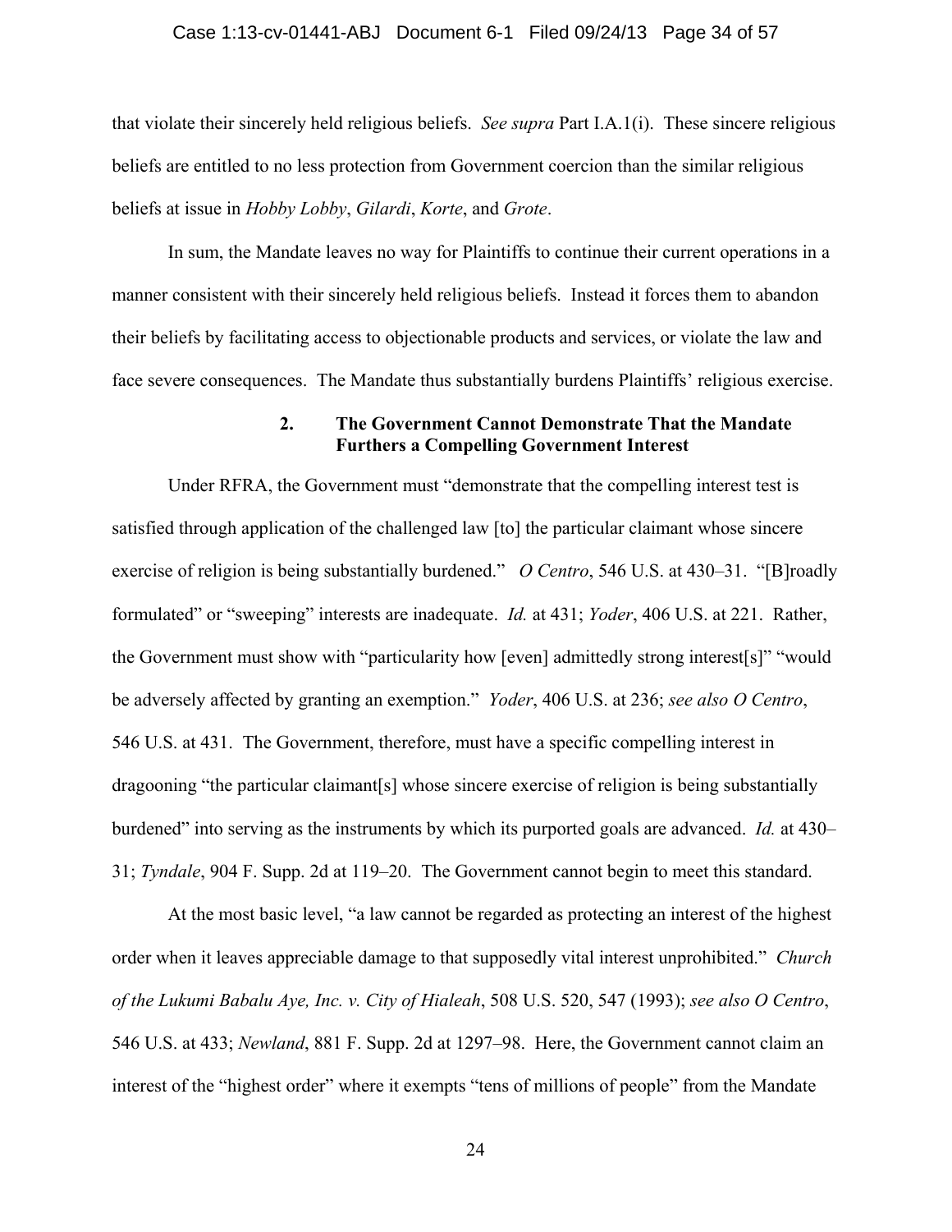that violate their sincerely held religious beliefs. *See supra* Part I.A.1(i). These sincere religious beliefs are entitled to no less protection from Government coercion than the similar religious beliefs at issue in *Hobby Lobby*, *Gilardi*, *Korte*, and *Grote*.

In sum, the Mandate leaves no way for Plaintiffs to continue their current operations in a manner consistent with their sincerely held religious beliefs. Instead it forces them to abandon their beliefs by facilitating access to objectionable products and services, or violate the law and face severe consequences. The Mandate thus substantially burdens Plaintiffs' religious exercise.

### 2. The Government Cannot Demonstrate That the Mandate Furthers a Compelling Government Interest

Under RFRA, the Government must "demonstrate that the compelling interest test is satisfied through application of the challenged law [to] the particular claimant whose sincere exercise of religion is being substantially burdened." *O Centro*, 546 U.S. at 430–31. "[B]roadly formulated" or "sweeping" interests are inadequate. *Id.* at 431; *Yoder*, 406 U.S. at 221. Rather, the Government must show with "particularity how [even] admittedly strong interest[s]" "would be adversely affected by granting an exemption." *Yoder*, 406 U.S. at 236; *see also O Centro*, 546 U.S. at 431. The Government, therefore, must have a specific compelling interest in dragooning "the particular claimant[s] whose sincere exercise of religion is being substantially burdened" into serving as the instruments by which its purported goals are advanced. *Id.* at 430–31; *Tyndale*, 904 F. Supp. 2d at 119–20. The Government cannot begin to meet this standard.

At the most basic level, "a law cannot be regarded as protecting an interest of the highest order when it leaves appreciable damage to that supposedly vital interest unprohibited." *Church of the Lukumi Babalu Aye, Inc. v. City of Hialeah*, 508 U.S. 520, 547 (1993); *see also O Centro*, 546 U.S. at 433; *Newland*, 881 F. Supp. 2d at 1297–98. Here, the Government cannot claim an interest of the "highest order" where it exempts "tens of millions of people" from the Mandate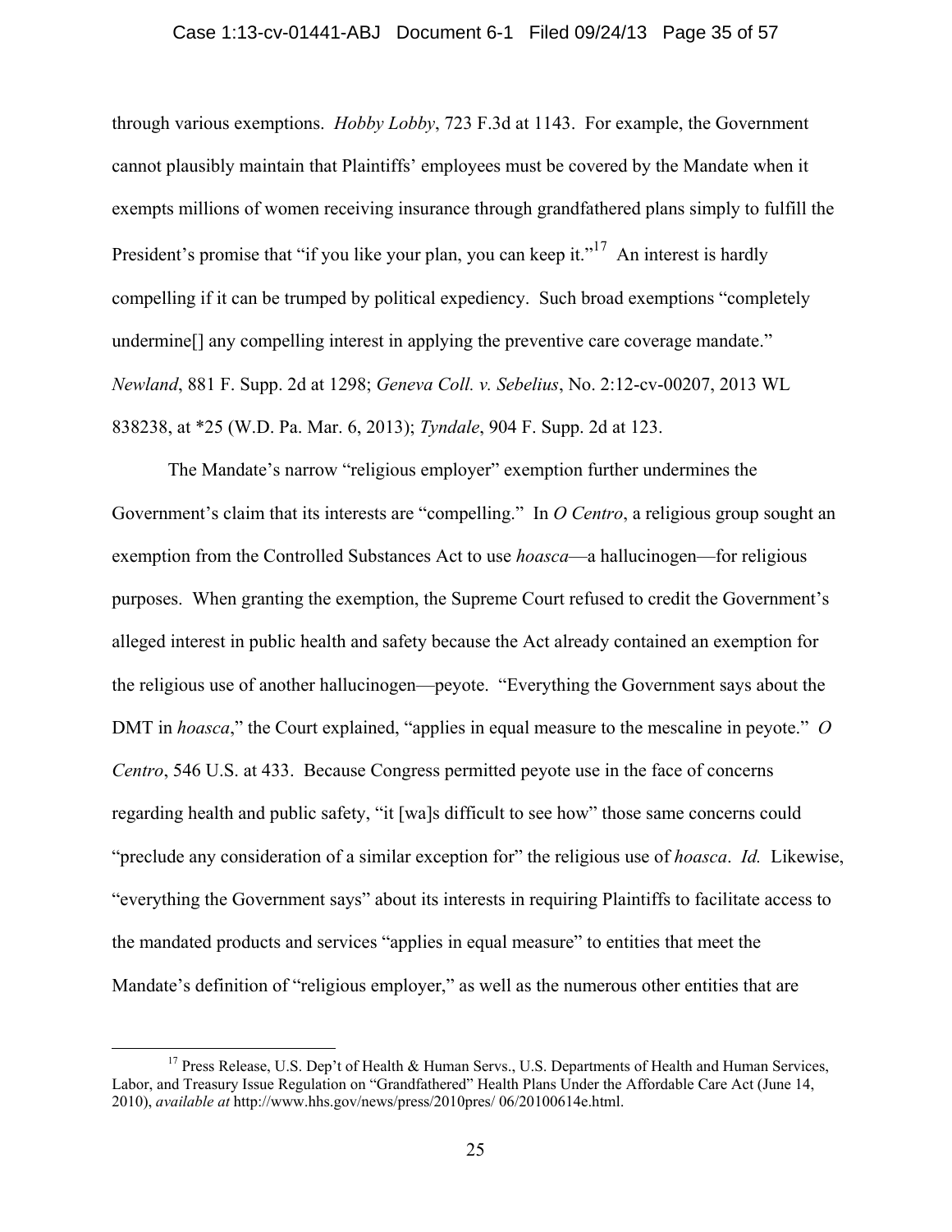through various exemptions. *Hobby Lobby*, 723 F.3d at 1143. For example, the Government cannot plausibly maintain that Plaintiffs' employees must be covered by the Mandate when it exempts millions of women receiving insurance through grandfathered plans simply to fulfill the President's promise that "if you like your plan, you can keep it."[17] An interest is hardly compelling if it can be trumped by political expediency. Such broad exemptions "completely undermine[] any compelling interest in applying the preventive care coverage mandate." *Newland*, 881 F. Supp. 2d at 1298; *Geneva Coll. v. Sebelius*, No. 2:12-cv-00207, 2013 WL 838238, at *25 (W.D. Pa. Mar. 6, 2013); *Tyndale*, 904 F. Supp. 2d at 123.

The Mandate's narrow "religious employer" exemption further undermines the Government's claim that its interests are "compelling." In *O Centro*, a religious group sought an exemption from the Controlled Substances Act to use *hoasca*—a hallucinogen—for religious purposes. When granting the exemption, the Supreme Court refused to credit the Government's alleged interest in public health and safety because the Act already contained an exemption for the religious use of another hallucinogen—peyote. "Everything the Government says about the DMT in *hoasca*," the Court explained, "applies in equal measure to the mescaline in peyote." *O Centro*, 546 U.S. at 433. Because Congress permitted peyote use in the face of concerns regarding health and public safety, "it [wa]s difficult to see how" those same concerns could "preclude any consideration of a similar exception for" the religious use of *hoasca*. *Id.* Likewise, "everything the Government says" about its interests in requiring Plaintiffs to facilitate access to the mandated products and services "applies in equal measure" to entities that meet the Mandate's definition of "religious employer," as well as the numerous other entities that are

[17] Press Release, U.S. Dep't of Health & Human Servs., U.S. Departments of Health and Human Services, Labor, and Treasury Issue Regulation on "Grandfathered" Health Plans Under the Affordable Care Act (June 14, 2010), *available at* http://www.hhs.gov/news/press/2010pres/ 06/20100614e.html.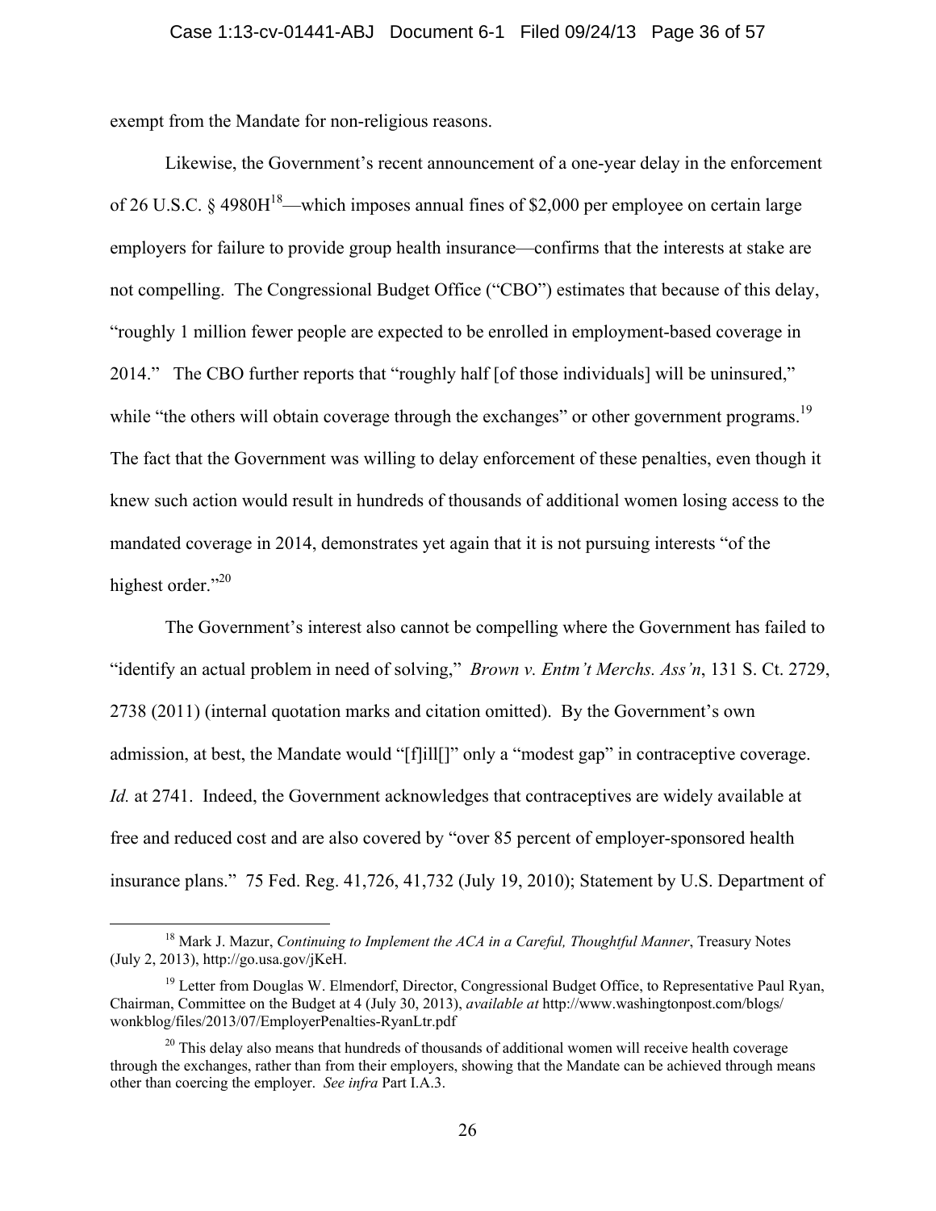exempt from the Mandate for non-religious reasons.

Likewise, the Government's recent announcement of a one-year delay in the enforcement of 26 U.S.C. § 4980H[18]—which imposes annual fines of $2,000 per employee on certain large employers for failure to provide group health insurance—confirms that the interests at stake are not compelling. The Congressional Budget Office ("CBO") estimates that because of this delay, "roughly 1 million fewer people are expected to be enrolled in employment-based coverage in 2014." The CBO further reports that "roughly half [of those individuals] will be uninsured," while "the others will obtain coverage through the exchanges" or other government programs.[19] The fact that the Government was willing to delay enforcement of these penalties, even though it knew such action would result in hundreds of thousands of additional women losing access to the mandated coverage in 2014, demonstrates yet again that it is not pursuing interests "of the highest order."[20]

The Government's interest also cannot be compelling where the Government has failed to "identify an actual problem in need of solving," *Brown v. Entm't Merchs. Ass'n*, 131 S. Ct. 2729, 2738 (2011) (internal quotation marks and citation omitted). By the Government's own admission, at best, the Mandate would "[f]ill[]" only a "modest gap" in contraceptive coverage. *Id.* at 2741. Indeed, the Government acknowledges that contraceptives are widely available at free and reduced cost and are also covered by "over 85 percent of employer-sponsored health insurance plans." 75 Fed. Reg. 41,726, 41,732 (July 19, 2010); Statement by U.S. Department of

---

[18] Mark J. Mazur, *Continuing to Implement the ACA in a Careful, Thoughtful Manner*, Treasury Notes (July 2, 2013), http://go.usa.gov/jKeH.

[19] Letter from Douglas W. Elmendorf, Director, Congressional Budget Office, to Representative Paul Ryan, Chairman, Committee on the Budget at 4 (July 30, 2013), *available at* http://www.washingtonpost.com/blogs/wonkblog/files/2013/07/EmployerPenalties-RyanLtr.pdf

[20] This delay also means that hundreds of thousands of additional women will receive health coverage through the exchanges, rather than from their employers, showing that the Mandate can be achieved through means other than coercing the employer. *See infra* Part I.A.3.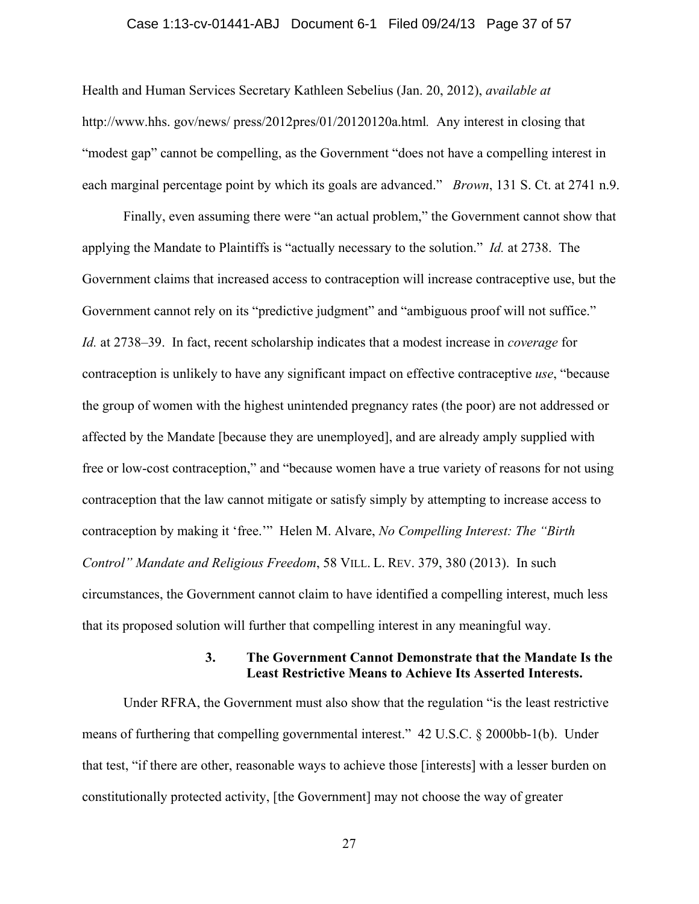Health and Human Services Secretary Kathleen Sebelius (Jan. 20, 2012), *available at* http://www.hhs. gov/news/ press/2012pres/01/20120120a.html. Any interest in closing that "modest gap" cannot be compelling, as the Government "does not have a compelling interest in each marginal percentage point by which its goals are advanced." *Brown*, 131 S. Ct. at 2741 n.9.

Finally, even assuming there were "an actual problem," the Government cannot show that applying the Mandate to Plaintiffs is "actually necessary to the solution." *Id.* at 2738. The Government claims that increased access to contraception will increase contraceptive use, but the Government cannot rely on its "predictive judgment" and "ambiguous proof will not suffice." *Id.* at 2738–39. In fact, recent scholarship indicates that a modest increase in *coverage* for contraception is unlikely to have any significant impact on effective contraceptive *use*, "because the group of women with the highest unintended pregnancy rates (the poor) are not addressed or affected by the Mandate [because they are unemployed], and are already amply supplied with free or low-cost contraception," and "because women have a true variety of reasons for not using contraception that the law cannot mitigate or satisfy simply by attempting to increase access to contraception by making it 'free.'" Helen M. Alvare, *No Compelling Interest: The "Birth Control" Mandate and Religious Freedom*, 58 VILL. L. REV. 379, 380 (2013). In such circumstances, the Government cannot claim to have identified a compelling interest, much less that its proposed solution will further that compelling interest in any meaningful way.

#### 3. The Government Cannot Demonstrate that the Mandate Is the Least Restrictive Means to Achieve Its Asserted Interests.

Under RFRA, the Government must also show that the regulation "is the least restrictive means of furthering that compelling governmental interest." 42 U.S.C. § 2000bb-1(b). Under that test, "if there are other, reasonable ways to achieve those [interests] with a lesser burden on constitutionally protected activity, [the Government] may not choose the way of greater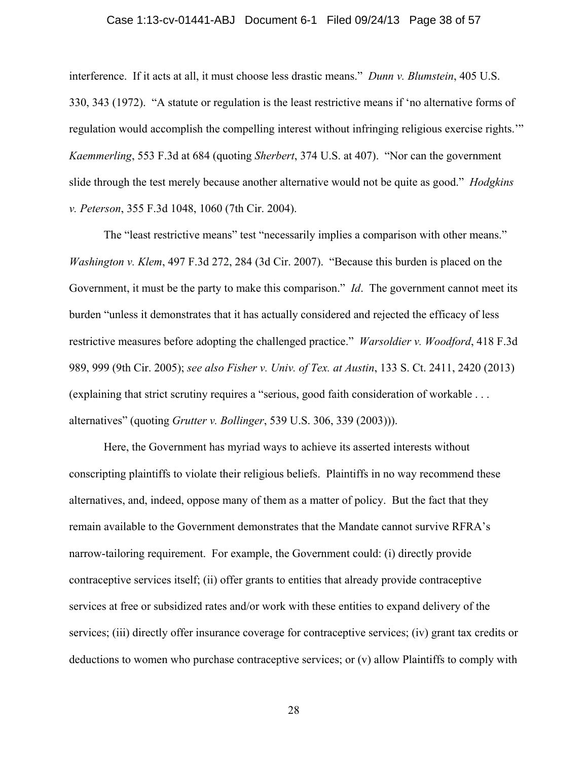interference. If it acts at all, it must choose less drastic means." *Dunn v. Blumstein*, 405 U.S. 330, 343 (1972). "A statute or regulation is the least restrictive means if 'no alternative forms of regulation would accomplish the compelling interest without infringing religious exercise rights.'" *Kaemmerling*, 553 F.3d at 684 (quoting *Sherbert*, 374 U.S. at 407). "Nor can the government slide through the test merely because another alternative would not be quite as good." *Hodgkins v. Peterson*, 355 F.3d 1048, 1060 (7th Cir. 2004).

The "least restrictive means" test "necessarily implies a comparison with other means." *Washington v. Klem*, 497 F.3d 272, 284 (3d Cir. 2007). "Because this burden is placed on the Government, it must be the party to make this comparison." *Id*. The government cannot meet its burden "unless it demonstrates that it has actually considered and rejected the efficacy of less restrictive measures before adopting the challenged practice." *Warsoldier v. Woodford*, 418 F.3d 989, 999 (9th Cir. 2005); *see also Fisher v. Univ. of Tex. at Austin*, 133 S. Ct. 2411, 2420 (2013) (explaining that strict scrutiny requires a "serious, good faith consideration of workable . . . alternatives" (quoting *Grutter v. Bollinger*, 539 U.S. 306, 339 (2003))).

Here, the Government has myriad ways to achieve its asserted interests without conscripting plaintiffs to violate their religious beliefs. Plaintiffs in no way recommend these alternatives, and, indeed, oppose many of them as a matter of policy. But the fact that they remain available to the Government demonstrates that the Mandate cannot survive RFRA's narrow-tailoring requirement. For example, the Government could: (i) directly provide contraceptive services itself; (ii) offer grants to entities that already provide contraceptive services at free or subsidized rates and/or work with these entities to expand delivery of the services; (iii) directly offer insurance coverage for contraceptive services; (iv) grant tax credits or deductions to women who purchase contraceptive services; or (v) allow Plaintiffs to comply with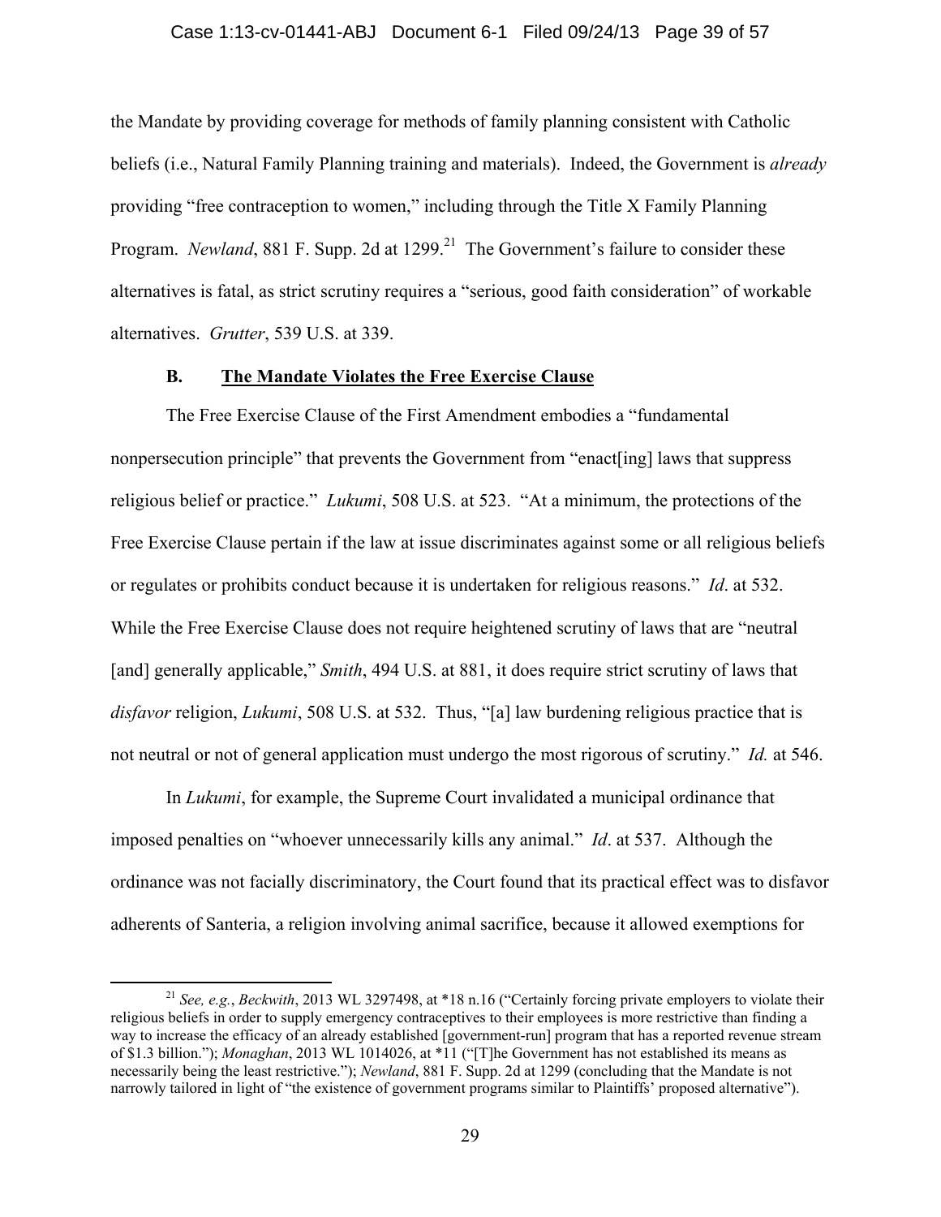the Mandate by providing coverage for methods of family planning consistent with Catholic beliefs (i.e., Natural Family Planning training and materials). Indeed, the Government is *already* providing "free contraception to women," including through the Title X Family Planning Program. *Newland*, 881 F. Supp. 2d at 1299.[21] The Government's failure to consider these alternatives is fatal, as strict scrutiny requires a "serious, good faith consideration" of workable alternatives. *Grutter*, 539 U.S. at 339.

### B. The Mandate Violates the Free Exercise Clause

The Free Exercise Clause of the First Amendment embodies a "fundamental nonpersecution principle" that prevents the Government from "enact[ing] laws that suppress religious belief or practice." *Lukumi*, 508 U.S. at 523. "At a minimum, the protections of the Free Exercise Clause pertain if the law at issue discriminates against some or all religious beliefs or regulates or prohibits conduct because it is undertaken for religious reasons." *Id*. at 532. While the Free Exercise Clause does not require heightened scrutiny of laws that are "neutral [and] generally applicable," *Smith*, 494 U.S. at 881, it does require strict scrutiny of laws that *disfavor* religion, *Lukumi*, 508 U.S. at 532. Thus, "[a] law burdening religious practice that is not neutral or not of general application must undergo the most rigorous of scrutiny." *Id.* at 546.

In *Lukumi*, for example, the Supreme Court invalidated a municipal ordinance that imposed penalties on "whoever unnecessarily kills any animal." *Id*. at 537. Although the ordinance was not facially discriminatory, the Court found that its practical effect was to disfavor adherents of Santeria, a religion involving animal sacrifice, because it allowed exemptions for

---

[21] *See, e.g.*, *Beckwith*, 2013 WL 3297498, at *18 n.16 ("Certainly forcing private employers to violate their religious beliefs in order to supply emergency contraceptives to their employees is more restrictive than finding a way to increase the efficacy of an already established [government-run] program that has a reported revenue stream of $1.3 billion."); *Monaghan*, 2013 WL 1014026, at *11 ("[T]he Government has not established its means as necessarily being the least restrictive."); *Newland*, 881 F. Supp. 2d at 1299 (concluding that the Mandate is not narrowly tailored in light of "the existence of government programs similar to Plaintiffs' proposed alternative").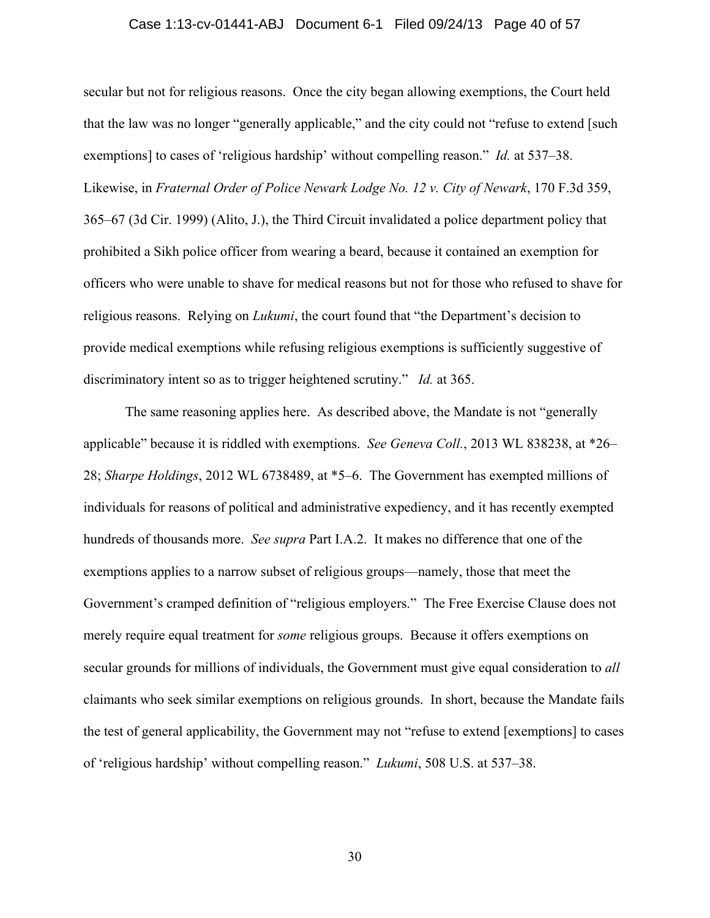secular but not for religious reasons. Once the city began allowing exemptions, the Court held that the law was no longer "generally applicable," and the city could not "refuse to extend [such exemptions] to cases of 'religious hardship' without compelling reason." *Id.* at 537–38. Likewise, in *Fraternal Order of Police Newark Lodge No. 12 v. City of Newark*, 170 F.3d 359, 365–67 (3d Cir. 1999) (Alito, J.), the Third Circuit invalidated a police department policy that prohibited a Sikh police officer from wearing a beard, because it contained an exemption for officers who were unable to shave for medical reasons but not for those who refused to shave for religious reasons. Relying on *Lukumi*, the court found that "the Department's decision to provide medical exemptions while refusing religious exemptions is sufficiently suggestive of discriminatory intent so as to trigger heightened scrutiny." *Id.* at 365.

The same reasoning applies here. As described above, the Mandate is not "generally applicable" because it is riddled with exemptions. *See Geneva Coll.*, 2013 WL 838238, at *26–28; *Sharpe Holdings*, 2012 WL 6738489, at *5–6. The Government has exempted millions of individuals for reasons of political and administrative expediency, and it has recently exempted hundreds of thousands more. *See supra* Part I.A.2. It makes no difference that one of the exemptions applies to a narrow subset of religious groups—namely, those that meet the Government's cramped definition of "religious employers." The Free Exercise Clause does not merely require equal treatment for *some* religious groups. Because it offers exemptions on secular grounds for millions of individuals, the Government must give equal consideration to *all* claimants who seek similar exemptions on religious grounds. In short, because the Mandate fails the test of general applicability, the Government may not "refuse to extend [exemptions] to cases of 'religious hardship' without compelling reason." *Lukumi*, 508 U.S. at 537–38.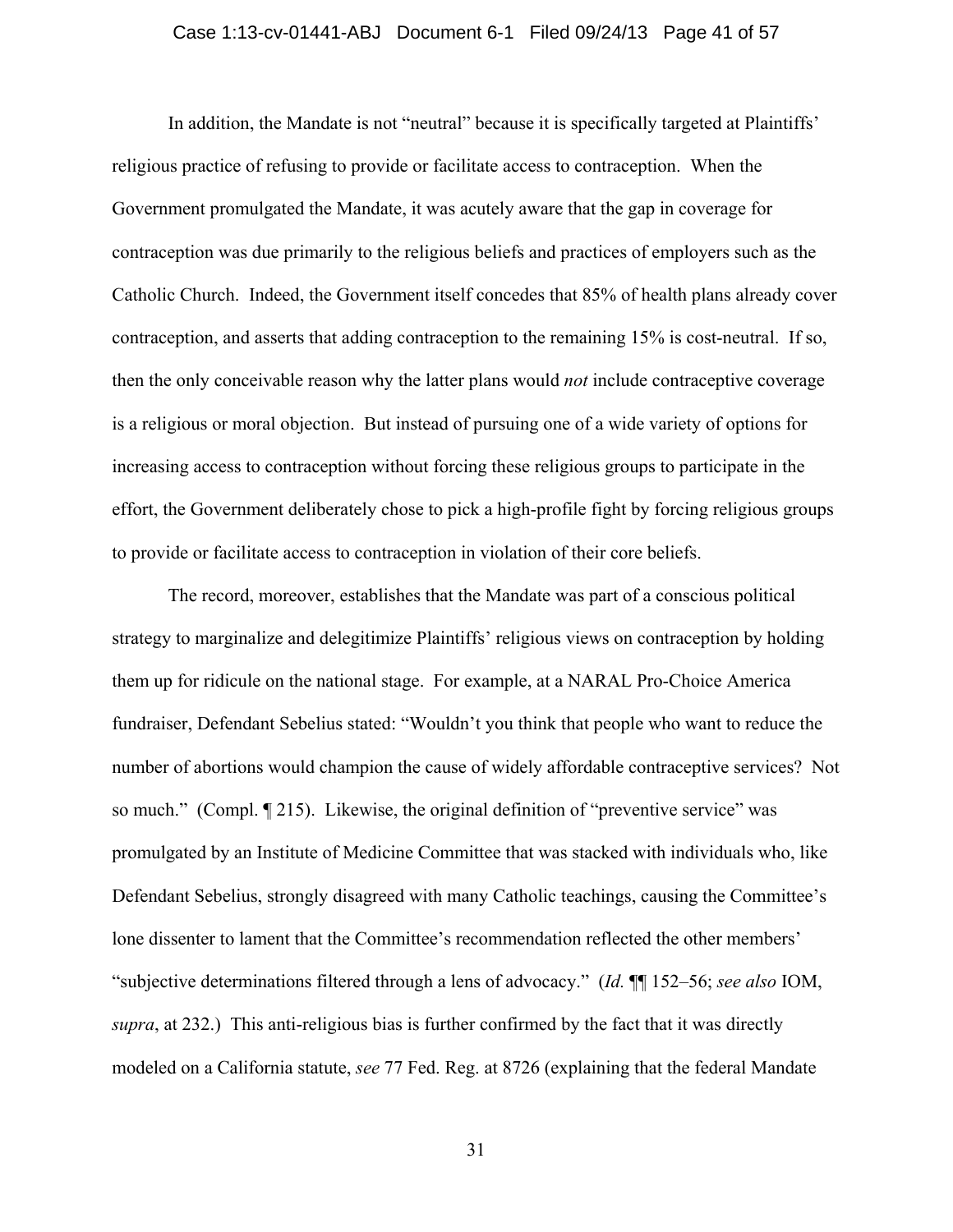In addition, the Mandate is not "neutral" because it is specifically targeted at Plaintiffs' religious practice of refusing to provide or facilitate access to contraception. When the Government promulgated the Mandate, it was acutely aware that the gap in coverage for contraception was due primarily to the religious beliefs and practices of employers such as the Catholic Church. Indeed, the Government itself concedes that 85% of health plans already cover contraception, and asserts that adding contraception to the remaining 15% is cost-neutral. If so, then the only conceivable reason why the latter plans would *not* include contraceptive coverage is a religious or moral objection. But instead of pursuing one of a wide variety of options for increasing access to contraception without forcing these religious groups to participate in the effort, the Government deliberately chose to pick a high-profile fight by forcing religious groups to provide or facilitate access to contraception in violation of their core beliefs.

The record, moreover, establishes that the Mandate was part of a conscious political strategy to marginalize and delegitimize Plaintiffs' religious views on contraception by holding them up for ridicule on the national stage. For example, at a NARAL Pro-Choice America fundraiser, Defendant Sebelius stated: "Wouldn't you think that people who want to reduce the number of abortions would champion the cause of widely affordable contraceptive services? Not so much." (Compl. ¶ 215). Likewise, the original definition of "preventive service" was promulgated by an Institute of Medicine Committee that was stacked with individuals who, like Defendant Sebelius, strongly disagreed with many Catholic teachings, causing the Committee's lone dissenter to lament that the Committee's recommendation reflected the other members' "subjective determinations filtered through a lens of advocacy." (*Id.* ¶¶ 152–56; *see also* IOM, *supra*, at 232.) This anti-religious bias is further confirmed by the fact that it was directly modeled on a California statute, *see* 77 Fed. Reg. at 8726 (explaining that the federal Mandate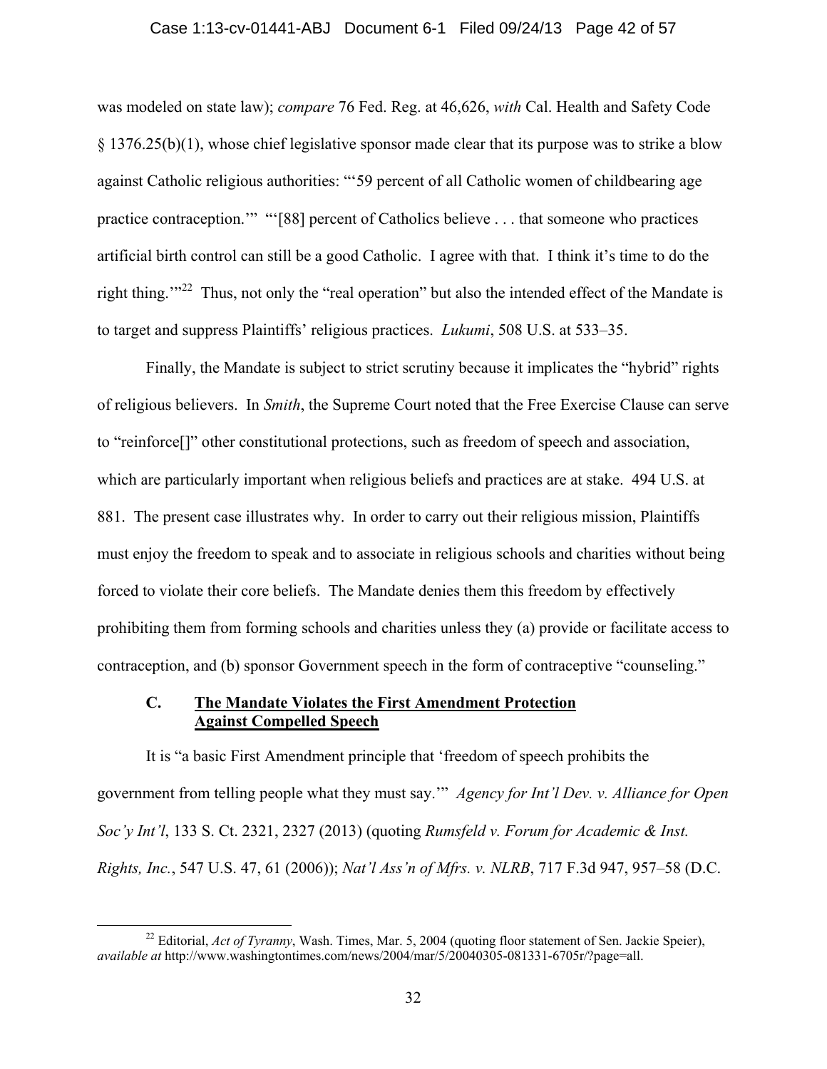was modeled on state law); *compare* 76 Fed. Reg. at 46,626, *with* Cal. Health and Safety Code § 1376.25(b)(1), whose chief legislative sponsor made clear that its purpose was to strike a blow against Catholic religious authorities: "'59 percent of all Catholic women of childbearing age practice contraception.'" "'[88] percent of Catholics believe . . . that someone who practices artificial birth control can still be a good Catholic. I agree with that. I think it's time to do the right thing.'"[22] Thus, not only the "real operation" but also the intended effect of the Mandate is to target and suppress Plaintiffs' religious practices. *Lukumi*, 508 U.S. at 533–35.

Finally, the Mandate is subject to strict scrutiny because it implicates the "hybrid" rights of religious believers. In *Smith*, the Supreme Court noted that the Free Exercise Clause can serve to "reinforce[]" other constitutional protections, such as freedom of speech and association, which are particularly important when religious beliefs and practices are at stake. 494 U.S. at 881. The present case illustrates why. In order to carry out their religious mission, Plaintiffs must enjoy the freedom to speak and to associate in religious schools and charities without being forced to violate their core beliefs. The Mandate denies them this freedom by effectively prohibiting them from forming schools and charities unless they (a) provide or facilitate access to contraception, and (b) sponsor Government speech in the form of contraceptive "counseling."

### C. The Mandate Violates the First Amendment Protection Against Compelled Speech

It is "a basic First Amendment principle that 'freedom of speech prohibits the government from telling people what they must say.'" *Agency for Int'l Dev. v. Alliance for Open Soc'y Int'l*, 133 S. Ct. 2321, 2327 (2013) (quoting *Rumsfeld v. Forum for Academic & Inst. Rights, Inc.*, 547 U.S. 47, 61 (2006)); *Nat'l Ass'n of Mfrs. v. NLRB*, 717 F.3d 947, 957–58 (D.C.

---

[22] Editorial, *Act of Tyranny*, Wash. Times, Mar. 5, 2004 (quoting floor statement of Sen. Jackie Speier), *available at* http://www.washingtontimes.com/news/2004/mar/5/20040305-081331-6705r/?page=all.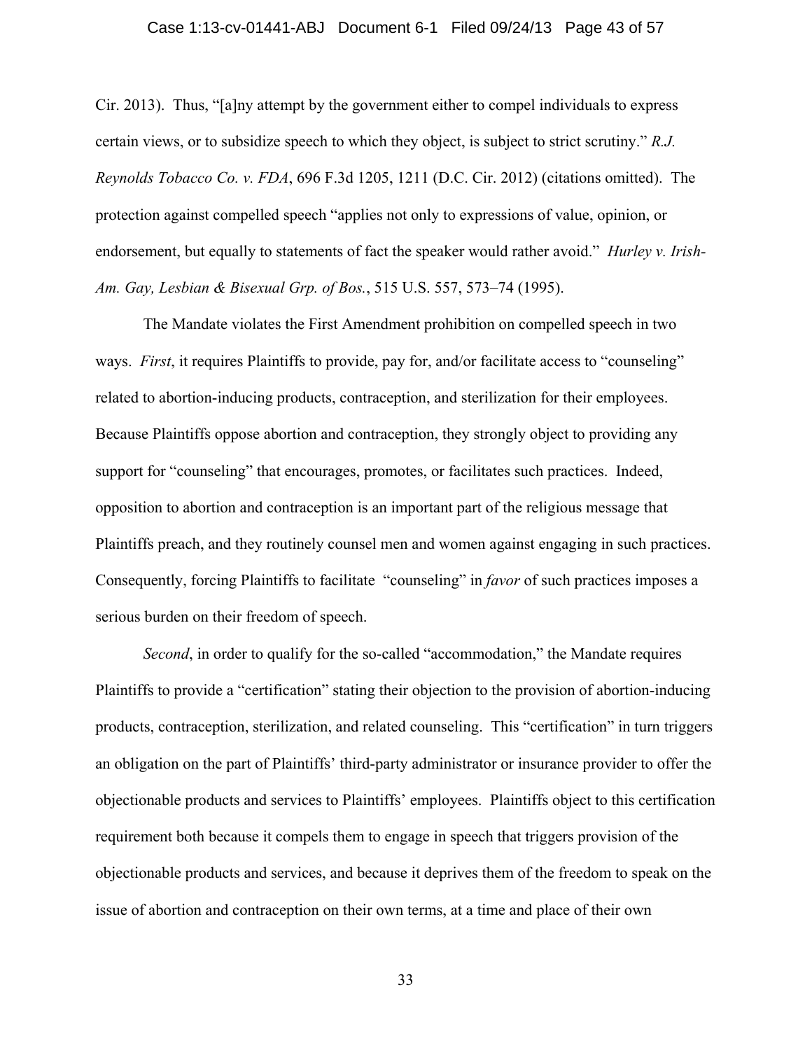Cir. 2013). Thus, "[a]ny attempt by the government either to compel individuals to express certain views, or to subsidize speech to which they object, is subject to strict scrutiny." *R.J. Reynolds Tobacco Co. v. FDA*, 696 F.3d 1205, 1211 (D.C. Cir. 2012) (citations omitted). The protection against compelled speech "applies not only to expressions of value, opinion, or endorsement, but equally to statements of fact the speaker would rather avoid." *Hurley v. Irish-Am. Gay, Lesbian & Bisexual Grp. of Bos.*, 515 U.S. 557, 573–74 (1995).

The Mandate violates the First Amendment prohibition on compelled speech in two ways. *First*, it requires Plaintiffs to provide, pay for, and/or facilitate access to "counseling" related to abortion-inducing products, contraception, and sterilization for their employees. Because Plaintiffs oppose abortion and contraception, they strongly object to providing any support for "counseling" that encourages, promotes, or facilitates such practices. Indeed, opposition to abortion and contraception is an important part of the religious message that Plaintiffs preach, and they routinely counsel men and women against engaging in such practices. Consequently, forcing Plaintiffs to facilitate "counseling" in *favor* of such practices imposes a serious burden on their freedom of speech.

*Second*, in order to qualify for the so-called "accommodation," the Mandate requires Plaintiffs to provide a "certification" stating their objection to the provision of abortion-inducing products, contraception, sterilization, and related counseling. This "certification" in turn triggers an obligation on the part of Plaintiffs' third-party administrator or insurance provider to offer the objectionable products and services to Plaintiffs' employees. Plaintiffs object to this certification requirement both because it compels them to engage in speech that triggers provision of the objectionable products and services, and because it deprives them of the freedom to speak on the issue of abortion and contraception on their own terms, at a time and place of their own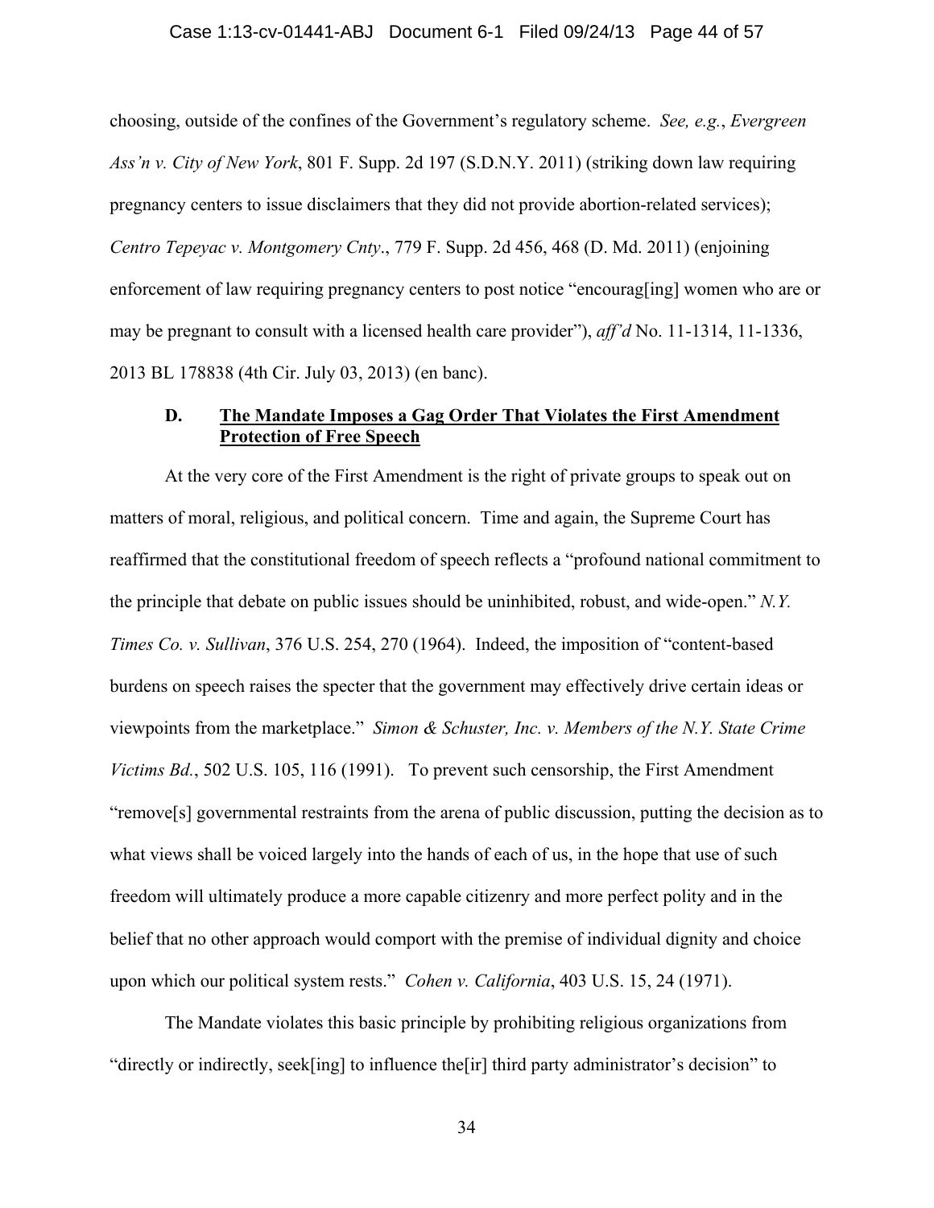choosing, outside of the confines of the Government's regulatory scheme. *See, e.g.*, *Evergreen Ass'n v. City of New York*, 801 F. Supp. 2d 197 (S.D.N.Y. 2011) (striking down law requiring pregnancy centers to issue disclaimers that they did not provide abortion-related services); *Centro Tepeyac v. Montgomery Cnty*., 779 F. Supp. 2d 456, 468 (D. Md. 2011) (enjoining enforcement of law requiring pregnancy centers to post notice "encourag[ing] women who are or may be pregnant to consult with a licensed health care provider"), *aff'd* No. 11-1314, 11-1336, 2013 BL 178838 (4th Cir. July 03, 2013) (en banc).

### D. <u>The Mandate Imposes a Gag Order That Violates the First Amendment Protection of Free Speech</u>

At the very core of the First Amendment is the right of private groups to speak out on matters of moral, religious, and political concern. Time and again, the Supreme Court has reaffirmed that the constitutional freedom of speech reflects a "profound national commitment to the principle that debate on public issues should be uninhibited, robust, and wide-open." *N.Y. Times Co. v. Sullivan*, 376 U.S. 254, 270 (1964). Indeed, the imposition of "content-based burdens on speech raises the specter that the government may effectively drive certain ideas or viewpoints from the marketplace." *Simon & Schuster, Inc. v. Members of the N.Y. State Crime Victims Bd.*, 502 U.S. 105, 116 (1991). To prevent such censorship, the First Amendment "remove[s] governmental restraints from the arena of public discussion, putting the decision as to what views shall be voiced largely into the hands of each of us, in the hope that use of such freedom will ultimately produce a more capable citizenry and more perfect polity and in the belief that no other approach would comport with the premise of individual dignity and choice upon which our political system rests." *Cohen v. California*, 403 U.S. 15, 24 (1971).

The Mandate violates this basic principle by prohibiting religious organizations from "directly or indirectly, seek[ing] to influence the[ir] third party administrator's decision" to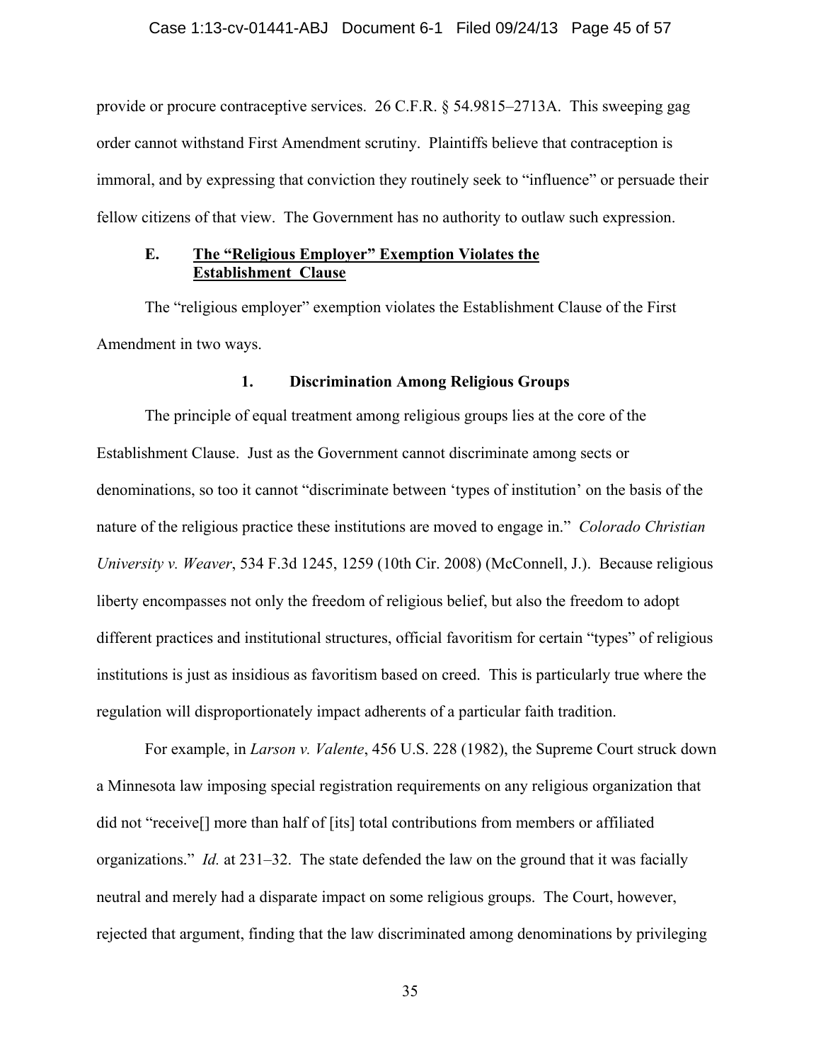provide or procure contraceptive services. 26 C.F.R. § 54.9815–2713A. This sweeping gag order cannot withstand First Amendment scrutiny. Plaintiffs believe that contraception is immoral, and by expressing that conviction they routinely seek to "influence" or persuade their fellow citizens of that view. The Government has no authority to outlaw such expression.

### E. <u>The "Religious Employer" Exemption Violates the Establishment Clause</u>

The "religious employer" exemption violates the Establishment Clause of the First Amendment in two ways.

#### 1. Discrimination Among Religious Groups

The principle of equal treatment among religious groups lies at the core of the Establishment Clause. Just as the Government cannot discriminate among sects or denominations, so too it cannot "discriminate between 'types of institution' on the basis of the nature of the religious practice these institutions are moved to engage in." *Colorado Christian University v. Weaver*, 534 F.3d 1245, 1259 (10th Cir. 2008) (McConnell, J.). Because religious liberty encompasses not only the freedom of religious belief, but also the freedom to adopt different practices and institutional structures, official favoritism for certain "types" of religious institutions is just as insidious as favoritism based on creed. This is particularly true where the regulation will disproportionately impact adherents of a particular faith tradition.

For example, in *Larson v. Valente*, 456 U.S. 228 (1982), the Supreme Court struck down a Minnesota law imposing special registration requirements on any religious organization that did not "receive[] more than half of [its] total contributions from members or affiliated organizations." *Id.* at 231–32. The state defended the law on the ground that it was facially neutral and merely had a disparate impact on some religious groups. The Court, however, rejected that argument, finding that the law discriminated among denominations by privileging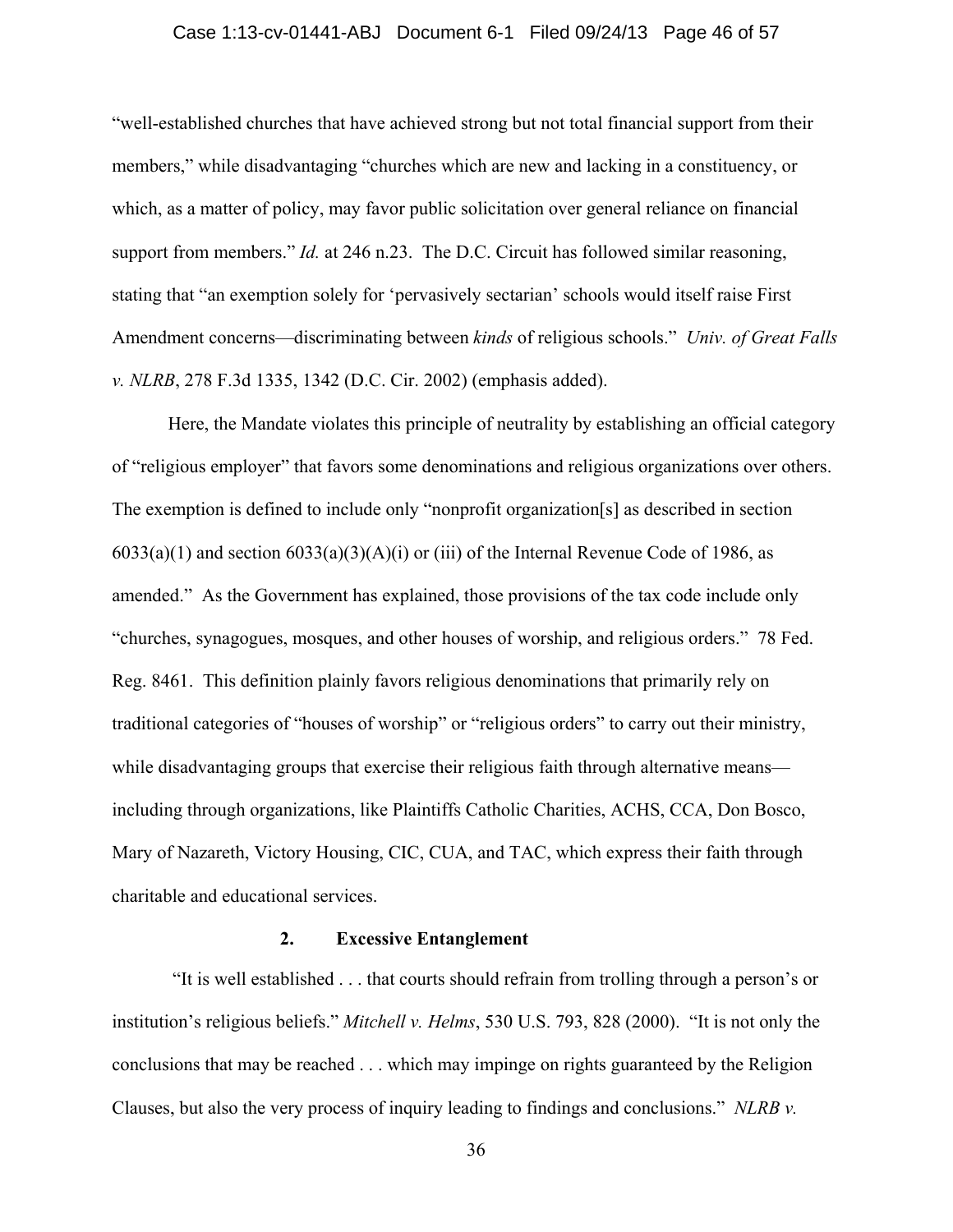"well-established churches that have achieved strong but not total financial support from their members," while disadvantaging "churches which are new and lacking in a constituency, or which, as a matter of policy, may favor public solicitation over general reliance on financial support from members." *Id.* at 246 n.23. The D.C. Circuit has followed similar reasoning, stating that "an exemption solely for 'pervasively sectarian' schools would itself raise First Amendment concerns—discriminating between *kinds* of religious schools." *Univ. of Great Falls v. NLRB*, 278 F.3d 1335, 1342 (D.C. Cir. 2002) (emphasis added).

Here, the Mandate violates this principle of neutrality by establishing an official category of "religious employer" that favors some denominations and religious organizations over others. The exemption is defined to include only "nonprofit organization[s] as described in section 6033(a)(1) and section 6033(a)(3)(A)(i) or (iii) of the Internal Revenue Code of 1986, as amended." As the Government has explained, those provisions of the tax code include only "churches, synagogues, mosques, and other houses of worship, and religious orders." 78 Fed. Reg. 8461. This definition plainly favors religious denominations that primarily rely on traditional categories of "houses of worship" or "religious orders" to carry out their ministry, while disadvantaging groups that exercise their religious faith through alternative means—including through organizations, like Plaintiffs Catholic Charities, ACHS, CCA, Don Bosco, Mary of Nazareth, Victory Housing, CIC, CUA, and TAC, which express their faith through charitable and educational services.

### 2. Excessive Entanglement

"It is well established . . . that courts should refrain from trolling through a person's or institution's religious beliefs." *Mitchell v. Helms*, 530 U.S. 793, 828 (2000). "It is not only the conclusions that may be reached . . . which may impinge on rights guaranteed by the Religion Clauses, but also the very process of inquiry leading to findings and conclusions." *NLRB v.*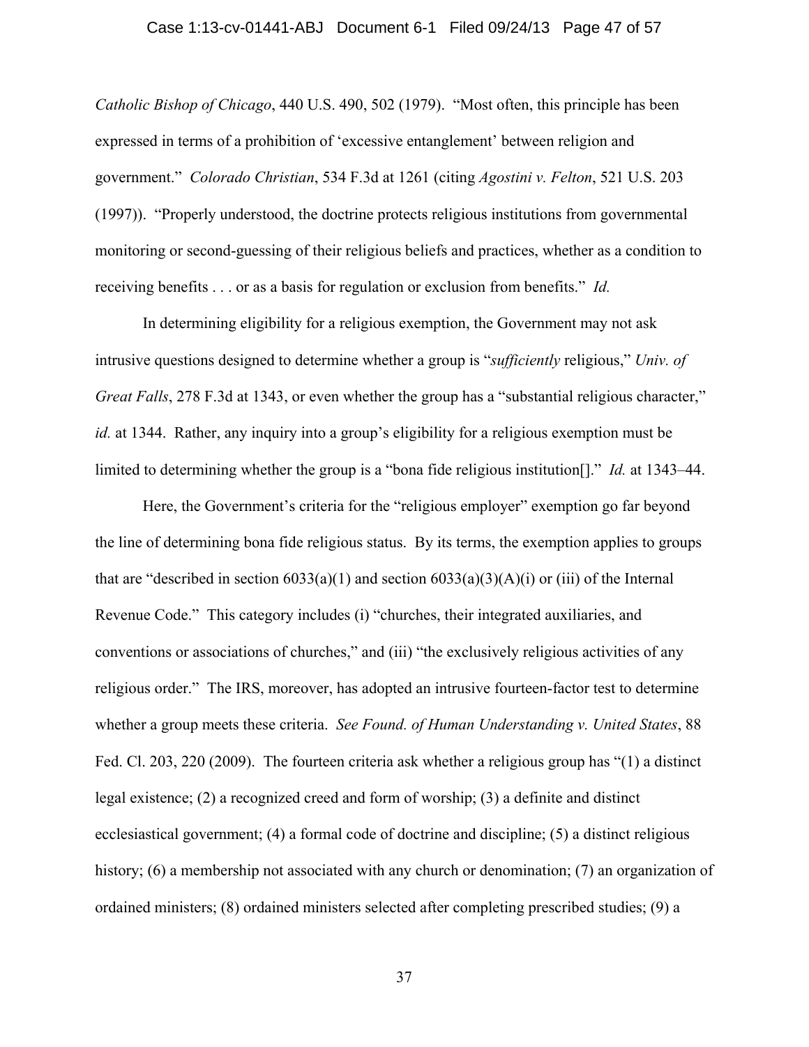*Catholic Bishop of Chicago*, 440 U.S. 490, 502 (1979). "Most often, this principle has been expressed in terms of a prohibition of 'excessive entanglement' between religion and government." *Colorado Christian*, 534 F.3d at 1261 (citing *Agostini v. Felton*, 521 U.S. 203 (1997)). "Properly understood, the doctrine protects religious institutions from governmental monitoring or second-guessing of their religious beliefs and practices, whether as a condition to receiving benefits . . . or as a basis for regulation or exclusion from benefits." *Id.*

In determining eligibility for a religious exemption, the Government may not ask intrusive questions designed to determine whether a group is "*sufficiently* religious," *Univ. of Great Falls*, 278 F.3d at 1343, or even whether the group has a "substantial religious character," *id.* at 1344. Rather, any inquiry into a group's eligibility for a religious exemption must be limited to determining whether the group is a "bona fide religious institution[]." *Id.* at 1343–44.

Here, the Government's criteria for the "religious employer" exemption go far beyond the line of determining bona fide religious status. By its terms, the exemption applies to groups that are "described in section 6033(a)(1) and section 6033(a)(3)(A)(i) or (iii) of the Internal Revenue Code." This category includes (i) "churches, their integrated auxiliaries, and conventions or associations of churches," and (iii) "the exclusively religious activities of any religious order." The IRS, moreover, has adopted an intrusive fourteen-factor test to determine whether a group meets these criteria. *See Found. of Human Understanding v. United States*, 88 Fed. Cl. 203, 220 (2009). The fourteen criteria ask whether a religious group has "(1) a distinct legal existence; (2) a recognized creed and form of worship; (3) a definite and distinct ecclesiastical government; (4) a formal code of doctrine and discipline; (5) a distinct religious history; (6) a membership not associated with any church or denomination; (7) an organization of ordained ministers; (8) ordained ministers selected after completing prescribed studies; (9) a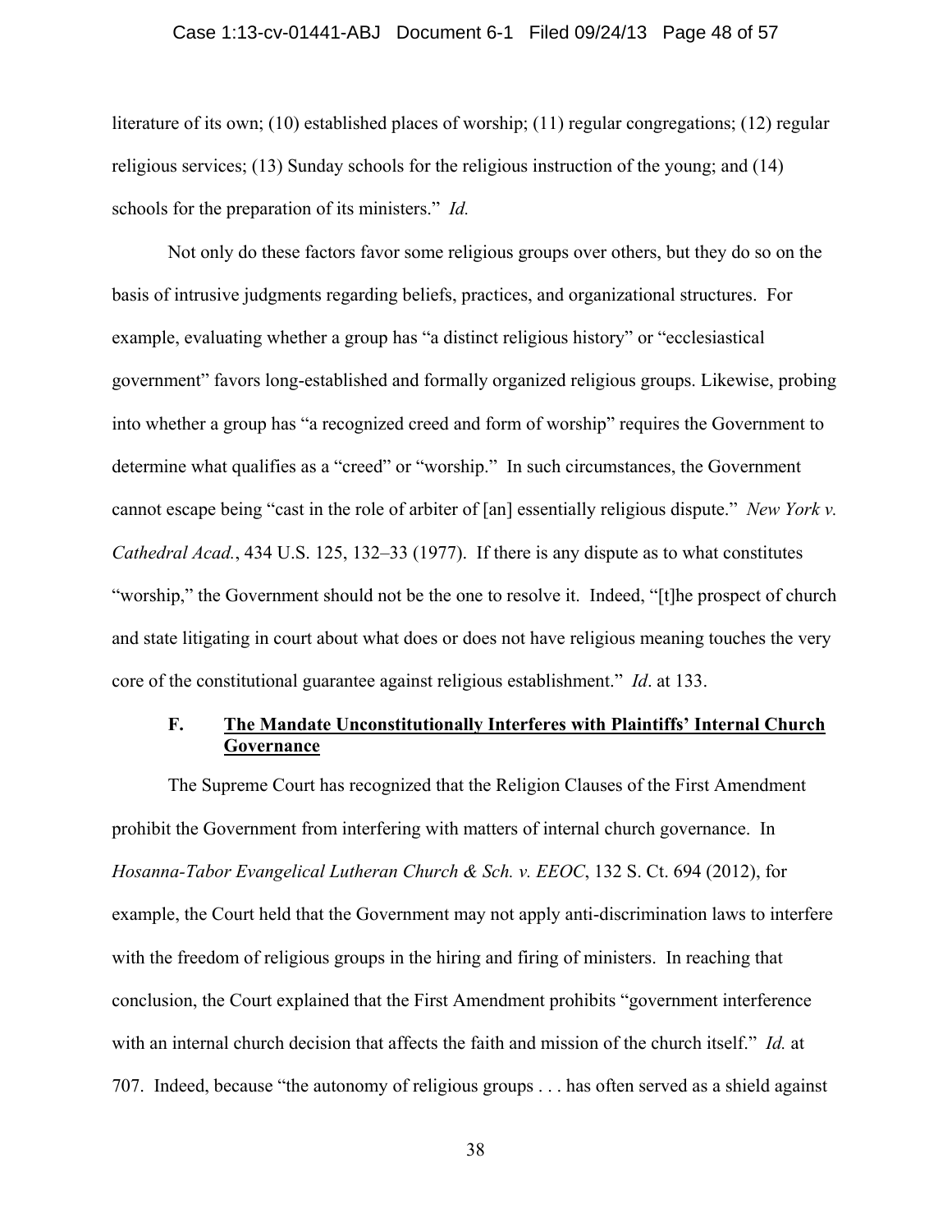literature of its own; (10) established places of worship; (11) regular congregations; (12) regular religious services; (13) Sunday schools for the religious instruction of the young; and (14) schools for the preparation of its ministers." *Id.*

Not only do these factors favor some religious groups over others, but they do so on the basis of intrusive judgments regarding beliefs, practices, and organizational structures. For example, evaluating whether a group has "a distinct religious history" or "ecclesiastical government" favors long-established and formally organized religious groups. Likewise, probing into whether a group has "a recognized creed and form of worship" requires the Government to determine what qualifies as a "creed" or "worship." In such circumstances, the Government cannot escape being "cast in the role of arbiter of [an] essentially religious dispute." *New York v. Cathedral Acad.*, 434 U.S. 125, 132–33 (1977). If there is any dispute as to what constitutes "worship," the Government should not be the one to resolve it. Indeed, "[t]he prospect of church and state litigating in court about what does or does not have religious meaning touches the very core of the constitutional guarantee against religious establishment." *Id*. at 133.

### F. <u>The Mandate Unconstitutionally Interferes with Plaintiffs' Internal Church Governance</u>

The Supreme Court has recognized that the Religion Clauses of the First Amendment prohibit the Government from interfering with matters of internal church governance. In *Hosanna-Tabor Evangelical Lutheran Church & Sch. v. EEOC*, 132 S. Ct. 694 (2012), for example, the Court held that the Government may not apply anti-discrimination laws to interfere with the freedom of religious groups in the hiring and firing of ministers. In reaching that conclusion, the Court explained that the First Amendment prohibits "government interference with an internal church decision that affects the faith and mission of the church itself." *Id.* at 707. Indeed, because "the autonomy of religious groups . . . has often served as a shield against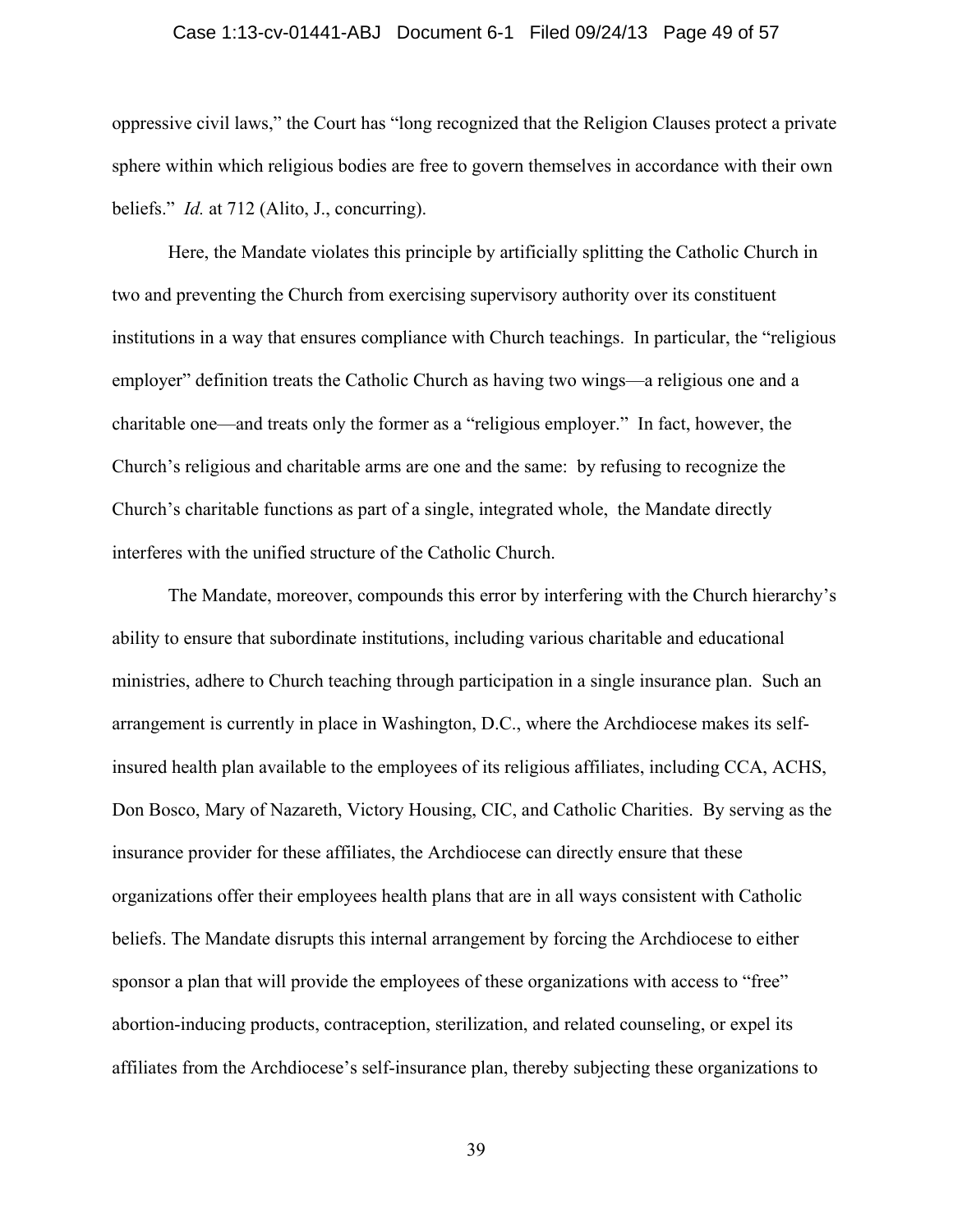oppressive civil laws," the Court has "long recognized that the Religion Clauses protect a private sphere within which religious bodies are free to govern themselves in accordance with their own beliefs." *Id.* at 712 (Alito, J., concurring).

Here, the Mandate violates this principle by artificially splitting the Catholic Church in two and preventing the Church from exercising supervisory authority over its constituent institutions in a way that ensures compliance with Church teachings. In particular, the "religious employer" definition treats the Catholic Church as having two wings—a religious one and a charitable one—and treats only the former as a "religious employer." In fact, however, the Church's religious and charitable arms are one and the same: by refusing to recognize the Church's charitable functions as part of a single, integrated whole, the Mandate directly interferes with the unified structure of the Catholic Church.

The Mandate, moreover, compounds this error by interfering with the Church hierarchy's ability to ensure that subordinate institutions, including various charitable and educational ministries, adhere to Church teaching through participation in a single insurance plan. Such an arrangement is currently in place in Washington, D.C., where the Archdiocese makes its self-insured health plan available to the employees of its religious affiliates, including CCA, ACHS, Don Bosco, Mary of Nazareth, Victory Housing, CIC, and Catholic Charities. By serving as the insurance provider for these affiliates, the Archdiocese can directly ensure that these organizations offer their employees health plans that are in all ways consistent with Catholic beliefs. The Mandate disrupts this internal arrangement by forcing the Archdiocese to either sponsor a plan that will provide the employees of these organizations with access to "free" abortion-inducing products, contraception, sterilization, and related counseling, or expel its affiliates from the Archdiocese's self-insurance plan, thereby subjecting these organizations to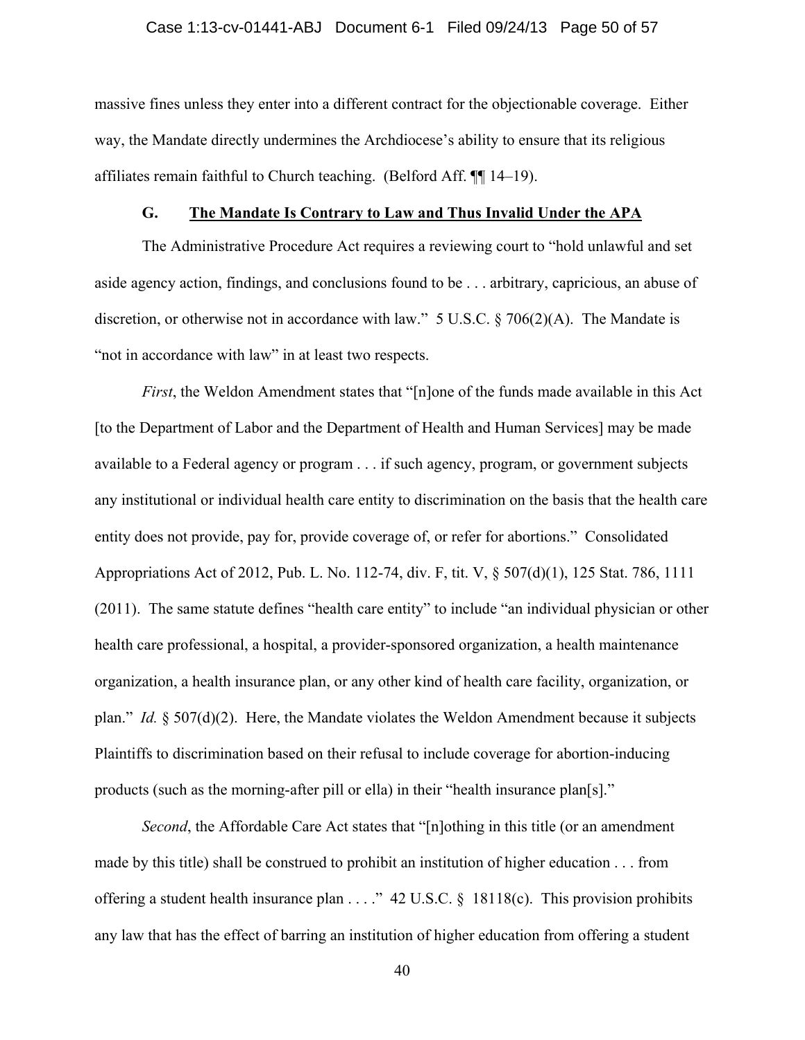massive fines unless they enter into a different contract for the objectionable coverage. Either way, the Mandate directly undermines the Archdiocese's ability to ensure that its religious affiliates remain faithful to Church teaching. (Belford Aff. ¶¶ 14–19).

### G. The Mandate Is Contrary to Law and Thus Invalid Under the APA

The Administrative Procedure Act requires a reviewing court to "hold unlawful and set aside agency action, findings, and conclusions found to be . . . arbitrary, capricious, an abuse of discretion, or otherwise not in accordance with law." 5 U.S.C. § 706(2)(A). The Mandate is "not in accordance with law" in at least two respects.

*First*, the Weldon Amendment states that "[n]one of the funds made available in this Act [to the Department of Labor and the Department of Health and Human Services] may be made available to a Federal agency or program . . . if such agency, program, or government subjects any institutional or individual health care entity to discrimination on the basis that the health care entity does not provide, pay for, provide coverage of, or refer for abortions." Consolidated Appropriations Act of 2012, Pub. L. No. 112-74, div. F, tit. V, § 507(d)(1), 125 Stat. 786, 1111 (2011). The same statute defines "health care entity" to include "an individual physician or other health care professional, a hospital, a provider-sponsored organization, a health maintenance organization, a health insurance plan, or any other kind of health care facility, organization, or plan." *Id.* § 507(d)(2). Here, the Mandate violates the Weldon Amendment because it subjects Plaintiffs to discrimination based on their refusal to include coverage for abortion-inducing products (such as the morning-after pill or ella) in their "health insurance plan[s]."

*Second*, the Affordable Care Act states that "[n]othing in this title (or an amendment made by this title) shall be construed to prohibit an institution of higher education . . . from offering a student health insurance plan . . . ." 42 U.S.C. § 18118(c). This provision prohibits any law that has the effect of barring an institution of higher education from offering a student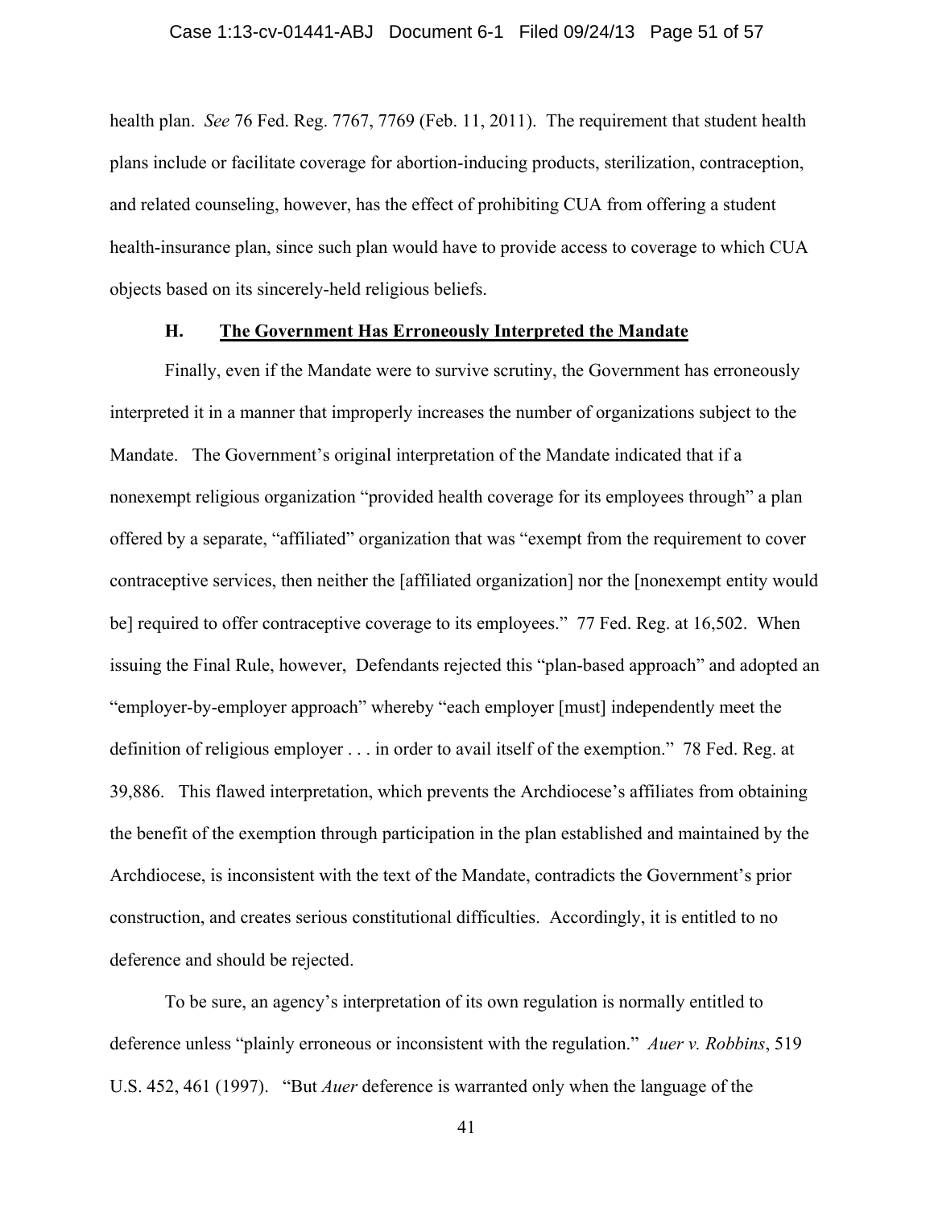health plan. *See* 76 Fed. Reg. 7767, 7769 (Feb. 11, 2011). The requirement that student health plans include or facilitate coverage for abortion-inducing products, sterilization, contraception, and related counseling, however, has the effect of prohibiting CUA from offering a student health-insurance plan, since such plan would have to provide access to coverage to which CUA objects based on its sincerely-held religious beliefs.

### H. <u>The Government Has Erroneously Interpreted the Mandate</u>

Finally, even if the Mandate were to survive scrutiny, the Government has erroneously interpreted it in a manner that improperly increases the number of organizations subject to the Mandate. The Government's original interpretation of the Mandate indicated that if a nonexempt religious organization "provided health coverage for its employees through" a plan offered by a separate, "affiliated" organization that was "exempt from the requirement to cover contraceptive services, then neither the [affiliated organization] nor the [nonexempt entity would be] required to offer contraceptive coverage to its employees." 77 Fed. Reg. at 16,502. When issuing the Final Rule, however, Defendants rejected this "plan-based approach" and adopted an "employer-by-employer approach" whereby "each employer [must] independently meet the definition of religious employer . . . in order to avail itself of the exemption." 78 Fed. Reg. at 39,886. This flawed interpretation, which prevents the Archdiocese's affiliates from obtaining the benefit of the exemption through participation in the plan established and maintained by the Archdiocese, is inconsistent with the text of the Mandate, contradicts the Government's prior construction, and creates serious constitutional difficulties. Accordingly, it is entitled to no deference and should be rejected.

To be sure, an agency's interpretation of its own regulation is normally entitled to deference unless "plainly erroneous or inconsistent with the regulation." *Auer v. Robbins*, 519 U.S. 452, 461 (1997). "But *Auer* deference is warranted only when the language of the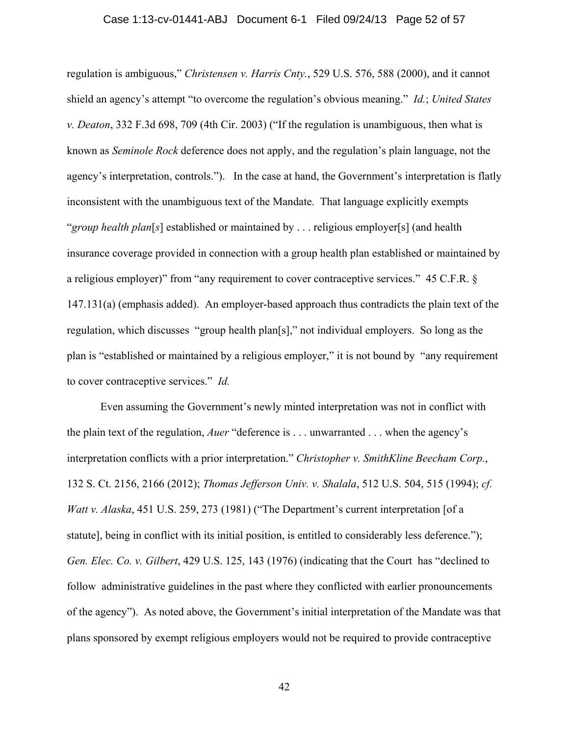regulation is ambiguous," *Christensen v. Harris Cnty.*, 529 U.S. 576, 588 (2000), and it cannot shield an agency's attempt "to overcome the regulation's obvious meaning." *Id.*; *United States v. Deaton*, 332 F.3d 698, 709 (4th Cir. 2003) ("If the regulation is unambiguous, then what is known as *Seminole Rock* deference does not apply, and the regulation's plain language, not the agency's interpretation, controls."). In the case at hand, the Government's interpretation is flatly inconsistent with the unambiguous text of the Mandate. That language explicitly exempts "*group health plan*[*s*] established or maintained by . . . religious employer[s] (and health insurance coverage provided in connection with a group health plan established or maintained by a religious employer)" from "any requirement to cover contraceptive services." 45 C.F.R. § 147.131(a) (emphasis added). An employer-based approach thus contradicts the plain text of the regulation, which discusses "group health plan[s]," not individual employers. So long as the plan is "established or maintained by a religious employer," it is not bound by "any requirement to cover contraceptive services." *Id.*

Even assuming the Government's newly minted interpretation was not in conflict with the plain text of the regulation, *Auer* "deference is . . . unwarranted . . . when the agency's interpretation conflicts with a prior interpretation." *Christopher v. SmithKline Beecham Corp.*, 132 S. Ct. 2156, 2166 (2012); *Thomas Jefferson Univ. v. Shalala*, 512 U.S. 504, 515 (1994); *cf. Watt v. Alaska*, 451 U.S. 259, 273 (1981) ("The Department's current interpretation [of a statute], being in conflict with its initial position, is entitled to considerably less deference."); *Gen. Elec. Co. v. Gilbert*, 429 U.S. 125, 143 (1976) (indicating that the Court has "declined to follow administrative guidelines in the past where they conflicted with earlier pronouncements of the agency"). As noted above, the Government's initial interpretation of the Mandate was that plans sponsored by exempt religious employers would not be required to provide contraceptive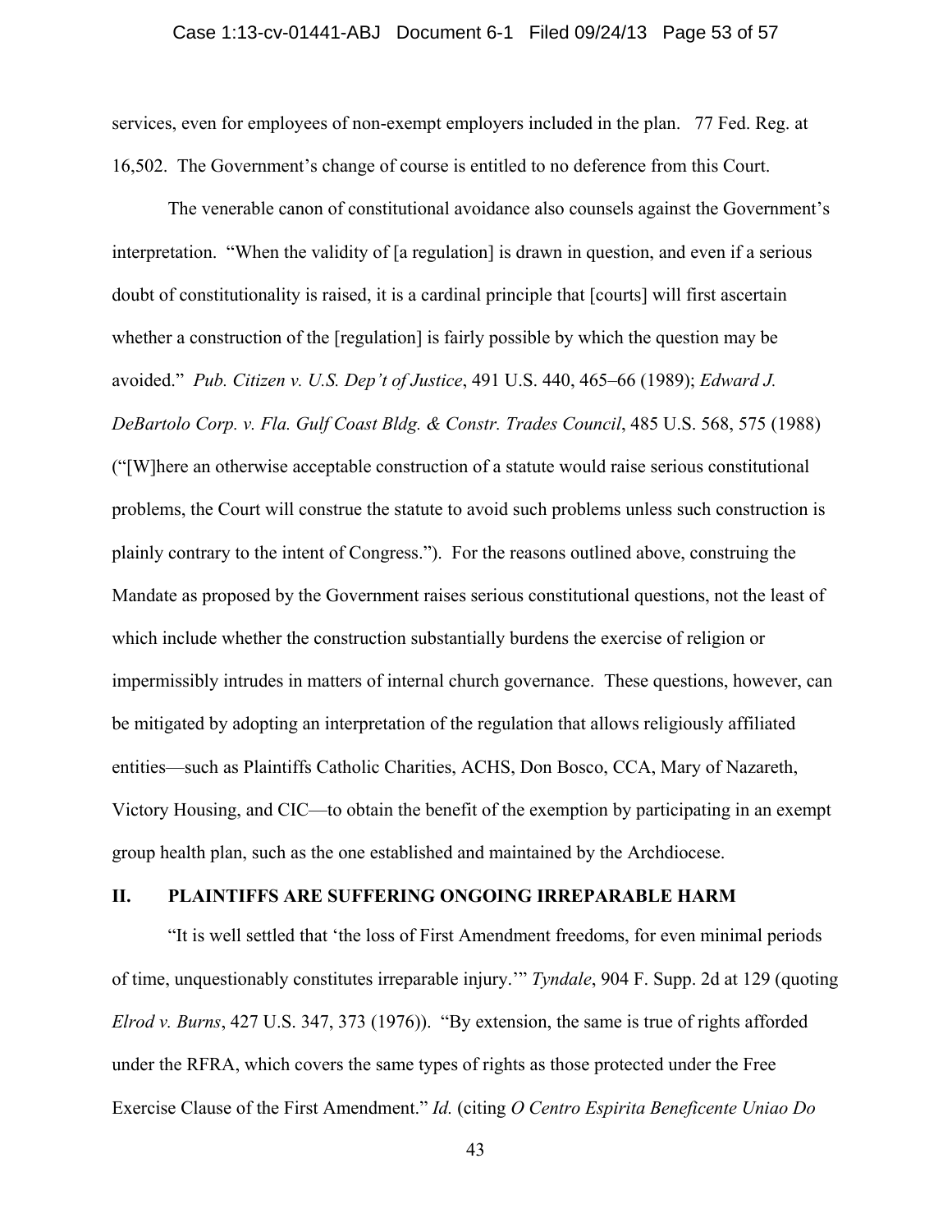services, even for employees of non-exempt employers included in the plan. 77 Fed. Reg. at 16,502. The Government's change of course is entitled to no deference from this Court.

The venerable canon of constitutional avoidance also counsels against the Government's interpretation. "When the validity of [a regulation] is drawn in question, and even if a serious doubt of constitutionality is raised, it is a cardinal principle that [courts] will first ascertain whether a construction of the [regulation] is fairly possible by which the question may be avoided." *Pub. Citizen v. U.S. Dep't of Justice*, 491 U.S. 440, 465–66 (1989); *Edward J. DeBartolo Corp. v. Fla. Gulf Coast Bldg. & Constr. Trades Council*, 485 U.S. 568, 575 (1988) ("[W]here an otherwise acceptable construction of a statute would raise serious constitutional problems, the Court will construe the statute to avoid such problems unless such construction is plainly contrary to the intent of Congress."). For the reasons outlined above, construing the Mandate as proposed by the Government raises serious constitutional questions, not the least of which include whether the construction substantially burdens the exercise of religion or impermissibly intrudes in matters of internal church governance. These questions, however, can be mitigated by adopting an interpretation of the regulation that allows religiously affiliated entities—such as Plaintiffs Catholic Charities, ACHS, Don Bosco, CCA, Mary of Nazareth, Victory Housing, and CIC—to obtain the benefit of the exemption by participating in an exempt group health plan, such as the one established and maintained by the Archdiocese.

## II. PLAINTIFFS ARE SUFFERING ONGOING IRREPARABLE HARM

"It is well settled that 'the loss of First Amendment freedoms, for even minimal periods of time, unquestionably constitutes irreparable injury.'" *Tyndale*, 904 F. Supp. 2d at 129 (quoting *Elrod v. Burns*, 427 U.S. 347, 373 (1976)). "By extension, the same is true of rights afforded under the RFRA, which covers the same types of rights as those protected under the Free Exercise Clause of the First Amendment." *Id.* (citing *O Centro Espirita Beneficente Uniao Do*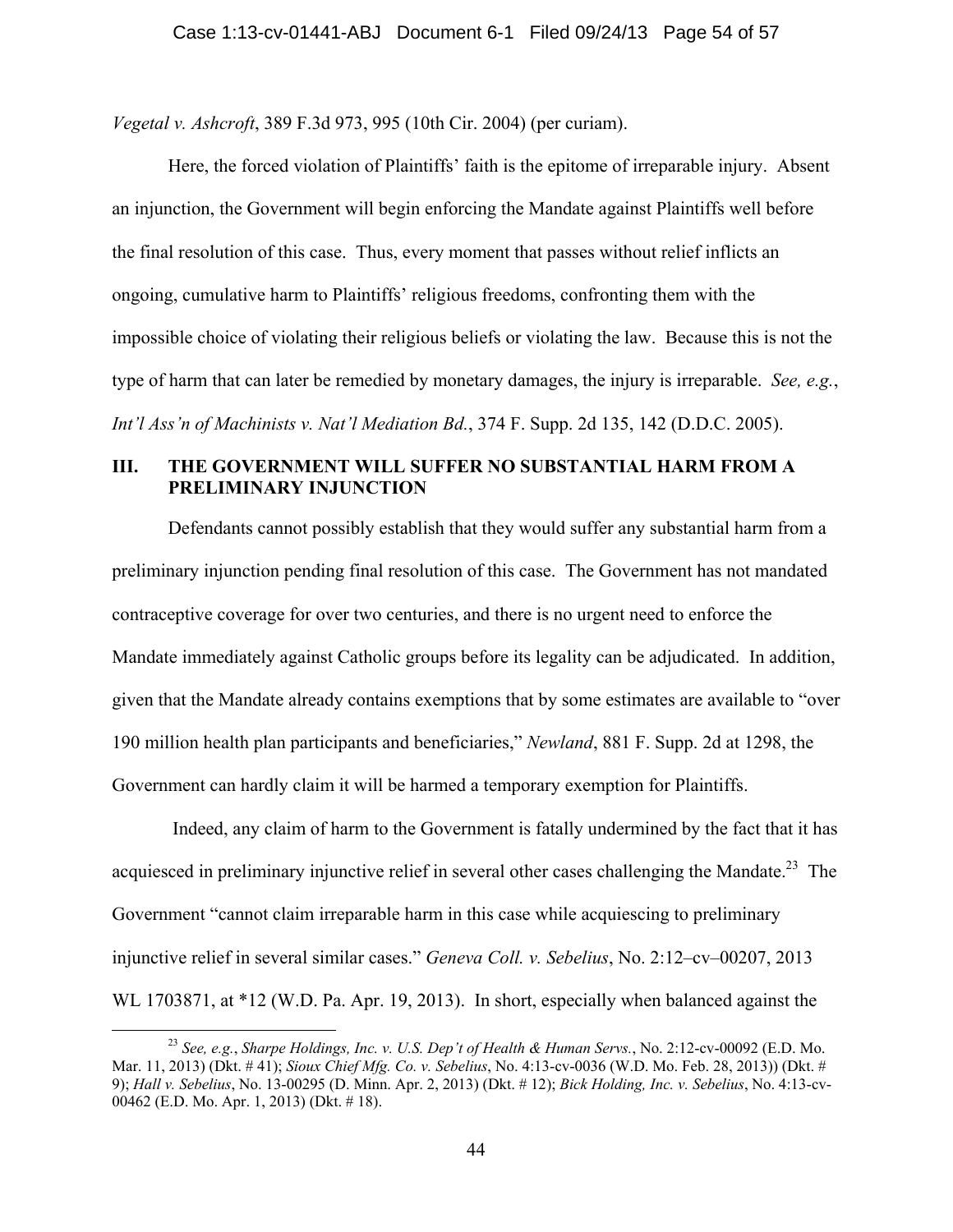*Vegetal v. Ashcroft*, 389 F.3d 973, 995 (10th Cir. 2004) (per curiam).

Here, the forced violation of Plaintiffs' faith is the epitome of irreparable injury. Absent an injunction, the Government will begin enforcing the Mandate against Plaintiffs well before the final resolution of this case. Thus, every moment that passes without relief inflicts an ongoing, cumulative harm to Plaintiffs' religious freedoms, confronting them with the impossible choice of violating their religious beliefs or violating the law. Because this is not the type of harm that can later be remedied by monetary damages, the injury is irreparable. *See, e.g.*, *Int'l Ass'n of Machinists v. Nat'l Mediation Bd.*, 374 F. Supp. 2d 135, 142 (D.D.C. 2005).

## III. THE GOVERNMENT WILL SUFFER NO SUBSTANTIAL HARM FROM A PRELIMINARY INJUNCTION

Defendants cannot possibly establish that they would suffer any substantial harm from a preliminary injunction pending final resolution of this case. The Government has not mandated contraceptive coverage for over two centuries, and there is no urgent need to enforce the Mandate immediately against Catholic groups before its legality can be adjudicated. In addition, given that the Mandate already contains exemptions that by some estimates are available to "over 190 million health plan participants and beneficiaries," *Newland*, 881 F. Supp. 2d at 1298, the Government can hardly claim it will be harmed a temporary exemption for Plaintiffs.

Indeed, any claim of harm to the Government is fatally undermined by the fact that it has acquiesced in preliminary injunctive relief in several other cases challenging the Mandate.[23] The Government "cannot claim irreparable harm in this case while acquiescing to preliminary injunctive relief in several similar cases." *Geneva Coll. v. Sebelius*, No. 2:12–cv–00207, 2013 WL 1703871, at *12 (W.D. Pa. Apr. 19, 2013). In short, especially when balanced against the

---

[23] *See, e.g.*, *Sharpe Holdings, Inc. v. U.S. Dep't of Health & Human Servs.*, No. 2:12-cv-00092 (E.D. Mo. Mar. 11, 2013) (Dkt. # 41); *Sioux Chief Mfg. Co. v. Sebelius*, No. 4:13-cv-0036 (W.D. Mo. Feb. 28, 2013)) (Dkt. # 9); *Hall v. Sebelius*, No. 13-00295 (D. Minn. Apr. 2, 2013) (Dkt. # 12); *Bick Holding, Inc. v. Sebelius*, No. 4:13-cv-00462 (E.D. Mo. Apr. 1, 2013) (Dkt. # 18).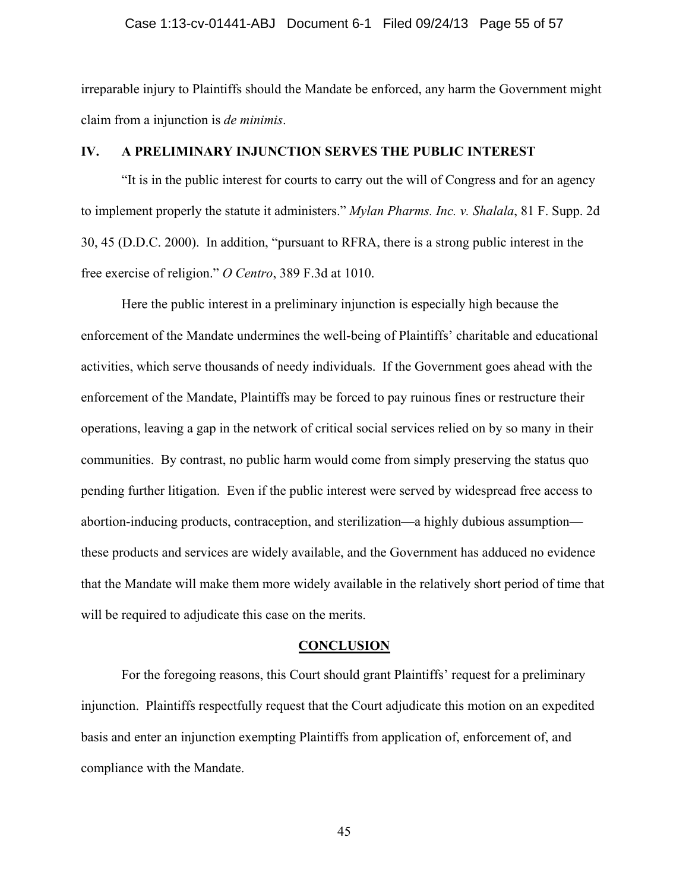irreparable injury to Plaintiffs should the Mandate be enforced, any harm the Government might claim from a injunction is *de minimis*.

## IV. A PRELIMINARY INJUNCTION SERVES THE PUBLIC INTEREST

"It is in the public interest for courts to carry out the will of Congress and for an agency to implement properly the statute it administers." *Mylan Pharms. Inc. v. Shalala*, 81 F. Supp. 2d 30, 45 (D.D.C. 2000). In addition, "pursuant to RFRA, there is a strong public interest in the free exercise of religion." *O Centro*, 389 F.3d at 1010.

Here the public interest in a preliminary injunction is especially high because the enforcement of the Mandate undermines the well-being of Plaintiffs' charitable and educational activities, which serve thousands of needy individuals. If the Government goes ahead with the enforcement of the Mandate, Plaintiffs may be forced to pay ruinous fines or restructure their operations, leaving a gap in the network of critical social services relied on by so many in their communities. By contrast, no public harm would come from simply preserving the status quo pending further litigation. Even if the public interest were served by widespread free access to abortion-inducing products, contraception, and sterilization—a highly dubious assumption—these products and services are widely available, and the Government has adduced no evidence that the Mandate will make them more widely available in the relatively short period of time that will be required to adjudicate this case on the merits.

## CONCLUSION

For the foregoing reasons, this Court should grant Plaintiffs' request for a preliminary injunction. Plaintiffs respectfully request that the Court adjudicate this motion on an expedited basis and enter an injunction exempting Plaintiffs from application of, enforcement of, and compliance with the Mandate.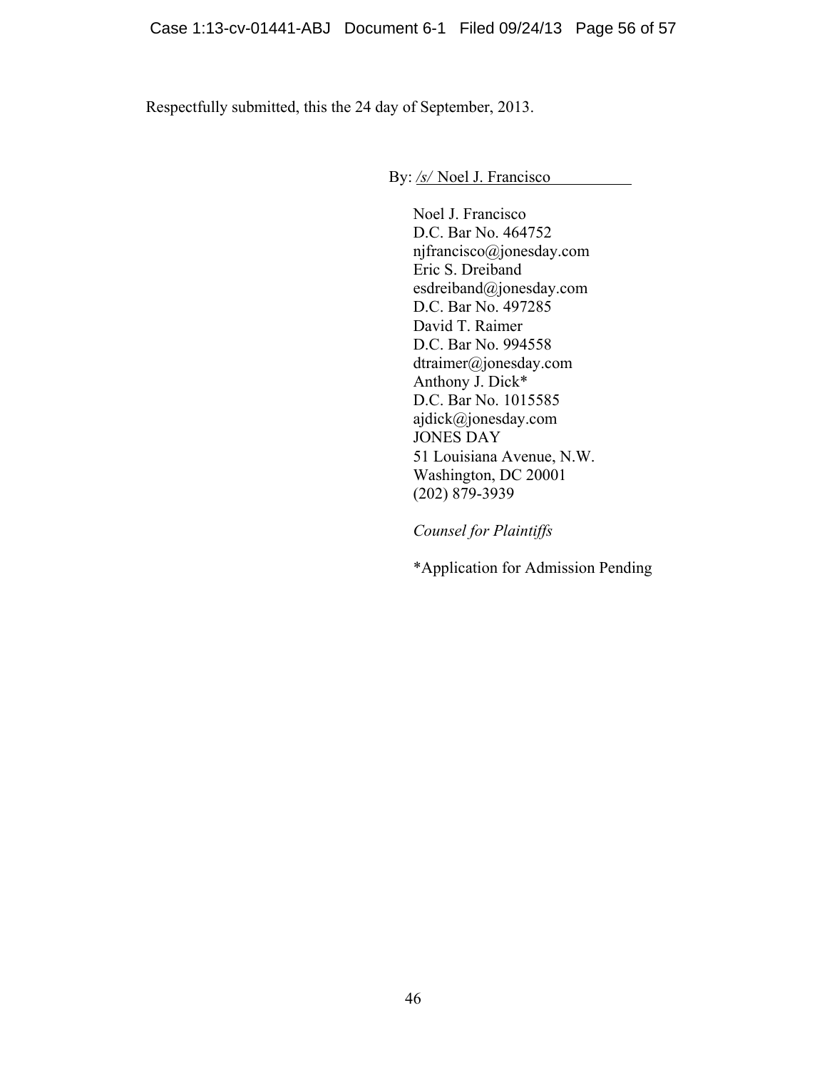Respectfully submitted, this the 24 day of September, 2013.

By: /s/ Noel J. Francisco

Noel J. Francisco
D.C. Bar No. 464752
njfrancisco@jonesday.com
Eric S. Dreiband
esdreiband@jonesday.com
D.C. Bar No. 497285
David T. Raimer
D.C. Bar No. 994558
dtraimer@jonesday.com
Anthony J. Dick*
D.C. Bar No. 1015585
ajdick@jonesday.com
JONES DAY
51 Louisiana Avenue, N.W.
Washington, DC 20001
(202) 879-3939

*Counsel for Plaintiffs*

*Application for Admission Pending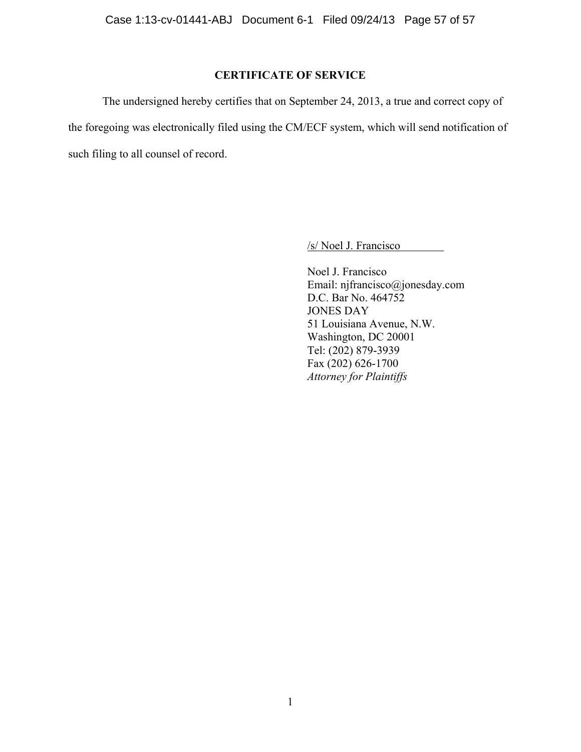## CERTIFICATE OF SERVICE

The undersigned hereby certifies that on September 24, 2013, a true and correct copy of the foregoing was electronically filed using the CM/ECF system, which will send notification of such filing to all counsel of record.

/s/ Noel J. Francisco

Noel J. Francisco
Email: njfrancisco@jonesday.com
D.C. Bar No. 464752
JONES DAY
51 Louisiana Avenue, N.W.
Washington, DC 20001
Tel: (202) 879-3939
Fax (202) 626-1700
*Attorney for Plaintiffs*